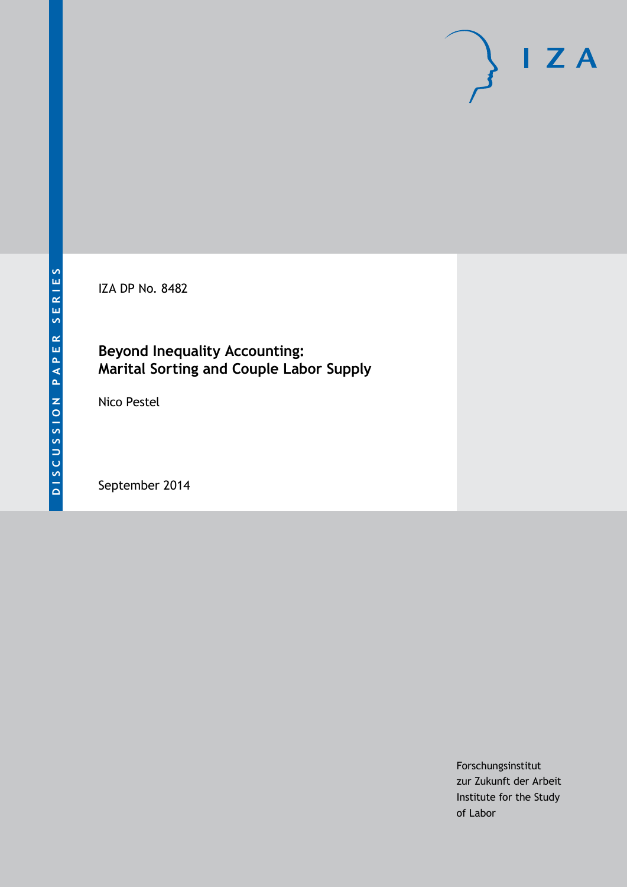DISCUSSION PAPER SERIES

IZA DP No. 8482

# Beyond Inequality Accounting: Marital Sorting and Couple Labor Supply

Nico Pestel

September 2014

Forschungsinstitut
zur Zukunft der Arbeit
Institute for the Study
of Labor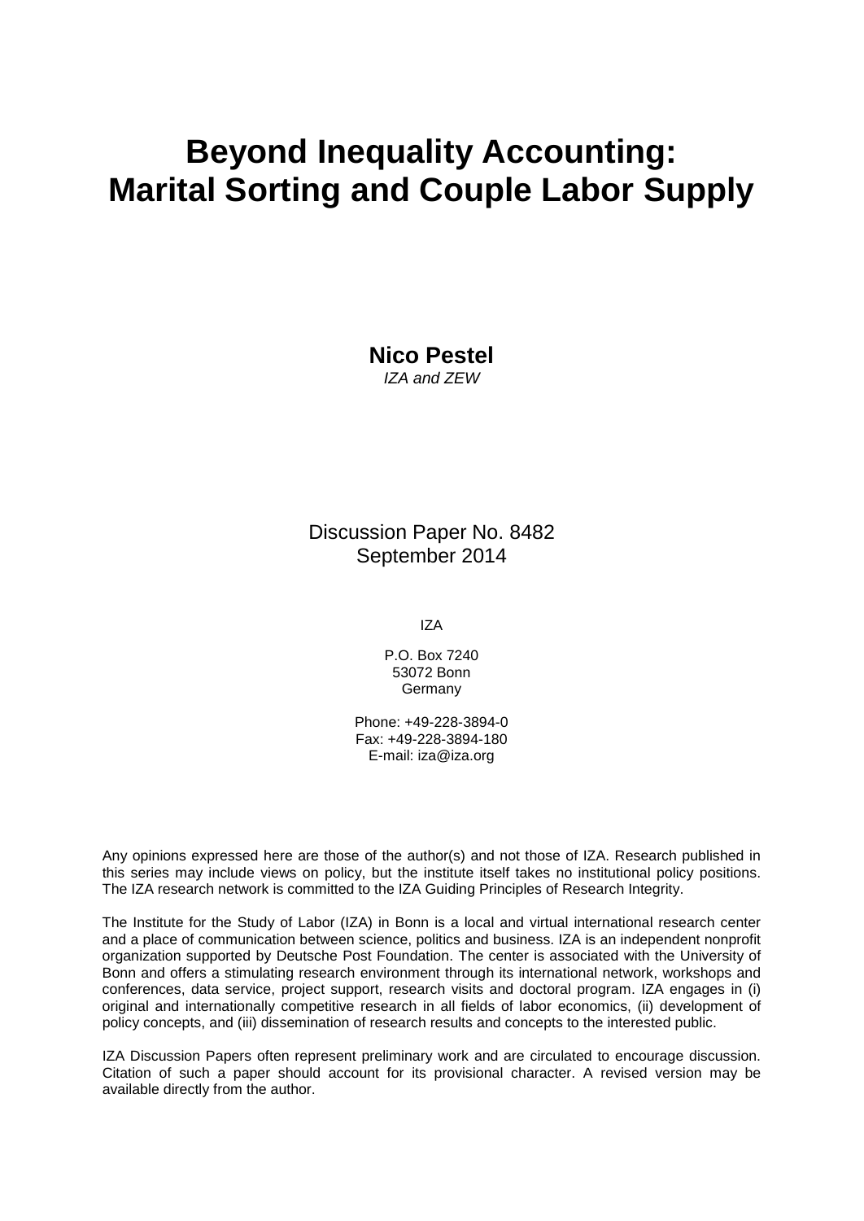# Beyond Inequality Accounting: Marital Sorting and Couple Labor Supply

**Nico Pestel**
*IZA and ZEW*

Discussion Paper No. 8482
September 2014

IZA

P.O. Box 7240
53072 Bonn
Germany

Phone: +49-228-3894-0
Fax: +49-228-3894-180
E-mail: iza@iza.org

Any opinions expressed here are those of the author(s) and not those of IZA. Research published in this series may include views on policy, but the institute itself takes no institutional policy positions. The IZA research network is committed to the IZA Guiding Principles of Research Integrity.

The Institute for the Study of Labor (IZA) in Bonn is a local and virtual international research center and a place of communication between science, politics and business. IZA is an independent nonprofit organization supported by Deutsche Post Foundation. The center is associated with the University of Bonn and offers a stimulating research environment through its international network, workshops and conferences, data service, project support, research visits and doctoral program. IZA engages in (i) original and internationally competitive research in all fields of labor economics, (ii) development of policy concepts, and (iii) dissemination of research results and concepts to the interested public.

IZA Discussion Papers often represent preliminary work and are circulated to encourage discussion. Citation of such a paper should account for its provisional character. A revised version may be available directly from the author.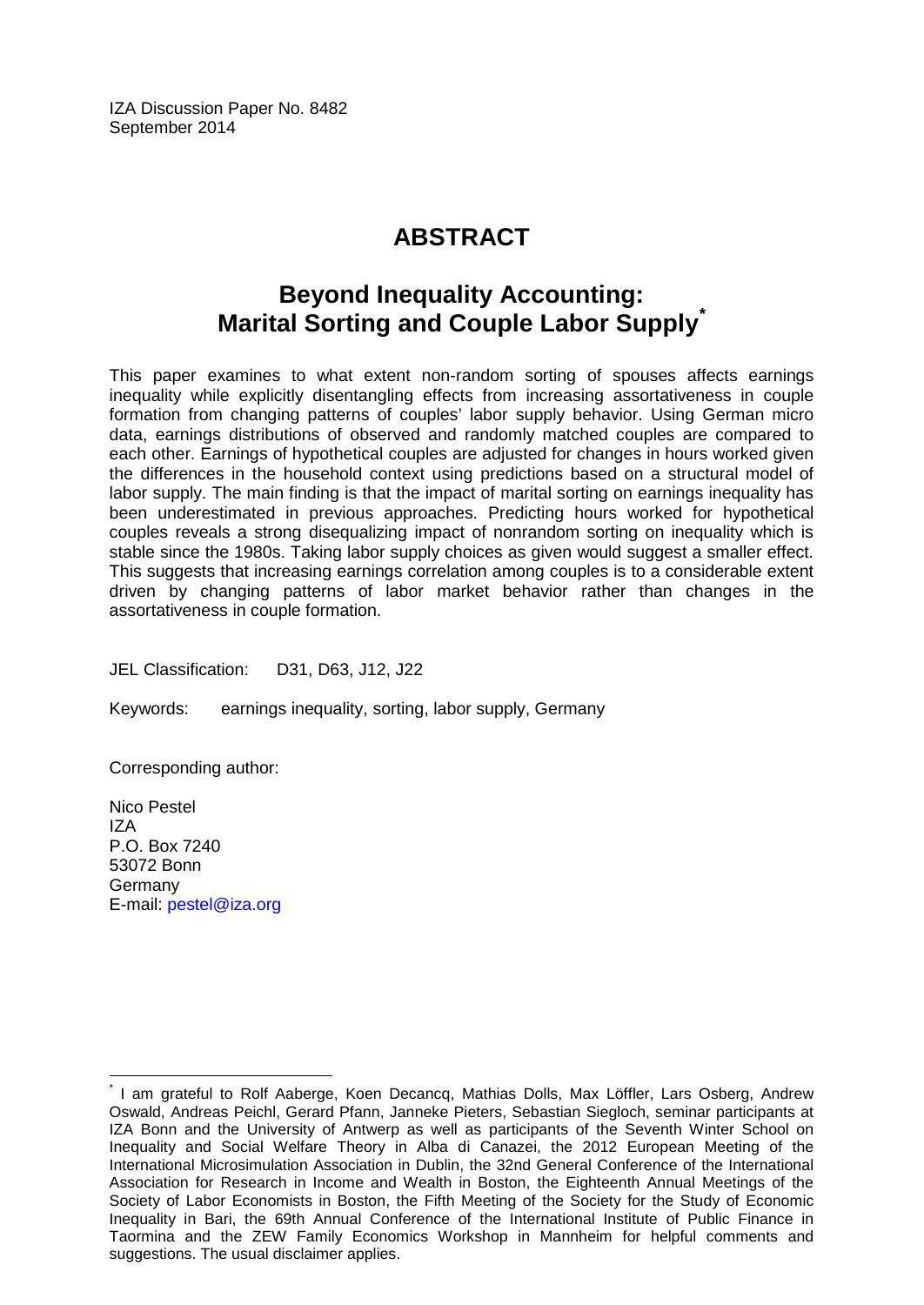IZA Discussion Paper No. 8482
September 2014

# ABSTRACT

## Beyond Inequality Accounting: Marital Sorting and Couple Labor Supply[*]

This paper examines to what extent non-random sorting of spouses affects earnings inequality while explicitly disentangling effects from increasing assortativeness in couple formation from changing patterns of couples' labor supply behavior. Using German micro data, earnings distributions of observed and randomly matched couples are compared to each other. Earnings of hypothetical couples are adjusted for changes in hours worked given the differences in the household context using predictions based on a structural model of labor supply. The main finding is that the impact of marital sorting on earnings inequality has been underestimated in previous approaches. Predicting hours worked for hypothetical couples reveals a strong disequalizing impact of nonrandom sorting on inequality which is stable since the 1980s. Taking labor supply choices as given would suggest a smaller effect. This suggests that increasing earnings correlation among couples is to a considerable extent driven by changing patterns of labor market behavior rather than changes in the assortativeness in couple formation.

JEL Classification: D31, D63, J12, J22

Keywords: earnings inequality, sorting, labor supply, Germany

Corresponding author:

Nico Pestel
IZA
P.O. Box 7240
53072 Bonn
Germany
E-mail: pestel@iza.org

[*] I am grateful to Rolf Aaberge, Koen Decancq, Mathias Dolls, Max Löffler, Lars Osberg, Andrew Oswald, Andreas Peichl, Gerard Pfann, Janneke Pieters, Sebastian Siegloch, seminar participants at IZA Bonn and the University of Antwerp as well as participants of the Seventh Winter School on Inequality and Social Welfare Theory in Alba di Canazei, the 2012 European Meeting of the International Microsimulation Association in Dublin, the 32nd General Conference of the International Association for Research in Income and Wealth in Boston, the Eighteenth Annual Meetings of the Society of Labor Economists in Boston, the Fifth Meeting of the Society for the Study of Economic Inequality in Bari, the 69th Annual Conference of the International Institute of Public Finance in Taormina and the ZEW Family Economics Workshop in Mannheim for helpful comments and suggestions. The usual disclaimer applies.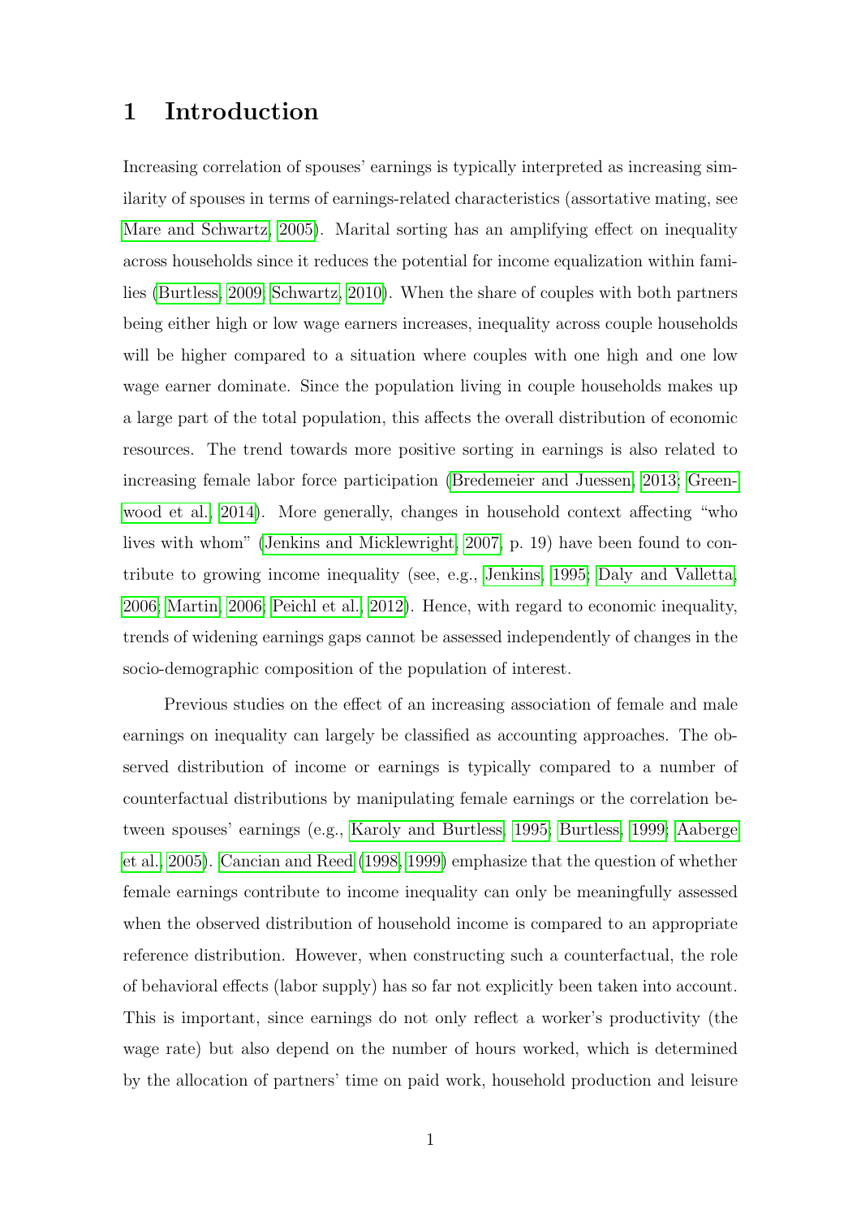# 1 Introduction

Increasing correlation of spouses' earnings is typically interpreted as increasing similarity of spouses in terms of earnings-related characteristics (assortative mating, see Mare and Schwartz, 2005). Marital sorting has an amplifying effect on inequality across households since it reduces the potential for income equalization within families (Burtless, 2009; Schwartz, 2010). When the share of couples with both partners being either high or low wage earners increases, inequality across couple households will be higher compared to a situation where couples with one high and one low wage earner dominate. Since the population living in couple households makes up a large part of the total population, this affects the overall distribution of economic resources. The trend towards more positive sorting in earnings is also related to increasing female labor force participation (Bredemeier and Juessen, 2013; Greenwood et al., 2014). More generally, changes in household context affecting "who lives with whom" (Jenkins and Micklewright, 2007, p. 19) have been found to contribute to growing income inequality (see, e.g., Jenkins, 1995; Daly and Valletta, 2006; Martin, 2006; Peichl et al., 2012). Hence, with regard to economic inequality, trends of widening earnings gaps cannot be assessed independently of changes in the socio-demographic composition of the population of interest.

Previous studies on the effect of an increasing association of female and male earnings on inequality can largely be classified as accounting approaches. The observed distribution of income or earnings is typically compared to a number of counterfactual distributions by manipulating female earnings or the correlation between spouses' earnings (e.g., Karoly and Burtless, 1995; Burtless, 1999; Aaberge et al., 2005). Cancian and Reed (1998, 1999) emphasize that the question of whether female earnings contribute to income inequality can only be meaningfully assessed when the observed distribution of household income is compared to an appropriate reference distribution. However, when constructing such a counterfactual, the role of behavioral effects (labor supply) has so far not explicitly been taken into account. This is important, since earnings do not only reflect a worker's productivity (the wage rate) but also depend on the number of hours worked, which is determined by the allocation of partners' time on paid work, household production and leisure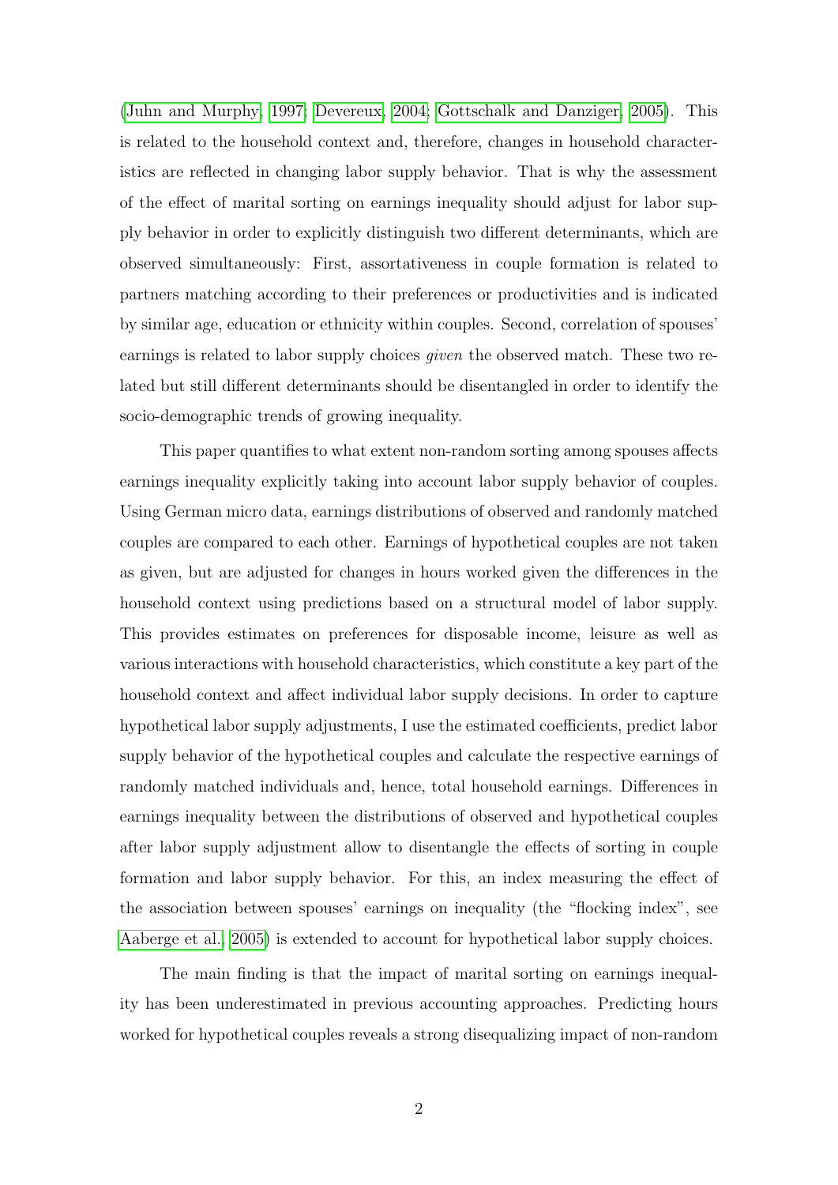(Juhn and Murphy, 1997; Devereux, 2004; Gottschalk and Danziger, 2005). This is related to the household context and, therefore, changes in household characteristics are reflected in changing labor supply behavior. That is why the assessment of the effect of marital sorting on earnings inequality should adjust for labor supply behavior in order to explicitly distinguish two different determinants, which are observed simultaneously: First, assortativeness in couple formation is related to partners matching according to their preferences or productivities and is indicated by similar age, education or ethnicity within couples. Second, correlation of spouses' earnings is related to labor supply choices *given* the observed match. These two related but still different determinants should be disentangled in order to identify the socio-demographic trends of growing inequality.

This paper quantifies to what extent non-random sorting among spouses affects earnings inequality explicitly taking into account labor supply behavior of couples. Using German micro data, earnings distributions of observed and randomly matched couples are compared to each other. Earnings of hypothetical couples are not taken as given, but are adjusted for changes in hours worked given the differences in the household context using predictions based on a structural model of labor supply. This provides estimates on preferences for disposable income, leisure as well as various interactions with household characteristics, which constitute a key part of the household context and affect individual labor supply decisions. In order to capture hypothetical labor supply adjustments, I use the estimated coefficients, predict labor supply behavior of the hypothetical couples and calculate the respective earnings of randomly matched individuals and, hence, total household earnings. Differences in earnings inequality between the distributions of observed and hypothetical couples after labor supply adjustment allow to disentangle the effects of sorting in couple formation and labor supply behavior. For this, an index measuring the effect of the association between spouses' earnings on inequality (the "flocking index", see Aaberge et al., 2005) is extended to account for hypothetical labor supply choices.

The main finding is that the impact of marital sorting on earnings inequality has been underestimated in previous accounting approaches. Predicting hours worked for hypothetical couples reveals a strong disequalizing impact of non-random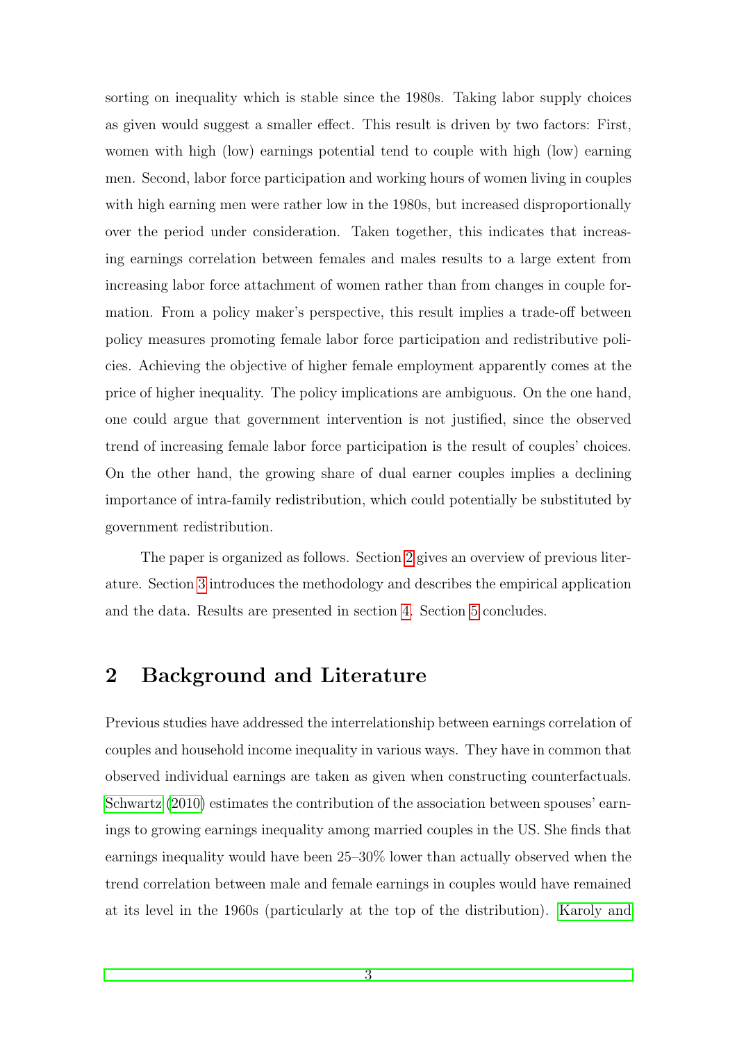sorting on inequality which is stable since the 1980s. Taking labor supply choices as given would suggest a smaller effect. This result is driven by two factors: First, women with high (low) earnings potential tend to couple with high (low) earning men. Second, labor force participation and working hours of women living in couples with high earning men were rather low in the 1980s, but increased disproportionally over the period under consideration. Taken together, this indicates that increasing earnings correlation between females and males results to a large extent from increasing labor force attachment of women rather than from changes in couple formation. From a policy maker's perspective, this result implies a trade-off between policy measures promoting female labor force participation and redistributive policies. Achieving the objective of higher female employment apparently comes at the price of higher inequality. The policy implications are ambiguous. On the one hand, one could argue that government intervention is not justified, since the observed trend of increasing female labor force participation is the result of couples' choices. On the other hand, the growing share of dual earner couples implies a declining importance of intra-family redistribution, which could potentially be substituted by government redistribution.

The paper is organized as follows. Section 2 gives an overview of previous literature. Section 3 introduces the methodology and describes the empirical application and the data. Results are presented in section 4. Section 5 concludes.

## 2 Background and Literature

Previous studies have addressed the interrelationship between earnings correlation of couples and household income inequality in various ways. They have in common that observed individual earnings are taken as given when constructing counterfactuals. Schwartz (2010) estimates the contribution of the association between spouses' earnings to growing earnings inequality among married couples in the US. She finds that earnings inequality would have been 25–30% lower than actually observed when the trend correlation between male and female earnings in couples would have remained at its level in the 1960s (particularly at the top of the distribution). Karoly and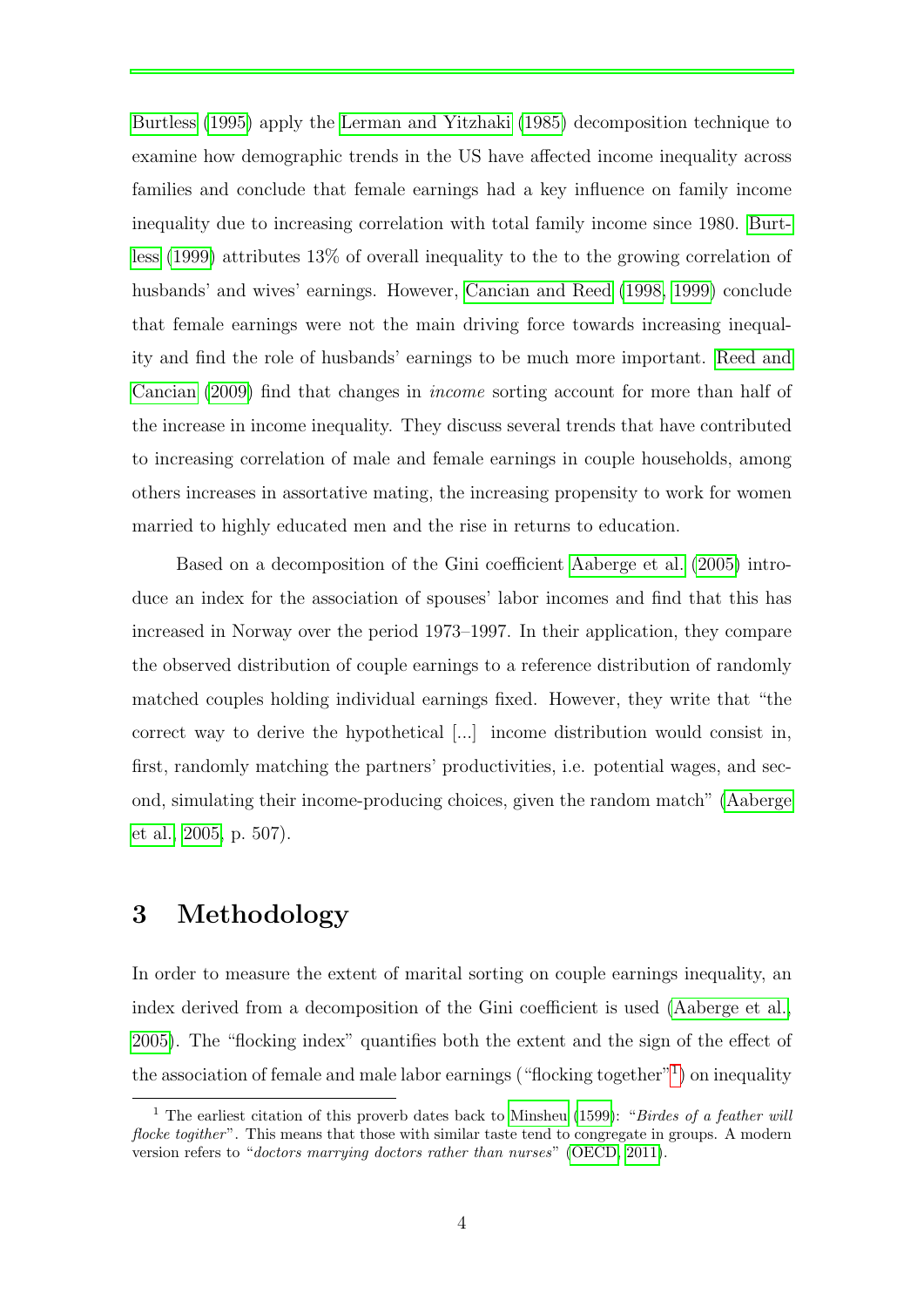Burtless (1995) apply the Lerman and Yitzhaki (1985) decomposition technique to examine how demographic trends in the US have affected income inequality across families and conclude that female earnings had a key influence on family income inequality due to increasing correlation with total family income since 1980. Burtless (1999) attributes 13% of overall inequality to the to the growing correlation of husbands' and wives' earnings. However, Cancian and Reed (1998, 1999) conclude that female earnings were not the main driving force towards increasing inequality and find the role of husbands' earnings to be much more important. Reed and Cancian (2009) find that changes in *income* sorting account for more than half of the increase in income inequality. They discuss several trends that have contributed to increasing correlation of male and female earnings in couple households, among others increases in assortative mating, the increasing propensity to work for women married to highly educated men and the rise in returns to education.

Based on a decomposition of the Gini coefficient Aaberge et al. (2005) introduce an index for the association of spouses' labor incomes and find that this has increased in Norway over the period 1973–1997. In their application, they compare the observed distribution of couple earnings to a reference distribution of randomly matched couples holding individual earnings fixed. However, they write that "the correct way to derive the hypothetical [...] income distribution would consist in, first, randomly matching the partners' productivities, i.e. potential wages, and second, simulating their income-producing choices, given the random match" (Aaberge et al., 2005, p. 507).

## 3 Methodology

In order to measure the extent of marital sorting on couple earnings inequality, an index derived from a decomposition of the Gini coefficient is used (Aaberge et al., 2005). The "flocking index" quantifies both the extent and the sign of the effect of the association of female and male labor earnings ("flocking together"[1]) on inequality

[1] The earliest citation of this proverb dates back to Minsheu (1599): "*Birdes of a feather will flocke togither*". This means that those with similar taste tend to congregate in groups. A modern version refers to "*doctors marrying doctors rather than nurses*" (OECD, 2011).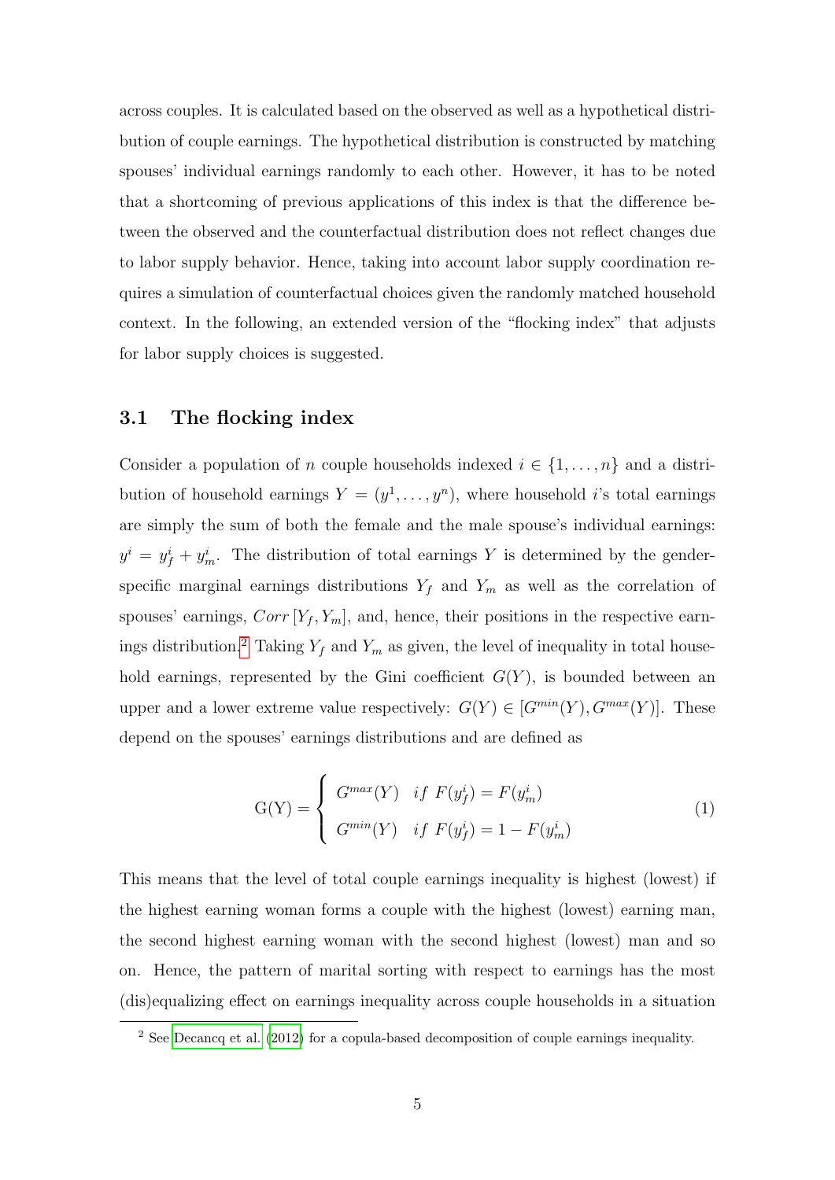across couples. It is calculated based on the observed as well as a hypothetical distribution of couple earnings. The hypothetical distribution is constructed by matching spouses' individual earnings randomly to each other. However, it has to be noted that a shortcoming of previous applications of this index is that the difference between the observed and the counterfactual distribution does not reflect changes due to labor supply behavior. Hence, taking into account labor supply coordination requires a simulation of counterfactual choices given the randomly matched household context. In the following, an extended version of the "flocking index" that adjusts for labor supply choices is suggested.

### 3.1 The flocking index

Consider a population of $n$ couple households indexed $i \in \{1, \ldots, n\}$ and a distribution of household earnings $Y = (y^1, \ldots, y^n)$, where household $i$'s total earnings are simply the sum of both the female and the male spouse's individual earnings: $y^i = y^i_f + y^i_m$. The distribution of total earnings $Y$ is determined by the gender-specific marginal earnings distributions $Y_f$ and $Y_m$ as well as the correlation of spouses' earnings, $Corr\left[Y_f, Y_m\right]$, and, hence, their positions in the respective earnings distribution.[2] Taking $Y_f$ and $Y_m$ as given, the level of inequality in total household earnings, represented by the Gini coefficient $G(Y)$, is bounded between an upper and a lower extreme value respectively: $G(Y) \in [G^{min}(Y), G^{max}(Y)]$. These depend on the spouses' earnings distributions and are defined as

$$\text{G(Y)} = \begin{cases} G^{max}(Y) & if\ F(y^i_f) = F(y^i_m) \\ G^{min}(Y) & if\ F(y^i_f) = 1 - F(y^i_m) \end{cases} \tag{1}$$

This means that the level of total couple earnings inequality is highest (lowest) if the highest earning woman forms a couple with the highest (lowest) earning man, the second highest earning woman with the second highest (lowest) man and so on. Hence, the pattern of marital sorting with respect to earnings has the most (dis)equalizing effect on earnings inequality across couple households in a situation

[2] See Decancq et al. (2012) for a copula-based decomposition of couple earnings inequality.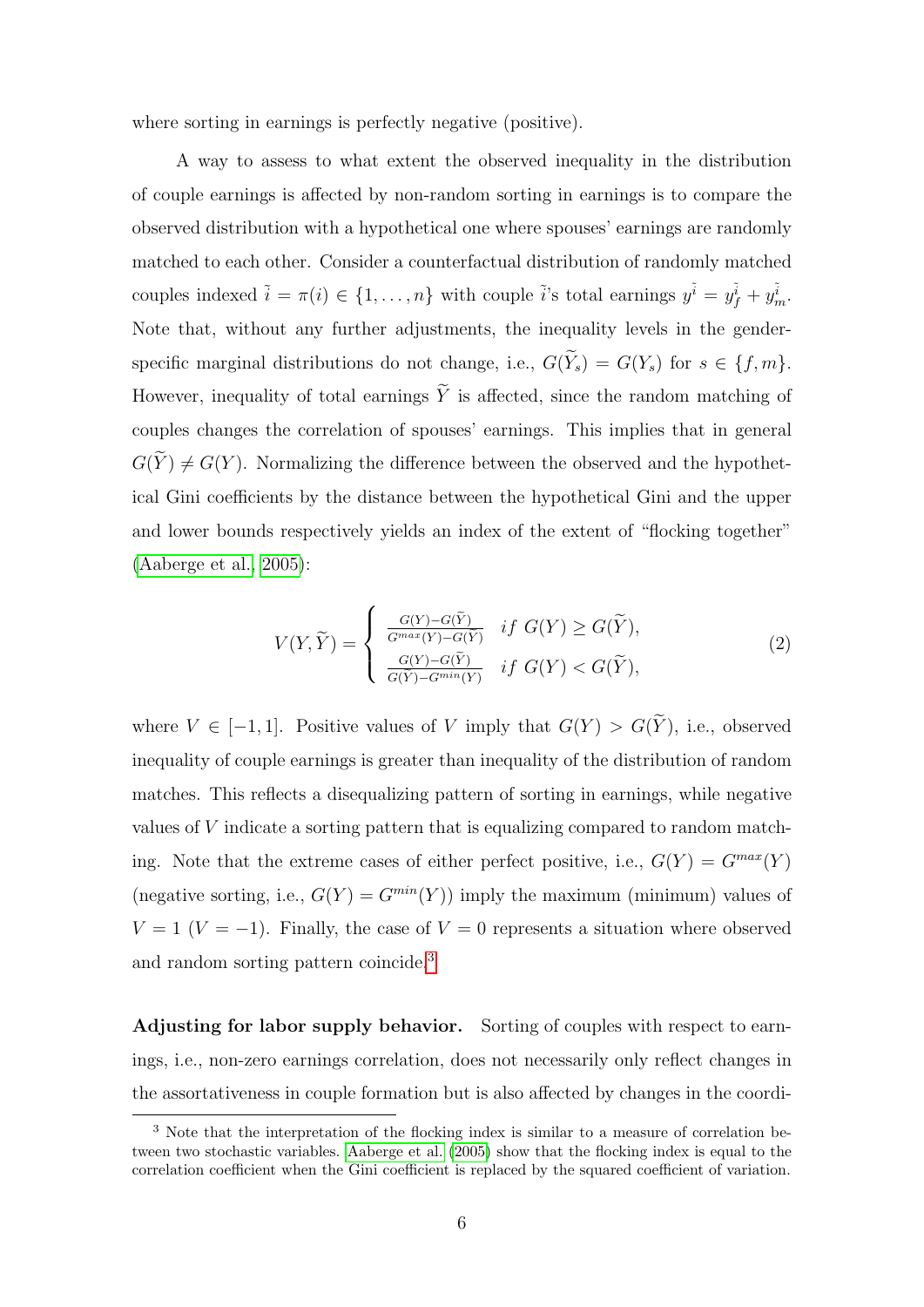where sorting in earnings is perfectly negative (positive).

A way to assess to what extent the observed inequality in the distribution of couple earnings is affected by non-random sorting in earnings is to compare the observed distribution with a hypothetical one where spouses' earnings are randomly matched to each other. Consider a counterfactual distribution of randomly matched couples indexed $\tilde{i} = \pi(i) \in \{1, \ldots, n\}$ with couple $\tilde{i}$'s total earnings $y^{\tilde{i}} = y_f^{\tilde{i}} + y_m^{\tilde{i}}$. Note that, without any further adjustments, the inequality levels in the gender-specific marginal distributions do not change, i.e., $G(\widetilde{Y}_s) = G(Y_s)$ for $s \in \{f, m\}$. However, inequality of total earnings $\widetilde{Y}$ is affected, since the random matching of couples changes the correlation of spouses' earnings. This implies that in general $G(\widetilde{Y}) \neq G(Y)$. Normalizing the difference between the observed and the hypothetical Gini coefficients by the distance between the hypothetical Gini and the upper and lower bounds respectively yields an index of the extent of "flocking together" (Aaberge et al., 2005):

$$V(Y, \widetilde{Y}) = \begin{cases} \frac{G(Y) - G(\widetilde{Y})}{G^{max}(Y) - G(\widetilde{Y})} & if\ G(Y) \geq G(\widetilde{Y}), \\ \frac{G(Y) - G(\widetilde{Y})}{G(\widetilde{Y}) - G^{min}(Y)} & if\ G(Y) < G(\widetilde{Y}), \end{cases} \tag{2}$$

where $V \in [-1, 1]$. Positive values of $V$ imply that $G(Y) > G(\widetilde{Y})$, i.e., observed inequality of couple earnings is greater than inequality of the distribution of random matches. This reflects a disequalizing pattern of sorting in earnings, while negative values of $V$ indicate a sorting pattern that is equalizing compared to random matching. Note that the extreme cases of either perfect positive, i.e., $G(Y) = G^{max}(Y)$ (negative sorting, i.e., $G(Y) = G^{min}(Y)$) imply the maximum (minimum) values of $V = 1$ ($V = -1$). Finally, the case of $V = 0$ represents a situation where observed and random sorting pattern coincide.[3]

**Adjusting for labor supply behavior.** Sorting of couples with respect to earnings, i.e., non-zero earnings correlation, does not necessarily only reflect changes in the assortativeness in couple formation but is also affected by changes in the coordi-

[3] Note that the interpretation of the flocking index is similar to a measure of correlation between two stochastic variables. Aaberge et al. (2005) show that the flocking index is equal to the correlation coefficient when the Gini coefficient is replaced by the squared coefficient of variation.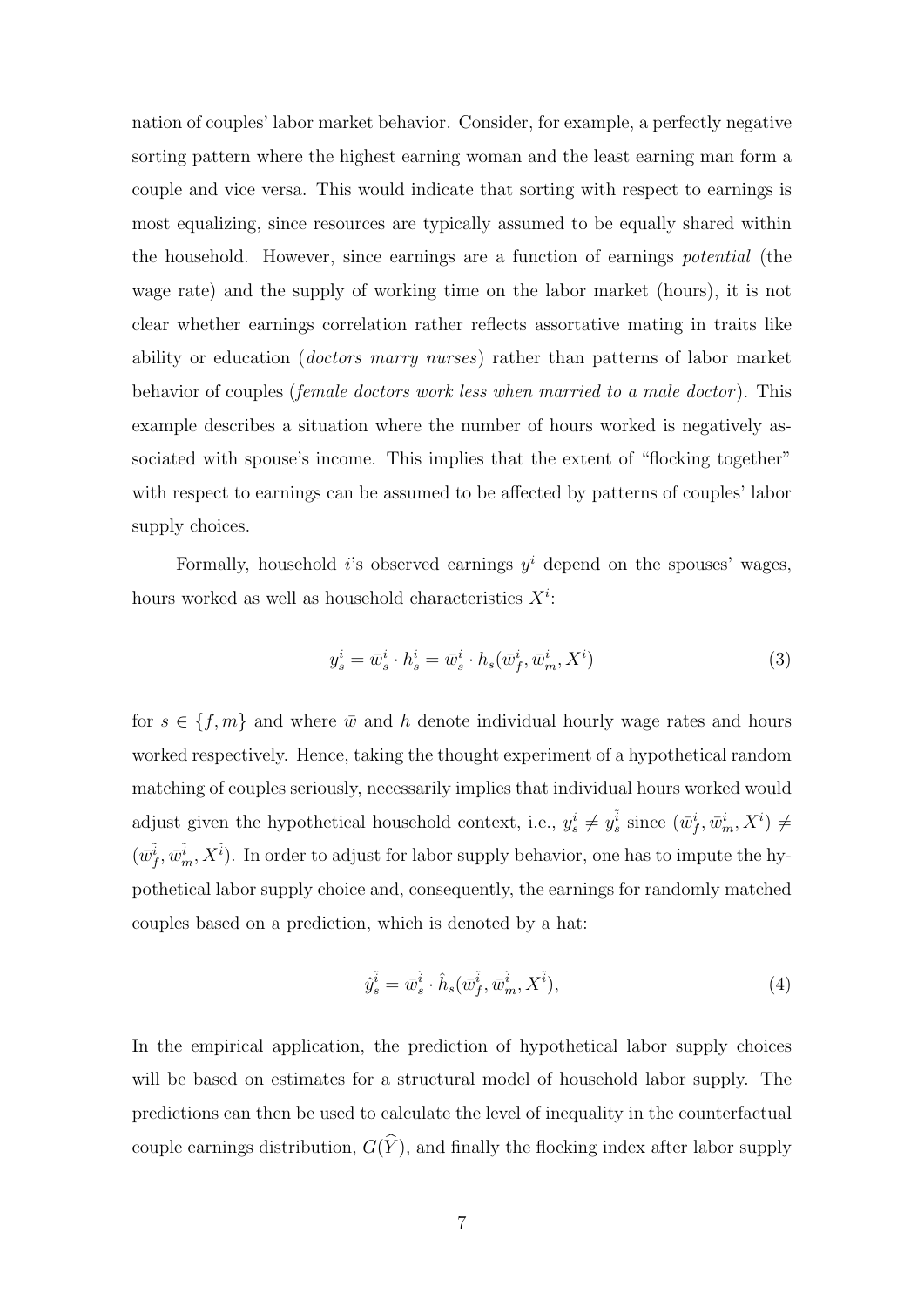nation of couples' labor market behavior. Consider, for example, a perfectly negative sorting pattern where the highest earning woman and the least earning man form a couple and vice versa. This would indicate that sorting with respect to earnings is most equalizing, since resources are typically assumed to be equally shared within the household. However, since earnings are a function of earnings *potential* (the wage rate) and the supply of working time on the labor market (hours), it is not clear whether earnings correlation rather reflects assortative mating in traits like ability or education (*doctors marry nurses*) rather than patterns of labor market behavior of couples (*female doctors work less when married to a male doctor*). This example describes a situation where the number of hours worked is negatively associated with spouse's income. This implies that the extent of "flocking together" with respect to earnings can be assumed to be affected by patterns of couples' labor supply choices.

Formally, household $i$'s observed earnings $y^i$ depend on the spouses' wages, hours worked as well as household characteristics $X^i$:

$$y_s^i = \bar{w}_s^i \cdot h_s^i = \bar{w}_s^i \cdot h_s(\bar{w}_f^i, \bar{w}_m^i, X^i) \tag{3}$$

for $s \in \{f, m\}$ and where $\bar{w}$ and $h$ denote individual hourly wage rates and hours worked respectively. Hence, taking the thought experiment of a hypothetical random matching of couples seriously, necessarily implies that individual hours worked would adjust given the hypothetical household context, i.e., $y_s^i \neq y_s^{\tilde{i}}$ since $(\bar{w}_f^i, \bar{w}_m^i, X^i) \neq (\bar{w}_f^{\tilde{i}}, \bar{w}_m^{\tilde{i}}, X^{\tilde{i}})$. In order to adjust for labor supply behavior, one has to impute the hypothetical labor supply choice and, consequently, the earnings for randomly matched couples based on a prediction, which is denoted by a hat:

$$\hat{y}_s^{\tilde{i}} = \bar{w}_s^{\tilde{i}} \cdot \hat{h}_s(\bar{w}_f^{\tilde{i}}, \bar{w}_m^{\tilde{i}}, X^{\tilde{i}}), \tag{4}$$

In the empirical application, the prediction of hypothetical labor supply choices will be based on estimates for a structural model of household labor supply. The predictions can then be used to calculate the level of inequality in the counterfactual couple earnings distribution, $G(\widehat{Y})$, and finally the flocking index after labor supply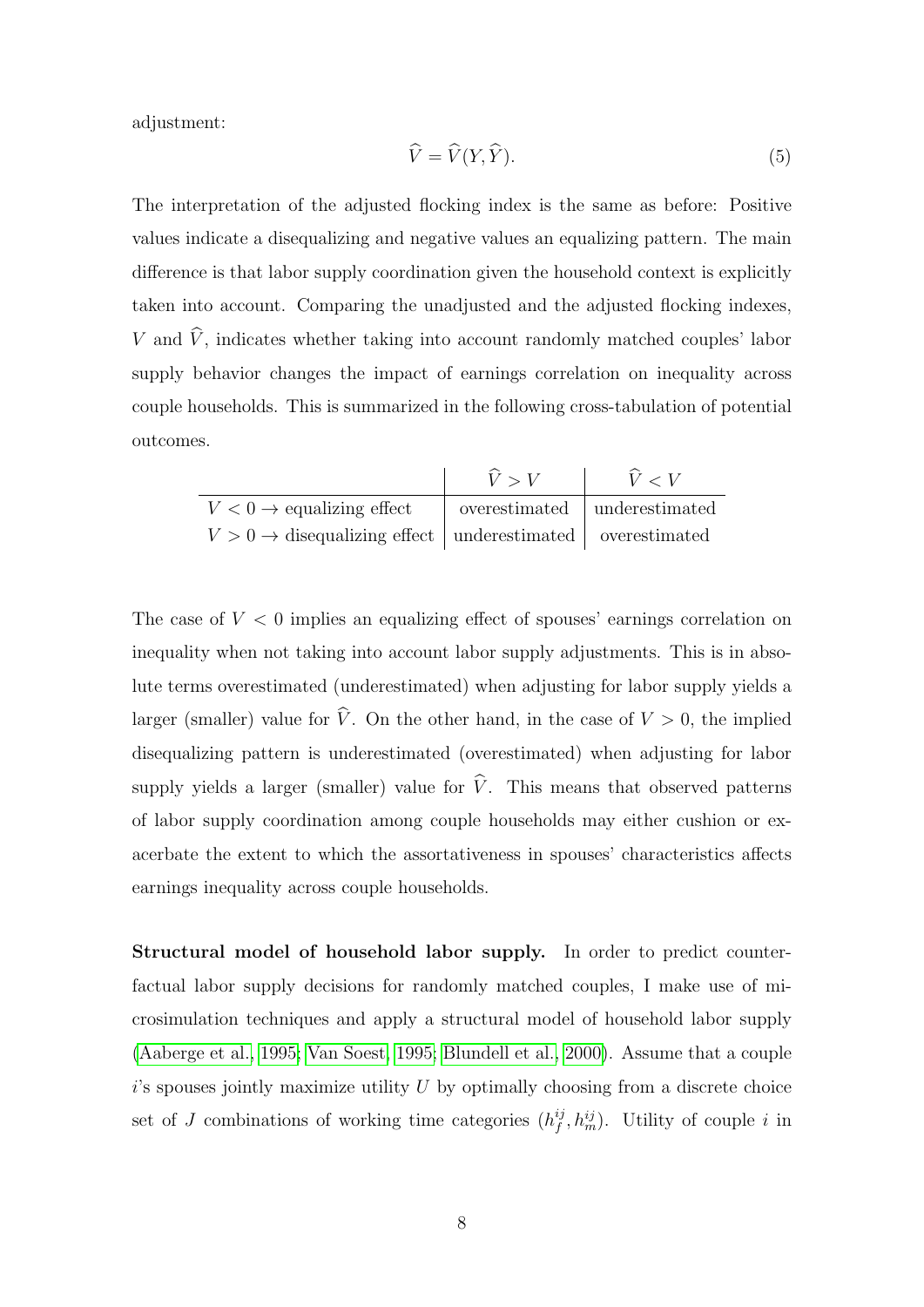adjustment:

$$\widehat{V} = \widehat{V}(Y, \widehat{Y}). \tag{5}$$

The interpretation of the adjusted flocking index is the same as before: Positive values indicate a disequalizing and negative values an equalizing pattern. The main difference is that labor supply coordination given the household context is explicitly taken into account. Comparing the unadjusted and the adjusted flocking indexes, $V$ and $\widehat{V}$, indicates whether taking into account randomly matched couples' labor supply behavior changes the impact of earnings correlation on inequality across couple households. This is summarized in the following cross-tabulation of potential outcomes.

| | $\widehat{V} > V$ | $\widehat{V} < V$ |
|---|---|---|
| $V < 0 \rightarrow$ equalizing effect | overestimated | underestimated |
| $V > 0 \rightarrow$ disequalizing effect | underestimated | overestimated |

The case of $V < 0$ implies an equalizing effect of spouses' earnings correlation on inequality when not taking into account labor supply adjustments. This is in absolute terms overestimated (underestimated) when adjusting for labor supply yields a larger (smaller) value for $\widehat{V}$. On the other hand, in the case of $V > 0$, the implied disequalizing pattern is underestimated (overestimated) when adjusting for labor supply yields a larger (smaller) value for $\widehat{V}$. This means that observed patterns of labor supply coordination among couple households may either cushion or exacerbate the extent to which the assortativeness in spouses' characteristics affects earnings inequality across couple households.

**Structural model of household labor supply.** In order to predict counterfactual labor supply decisions for randomly matched couples, I make use of microsimulation techniques and apply a structural model of household labor supply (Aaberge et al., 1995; Van Soest, 1995; Blundell et al., 2000). Assume that a couple $i$'s spouses jointly maximize utility $U$ by optimally choosing from a discrete choice set of $J$ combinations of working time categories $(h_f^{ij}, h_m^{ij})$. Utility of couple $i$ in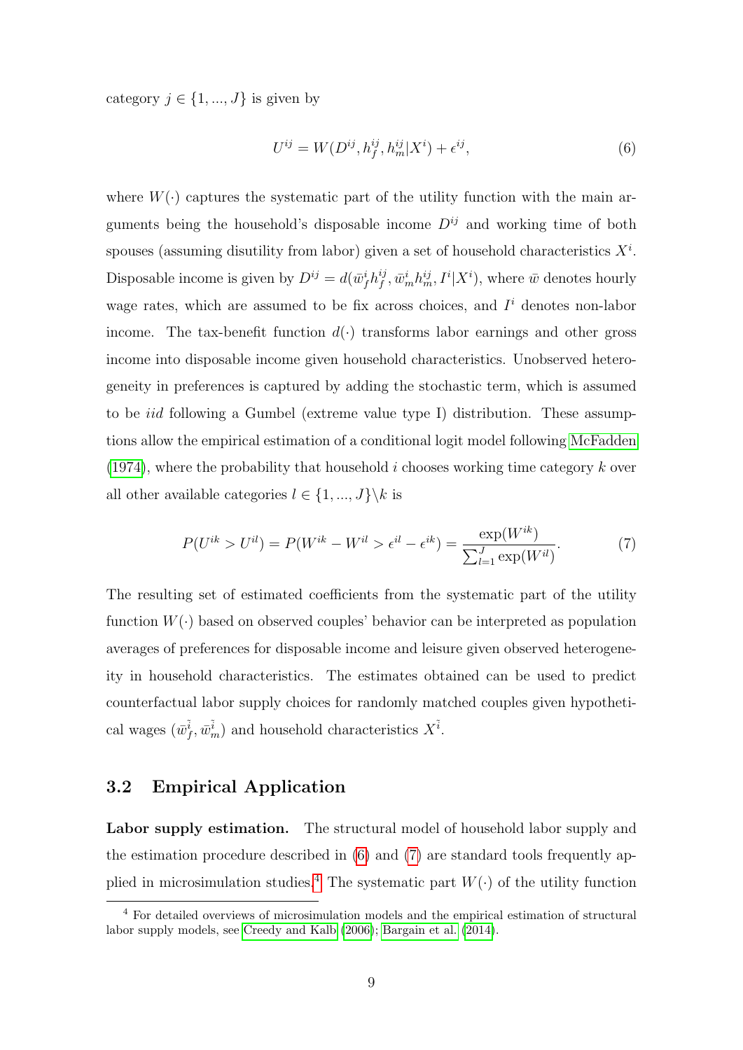category $j \in \{1, ..., J\}$ is given by

$$U^{ij} = W(D^{ij}, h_f^{ij}, h_m^{ij} | X^i) + \epsilon^{ij}, \tag{6}$$

where $W(\cdot)$ captures the systematic part of the utility function with the main arguments being the household's disposable income $D^{ij}$ and working time of both spouses (assuming disutility from labor) given a set of household characteristics $X^i$. Disposable income is given by $D^{ij} = d(\bar{w}_f^i h_f^{ij}, \bar{w}_m^i h_m^{ij}, I^i | X^i)$, where $\bar{w}$ denotes hourly wage rates, which are assumed to be fix across choices, and $I^i$ denotes non-labor income. The tax-benefit function $d(\cdot)$ transforms labor earnings and other gross income into disposable income given household characteristics. Unobserved heterogeneity in preferences is captured by adding the stochastic term, which is assumed to be *iid* following a Gumbel (extreme value type I) distribution. These assumptions allow the empirical estimation of a conditional logit model following McFadden (1974), where the probability that household $i$ chooses working time category $k$ over all other available categories $l \in \{1, ..., J\} \backslash k$ is

$$P(U^{ik} > U^{il}) = P(W^{ik} - W^{il} > \epsilon^{il} - \epsilon^{ik}) = \frac{\exp(W^{ik})}{\sum_{l=1}^{J} \exp(W^{il})}. \tag{7}$$

The resulting set of estimated coefficients from the systematic part of the utility function $W(\cdot)$ based on observed couples' behavior can be interpreted as population averages of preferences for disposable income and leisure given observed heterogeneity in household characteristics. The estimates obtained can be used to predict counterfactual labor supply choices for randomly matched couples given hypothetical wages $(\bar{w}_f^{\tilde{i}}, \bar{w}_m^{\tilde{i}})$ and household characteristics $X^{\tilde{i}}$.

## 3.2 Empirical Application

**Labor supply estimation.** The structural model of household labor supply and the estimation procedure described in (6) and (7) are standard tools frequently applied in microsimulation studies.[4] The systematic part $W(\cdot)$ of the utility function

[4] For detailed overviews of microsimulation models and the empirical estimation of structural labor supply models, see Creedy and Kalb (2006); Bargain et al. (2014).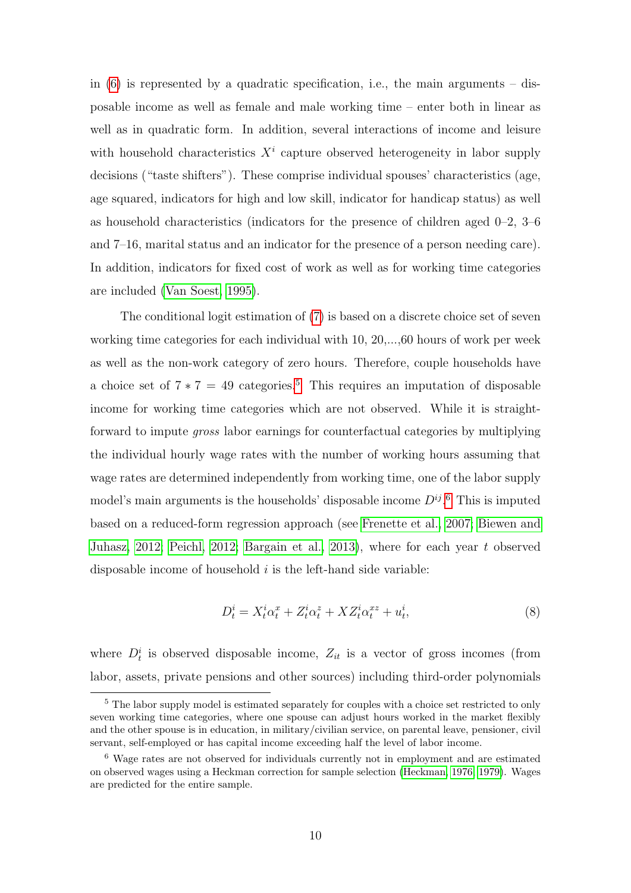in (6) is represented by a quadratic specification, i.e., the main arguments – disposable income as well as female and male working time – enter both in linear as well as in quadratic form. In addition, several interactions of income and leisure with household characteristics $X^i$ capture observed heterogeneity in labor supply decisions ("taste shifters"). These comprise individual spouses' characteristics (age, age squared, indicators for high and low skill, indicator for handicap status) as well as household characteristics (indicators for the presence of children aged 0–2, 3–6 and 7–16, marital status and an indicator for the presence of a person needing care). In addition, indicators for fixed cost of work as well as for working time categories are included (Van Soest, 1995).

The conditional logit estimation of (7) is based on a discrete choice set of seven working time categories for each individual with 10, 20,...,60 hours of work per week as well as the non-work category of zero hours. Therefore, couple households have a choice set of $7 * 7 = 49$ categories.[5] This requires an imputation of disposable income for working time categories which are not observed. While it is straightforward to impute *gross* labor earnings for counterfactual categories by multiplying the individual hourly wage rates with the number of working hours assuming that wage rates are determined independently from working time, one of the labor supply model's main arguments is the households' disposable income $D^{ij}$.[6] This is imputed based on a reduced-form regression approach (see Frenette et al., 2007; Biewen and Juhasz, 2012; Peichl, 2012; Bargain et al., 2013), where for each year $t$ observed disposable income of household $i$ is the left-hand side variable:

$$D_t^i = X_t^i \alpha_t^x + Z_t^i \alpha_t^z + XZ_t^i \alpha_t^{xz} + u_t^i, \tag{8}$$

where $D_t^i$ is observed disposable income, $Z_{it}$ is a vector of gross incomes (from labor, assets, private pensions and other sources) including third-order polynomials

[5] The labor supply model is estimated separately for couples with a choice set restricted to only seven working time categories, where one spouse can adjust hours worked in the market flexibly and the other spouse is in education, in military/civilian service, on parental leave, pensioner, civil servant, self-employed or has capital income exceeding half the level of labor income.

[6] Wage rates are not observed for individuals currently not in employment and are estimated on observed wages using a Heckman correction for sample selection (Heckman, 1976, 1979). Wages are predicted for the entire sample.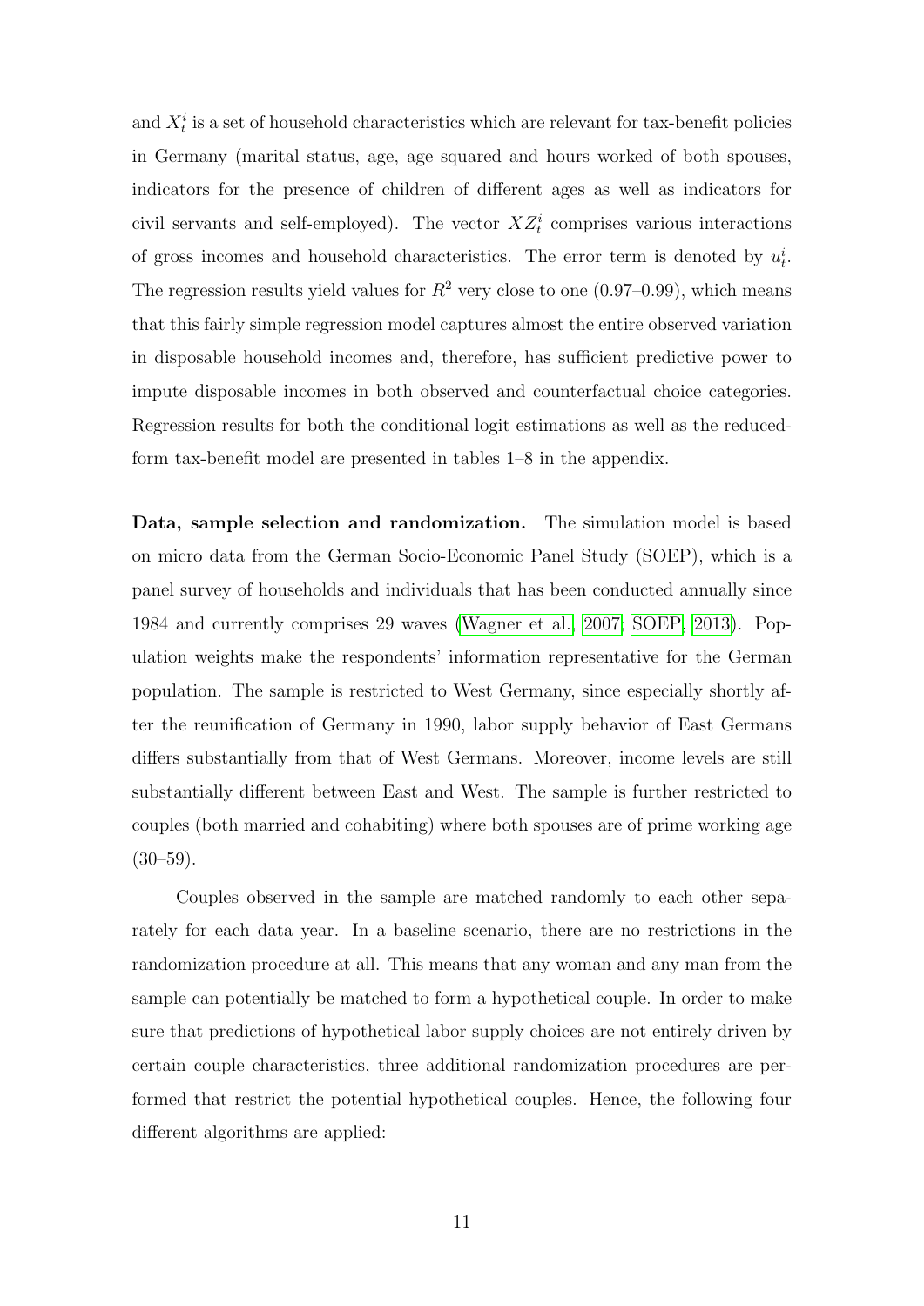and $X_t^i$ is a set of household characteristics which are relevant for tax-benefit policies in Germany (marital status, age, age squared and hours worked of both spouses, indicators for the presence of children of different ages as well as indicators for civil servants and self-employed). The vector $XZ_t^i$ comprises various interactions of gross incomes and household characteristics. The error term is denoted by $u_t^i$. The regression results yield values for $R^2$ very close to one (0.97–0.99), which means that this fairly simple regression model captures almost the entire observed variation in disposable household incomes and, therefore, has sufficient predictive power to impute disposable incomes in both observed and counterfactual choice categories. Regression results for both the conditional logit estimations as well as the reduced-form tax-benefit model are presented in tables 1–8 in the appendix.

**Data, sample selection and randomization.** The simulation model is based on micro data from the German Socio-Economic Panel Study (SOEP), which is a panel survey of households and individuals that has been conducted annually since 1984 and currently comprises 29 waves (Wagner et al., 2007; SOEP, 2013). Population weights make the respondents' information representative for the German population. The sample is restricted to West Germany, since especially shortly after the reunification of Germany in 1990, labor supply behavior of East Germans differs substantially from that of West Germans. Moreover, income levels are still substantially different between East and West. The sample is further restricted to couples (both married and cohabiting) where both spouses are of prime working age (30–59).

Couples observed in the sample are matched randomly to each other separately for each data year. In a baseline scenario, there are no restrictions in the randomization procedure at all. This means that any woman and any man from the sample can potentially be matched to form a hypothetical couple. In order to make sure that predictions of hypothetical labor supply choices are not entirely driven by certain couple characteristics, three additional randomization procedures are performed that restrict the potential hypothetical couples. Hence, the following four different algorithms are applied: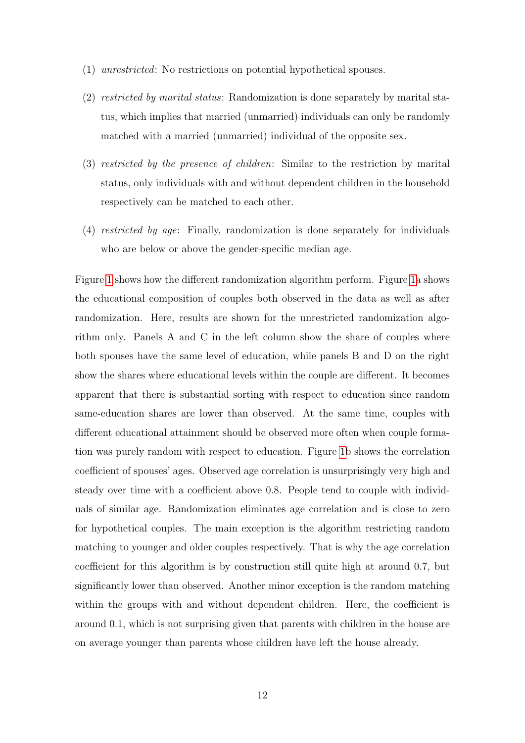(1) *unrestricted*: No restrictions on potential hypothetical spouses.

(2) *restricted by marital status*: Randomization is done separately by marital status, which implies that married (unmarried) individuals can only be randomly matched with a married (unmarried) individual of the opposite sex.

(3) *restricted by the presence of children*: Similar to the restriction by marital status, only individuals with and without dependent children in the household respectively can be matched to each other.

(4) *restricted by age*: Finally, randomization is done separately for individuals who are below or above the gender-specific median age.

Figure 1 shows how the different randomization algorithm perform. Figure 1a shows the educational composition of couples both observed in the data as well as after randomization. Here, results are shown for the unrestricted randomization algorithm only. Panels A and C in the left column show the share of couples where both spouses have the same level of education, while panels B and D on the right show the shares where educational levels within the couple are different. It becomes apparent that there is substantial sorting with respect to education since random same-education shares are lower than observed. At the same time, couples with different educational attainment should be observed more often when couple formation was purely random with respect to education. Figure 1b shows the correlation coefficient of spouses' ages. Observed age correlation is unsurprisingly very high and steady over time with a coefficient above 0.8. People tend to couple with individuals of similar age. Randomization eliminates age correlation and is close to zero for hypothetical couples. The main exception is the algorithm restricting random matching to younger and older couples respectively. That is why the age correlation coefficient for this algorithm is by construction still quite high at around 0.7, but significantly lower than observed. Another minor exception is the random matching within the groups with and without dependent children. Here, the coefficient is around 0.1, which is not surprising given that parents with children in the house are on average younger than parents whose children have left the house already.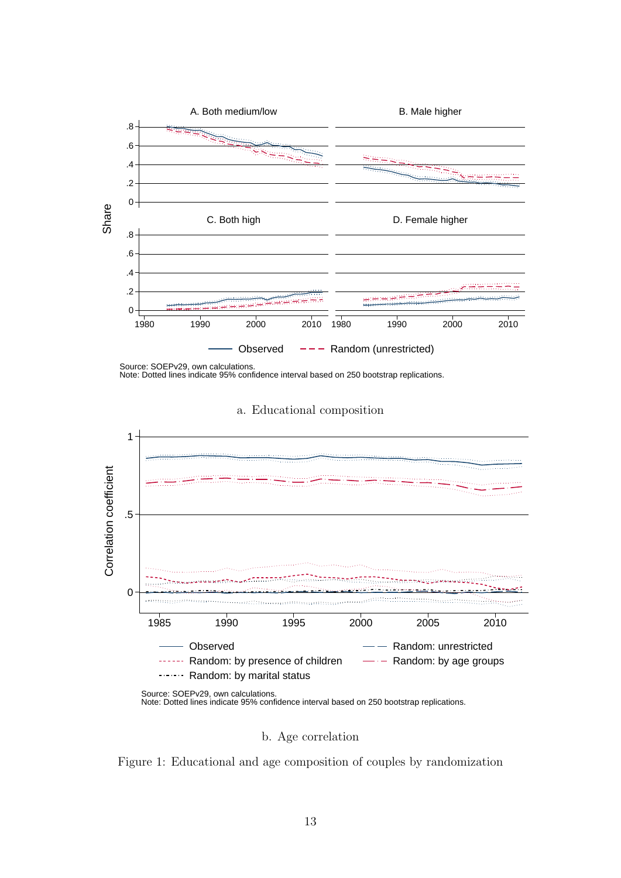Source: SOEPv29, own calculations.
Note: Dotted lines indicate 95% confidence interval based on 250 bootstrap replications.

a. Educational composition

Source: SOEPv29, own calculations.
Note: Dotted lines indicate 95% confidence interval based on 250 bootstrap replications.

b. Age correlation

Figure 1: Educational and age composition of couples by randomization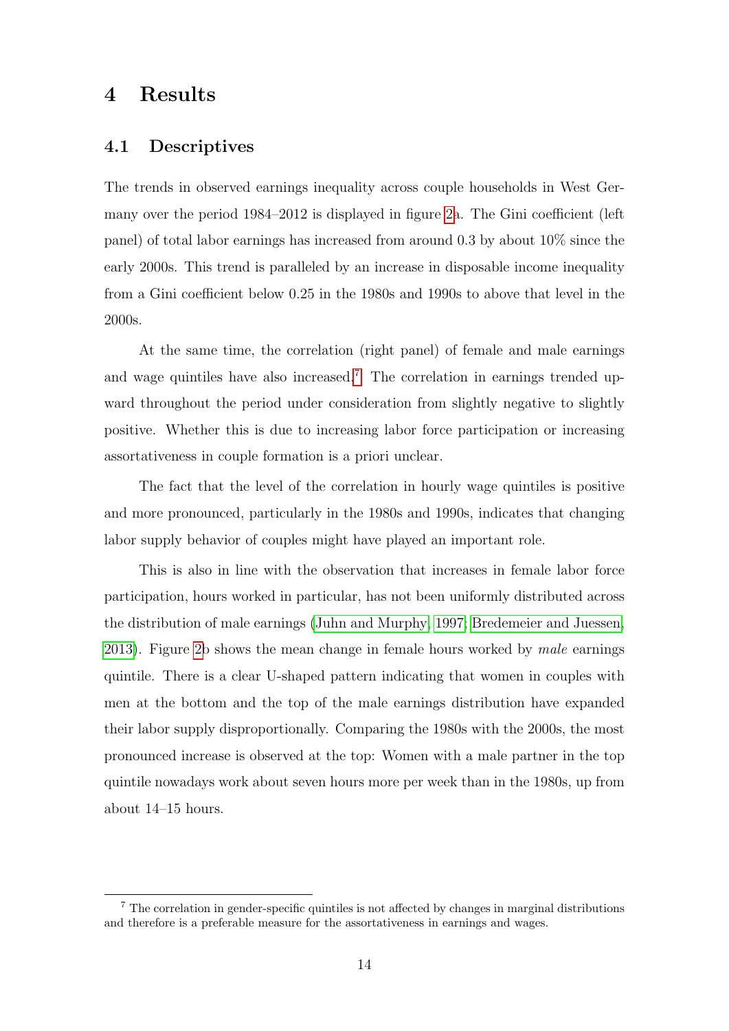# 4 Results

## 4.1 Descriptives

The trends in observed earnings inequality across couple households in West Germany over the period 1984–2012 is displayed in figure 2a. The Gini coefficient (left panel) of total labor earnings has increased from around 0.3 by about 10% since the early 2000s. This trend is paralleled by an increase in disposable income inequality from a Gini coefficient below 0.25 in the 1980s and 1990s to above that level in the 2000s.

At the same time, the correlation (right panel) of female and male earnings and wage quintiles have also increased.[7] The correlation in earnings trended upward throughout the period under consideration from slightly negative to slightly positive. Whether this is due to increasing labor force participation or increasing assortativeness in couple formation is a priori unclear.

The fact that the level of the correlation in hourly wage quintiles is positive and more pronounced, particularly in the 1980s and 1990s, indicates that changing labor supply behavior of couples might have played an important role.

This is also in line with the observation that increases in female labor force participation, hours worked in particular, has not been uniformly distributed across the distribution of male earnings (Juhn and Murphy, 1997; Bredemeier and Juessen, 2013). Figure 2b shows the mean change in female hours worked by *male* earnings quintile. There is a clear U-shaped pattern indicating that women in couples with men at the bottom and the top of the male earnings distribution have expanded their labor supply disproportionally. Comparing the 1980s with the 2000s, the most pronounced increase is observed at the top: Women with a male partner in the top quintile nowadays work about seven hours more per week than in the 1980s, up from about 14–15 hours.

[7] The correlation in gender-specific quintiles is not affected by changes in marginal distributions and therefore is a preferable measure for the assortativeness in earnings and wages.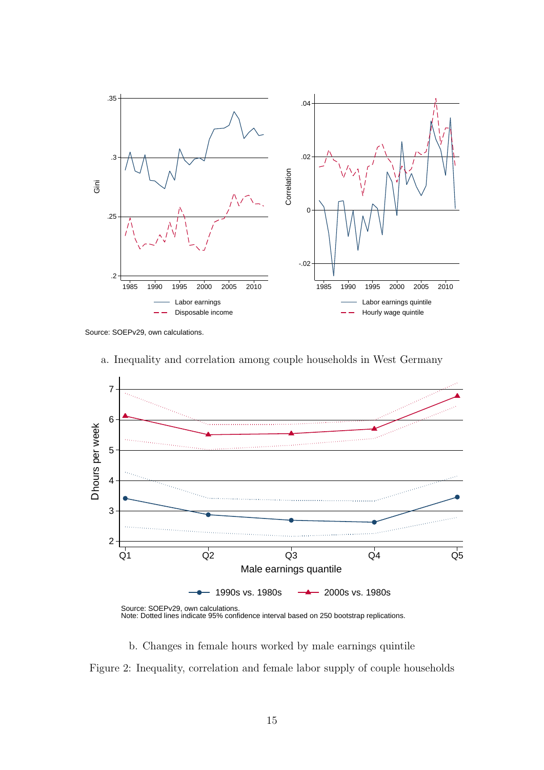Source: SOEPv29, own calculations.

a. Inequality and correlation among couple households in West Germany

Source: SOEPv29, own calculations.
Note: Dotted lines indicate 95% confidence interval based on 250 bootstrap replications.

b. Changes in female hours worked by male earnings quintile

Figure 2: Inequality, correlation and female labor supply of couple households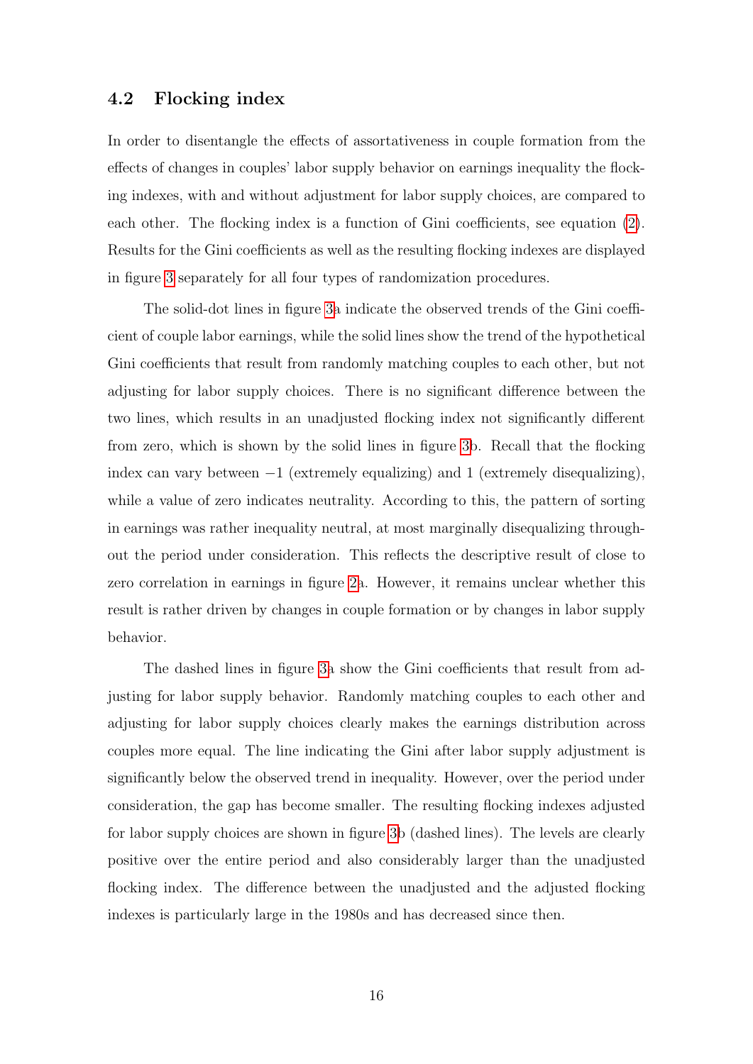### 4.2 Flocking index

In order to disentangle the effects of assortativeness in couple formation from the effects of changes in couples' labor supply behavior on earnings inequality the flocking indexes, with and without adjustment for labor supply choices, are compared to each other. The flocking index is a function of Gini coefficients, see equation (2). Results for the Gini coefficients as well as the resulting flocking indexes are displayed in figure 3 separately for all four types of randomization procedures.

The solid-dot lines in figure 3a indicate the observed trends of the Gini coefficient of couple labor earnings, while the solid lines show the trend of the hypothetical Gini coefficients that result from randomly matching couples to each other, but not adjusting for labor supply choices. There is no significant difference between the two lines, which results in an unadjusted flocking index not significantly different from zero, which is shown by the solid lines in figure 3b. Recall that the flocking index can vary between $-1$ (extremely equalizing) and 1 (extremely disequalizing), while a value of zero indicates neutrality. According to this, the pattern of sorting in earnings was rather inequality neutral, at most marginally disequalizing throughout the period under consideration. This reflects the descriptive result of close to zero correlation in earnings in figure 2a. However, it remains unclear whether this result is rather driven by changes in couple formation or by changes in labor supply behavior.

The dashed lines in figure 3a show the Gini coefficients that result from adjusting for labor supply behavior. Randomly matching couples to each other and adjusting for labor supply choices clearly makes the earnings distribution across couples more equal. The line indicating the Gini after labor supply adjustment is significantly below the observed trend in inequality. However, over the period under consideration, the gap has become smaller. The resulting flocking indexes adjusted for labor supply choices are shown in figure 3b (dashed lines). The levels are clearly positive over the entire period and also considerably larger than the unadjusted flocking index. The difference between the unadjusted and the adjusted flocking indexes is particularly large in the 1980s and has decreased since then.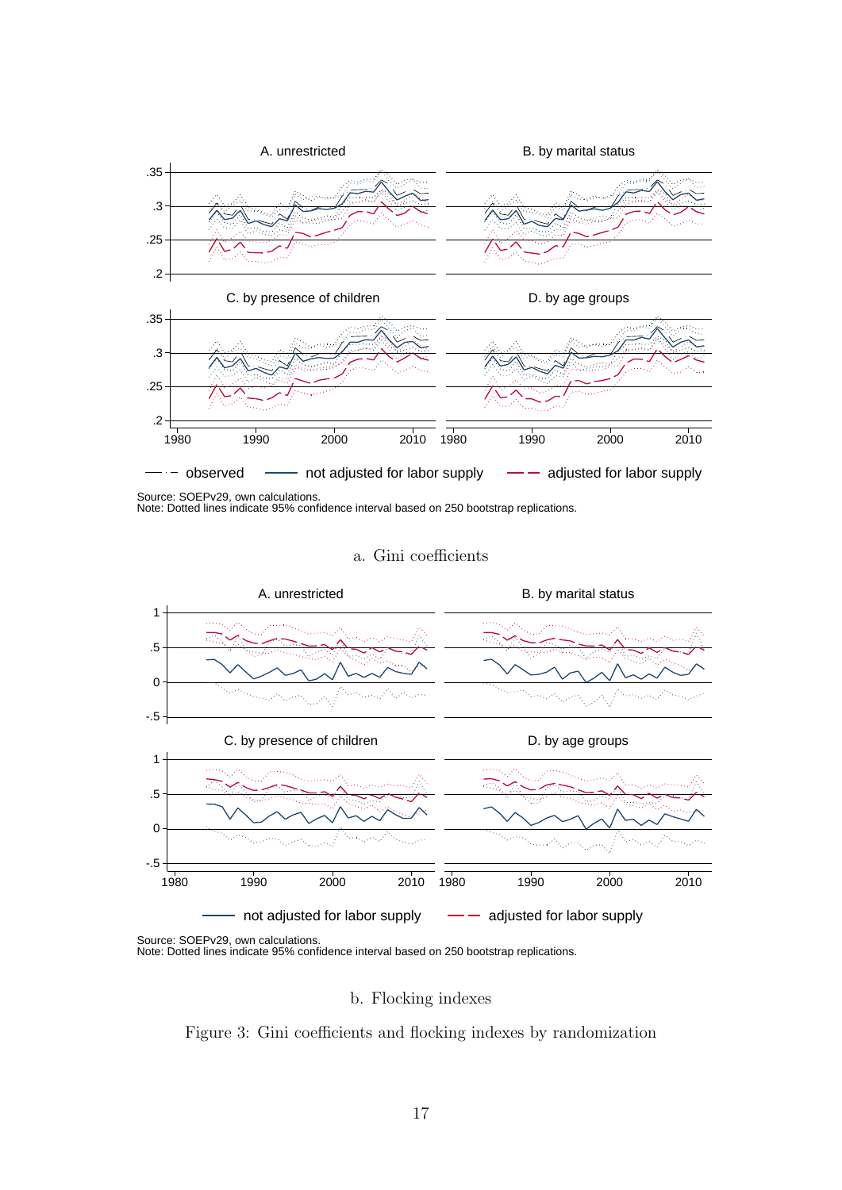Source: SOEPv29, own calculations.
Note: Dotted lines indicate 95% confidence interval based on 250 bootstrap replications.

a. Gini coefficients

Source: SOEPv29, own calculations.
Note: Dotted lines indicate 95% confidence interval based on 250 bootstrap replications.

b. Flocking indexes

Figure 3: Gini coefficients and flocking indexes by randomization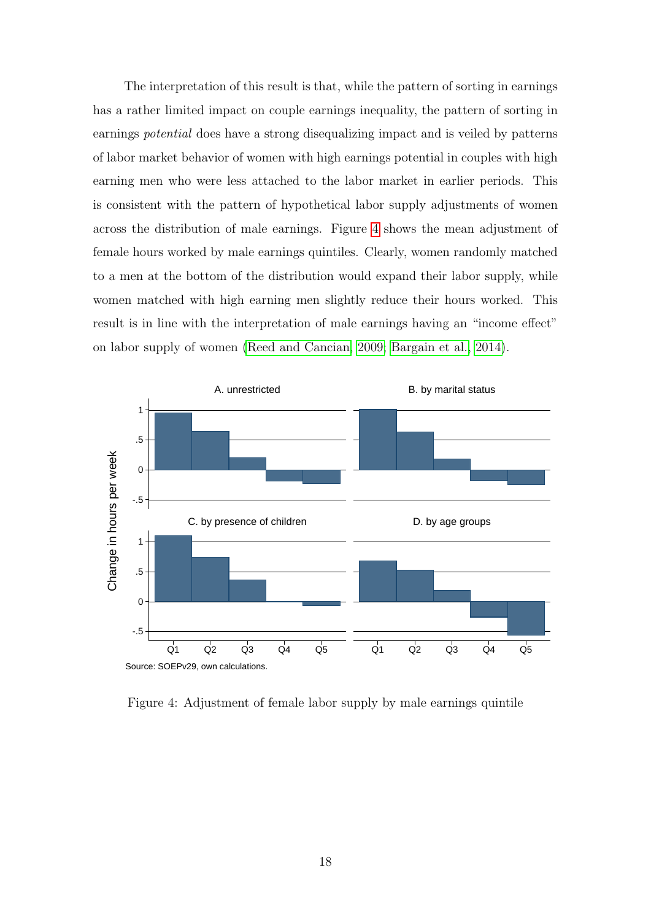The interpretation of this result is that, while the pattern of sorting in earnings has a rather limited impact on couple earnings inequality, the pattern of sorting in earnings *potential* does have a strong disequalizing impact and is veiled by patterns of labor market behavior of women with high earnings potential in couples with high earning men who were less attached to the labor market in earlier periods. This is consistent with the pattern of hypothetical labor supply adjustments of women across the distribution of male earnings. Figure 4 shows the mean adjustment of female hours worked by male earnings quintiles. Clearly, women randomly matched to a men at the bottom of the distribution would expand their labor supply, while women matched with high earning men slightly reduce their hours worked. This result is in line with the interpretation of male earnings having an "income effect" on labor supply of women (Reed and Cancian, 2009; Bargain et al., 2014).

Source: SOEPv29, own calculations.

Figure 4: Adjustment of female labor supply by male earnings quintile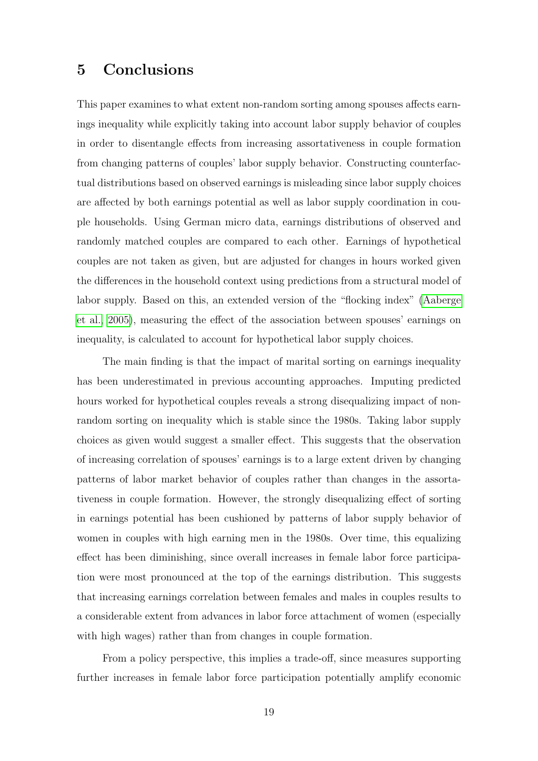## 5 Conclusions

This paper examines to what extent non-random sorting among spouses affects earnings inequality while explicitly taking into account labor supply behavior of couples in order to disentangle effects from increasing assortativeness in couple formation from changing patterns of couples' labor supply behavior. Constructing counterfactual distributions based on observed earnings is misleading since labor supply choices are affected by both earnings potential as well as labor supply coordination in couple households. Using German micro data, earnings distributions of observed and randomly matched couples are compared to each other. Earnings of hypothetical couples are not taken as given, but are adjusted for changes in hours worked given the differences in the household context using predictions from a structural model of labor supply. Based on this, an extended version of the "flocking index" (Aaberge et al., 2005), measuring the effect of the association between spouses' earnings on inequality, is calculated to account for hypothetical labor supply choices.

The main finding is that the impact of marital sorting on earnings inequality has been underestimated in previous accounting approaches. Imputing predicted hours worked for hypothetical couples reveals a strong disequalizing impact of non-random sorting on inequality which is stable since the 1980s. Taking labor supply choices as given would suggest a smaller effect. This suggests that the observation of increasing correlation of spouses' earnings is to a large extent driven by changing patterns of labor market behavior of couples rather than changes in the assortativeness in couple formation. However, the strongly disequalizing effect of sorting in earnings potential has been cushioned by patterns of labor supply behavior of women in couples with high earning men in the 1980s. Over time, this equalizing effect has been diminishing, since overall increases in female labor force participation were most pronounced at the top of the earnings distribution. This suggests that increasing earnings correlation between females and males in couples results to a considerable extent from advances in labor force attachment of women (especially with high wages) rather than from changes in couple formation.

From a policy perspective, this implies a trade-off, since measures supporting further increases in female labor force participation potentially amplify economic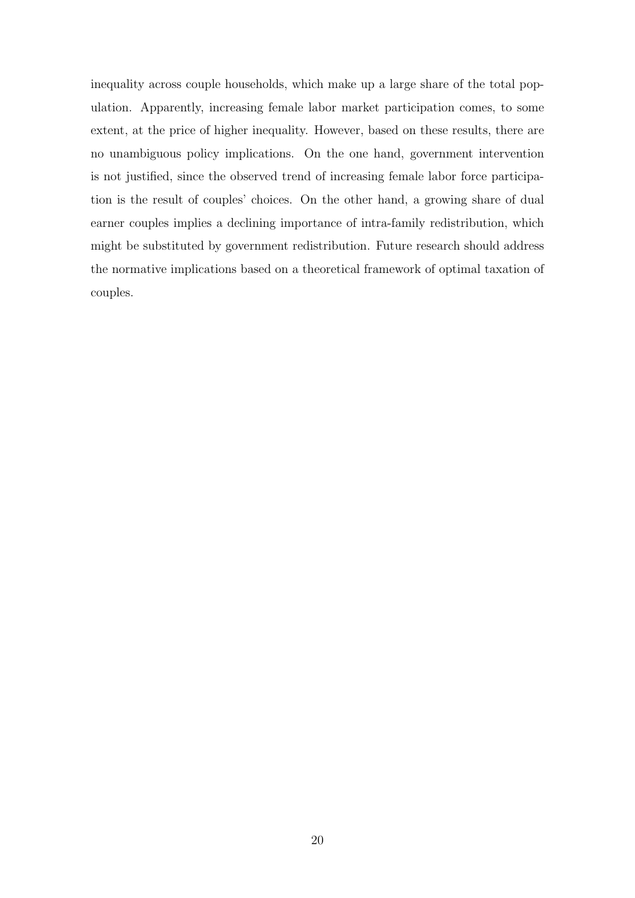inequality across couple households, which make up a large share of the total population. Apparently, increasing female labor market participation comes, to some extent, at the price of higher inequality. However, based on these results, there are no unambiguous policy implications. On the one hand, government intervention is not justified, since the observed trend of increasing female labor force participation is the result of couples' choices. On the other hand, a growing share of dual earner couples implies a declining importance of intra-family redistribution, which might be substituted by government redistribution. Future research should address the normative implications based on a theoretical framework of optimal taxation of couples.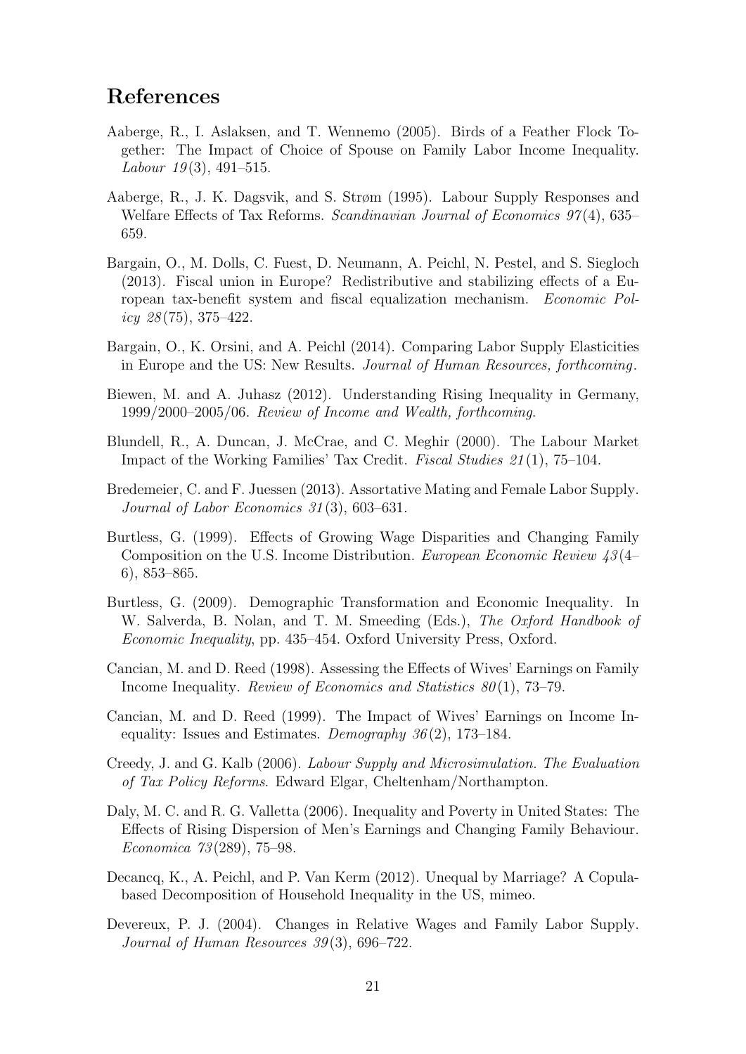# References

Aaberge, R., I. Aslaksen, and T. Wennemo (2005). Birds of a Feather Flock Together: The Impact of Choice of Spouse on Family Labor Income Inequality. *Labour 19*(3), 491–515.

Aaberge, R., J. K. Dagsvik, and S. Strøm (1995). Labour Supply Responses and Welfare Effects of Tax Reforms. *Scandinavian Journal of Economics 97*(4), 635–659.

Bargain, O., M. Dolls, C. Fuest, D. Neumann, A. Peichl, N. Pestel, and S. Siegloch (2013). Fiscal union in Europe? Redistributive and stabilizing effects of a European tax-benefit system and fiscal equalization mechanism. *Economic Policy 28*(75), 375–422.

Bargain, O., K. Orsini, and A. Peichl (2014). Comparing Labor Supply Elasticities in Europe and the US: New Results. *Journal of Human Resources, forthcoming*.

Biewen, M. and A. Juhasz (2012). Understanding Rising Inequality in Germany, 1999/2000–2005/06. *Review of Income and Wealth, forthcoming*.

Blundell, R., A. Duncan, J. McCrae, and C. Meghir (2000). The Labour Market Impact of the Working Families' Tax Credit. *Fiscal Studies 21*(1), 75–104.

Bredemeier, C. and F. Juessen (2013). Assortative Mating and Female Labor Supply. *Journal of Labor Economics 31*(3), 603–631.

Burtless, G. (1999). Effects of Growing Wage Disparities and Changing Family Composition on the U.S. Income Distribution. *European Economic Review 43*(4–6), 853–865.

Burtless, G. (2009). Demographic Transformation and Economic Inequality. In W. Salverda, B. Nolan, and T. M. Smeeding (Eds.), *The Oxford Handbook of Economic Inequality*, pp. 435–454. Oxford University Press, Oxford.

Cancian, M. and D. Reed (1998). Assessing the Effects of Wives' Earnings on Family Income Inequality. *Review of Economics and Statistics 80*(1), 73–79.

Cancian, M. and D. Reed (1999). The Impact of Wives' Earnings on Income Inequality: Issues and Estimates. *Demography 36*(2), 173–184.

Creedy, J. and G. Kalb (2006). *Labour Supply and Microsimulation. The Evaluation of Tax Policy Reforms*. Edward Elgar, Cheltenham/Northampton.

Daly, M. C. and R. G. Valletta (2006). Inequality and Poverty in United States: The Effects of Rising Dispersion of Men's Earnings and Changing Family Behaviour. *Economica 73*(289), 75–98.

Decancq, K., A. Peichl, and P. Van Kerm (2012). Unequal by Marriage? A Copula-based Decomposition of Household Inequality in the US, mimeo.

Devereux, P. J. (2004). Changes in Relative Wages and Family Labor Supply. *Journal of Human Resources 39*(3), 696–722.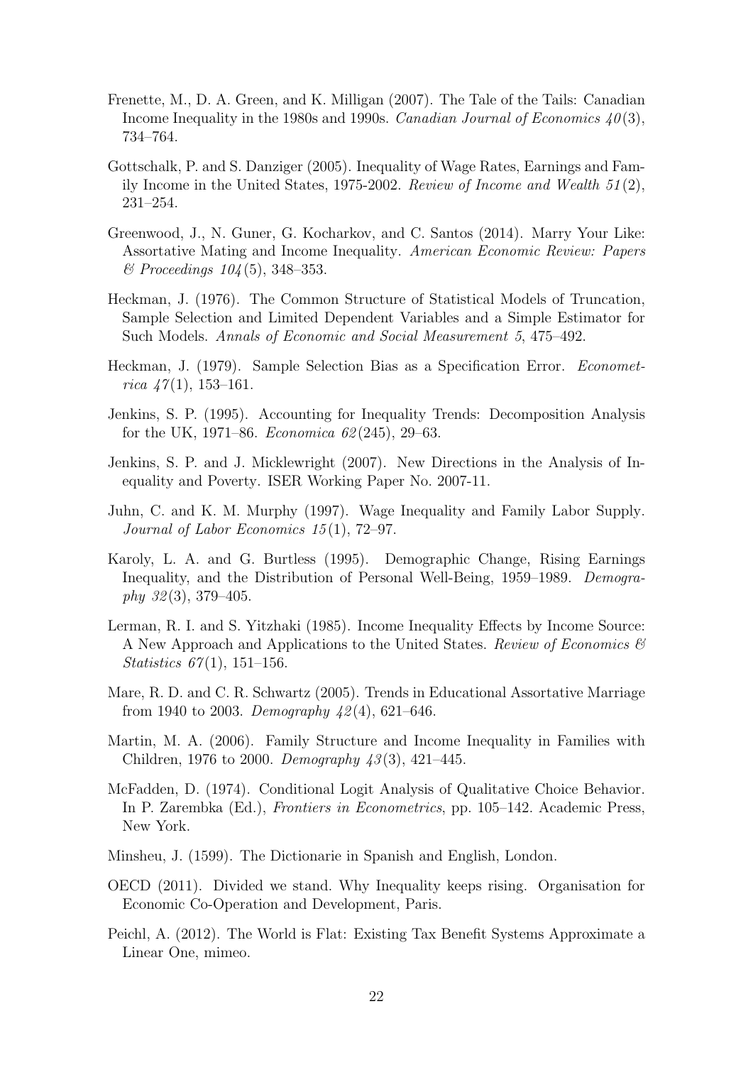Frenette, M., D. A. Green, and K. Milligan (2007). The Tale of the Tails: Canadian Income Inequality in the 1980s and 1990s. *Canadian Journal of Economics 40*(3), 734–764.

Gottschalk, P. and S. Danziger (2005). Inequality of Wage Rates, Earnings and Family Income in the United States, 1975-2002. *Review of Income and Wealth 51*(2), 231–254.

Greenwood, J., N. Guner, G. Kocharkov, and C. Santos (2014). Marry Your Like: Assortative Mating and Income Inequality. *American Economic Review: Papers & Proceedings 104*(5), 348–353.

Heckman, J. (1976). The Common Structure of Statistical Models of Truncation, Sample Selection and Limited Dependent Variables and a Simple Estimator for Such Models. *Annals of Economic and Social Measurement 5*, 475–492.

Heckman, J. (1979). Sample Selection Bias as a Specification Error. *Econometrica 47*(1), 153–161.

Jenkins, S. P. (1995). Accounting for Inequality Trends: Decomposition Analysis for the UK, 1971–86. *Economica 62*(245), 29–63.

Jenkins, S. P. and J. Micklewright (2007). New Directions in the Analysis of Inequality and Poverty. ISER Working Paper No. 2007-11.

Juhn, C. and K. M. Murphy (1997). Wage Inequality and Family Labor Supply. *Journal of Labor Economics 15*(1), 72–97.

Karoly, L. A. and G. Burtless (1995). Demographic Change, Rising Earnings Inequality, and the Distribution of Personal Well-Being, 1959–1989. *Demography 32*(3), 379–405.

Lerman, R. I. and S. Yitzhaki (1985). Income Inequality Effects by Income Source: A New Approach and Applications to the United States. *Review of Economics & Statistics 67*(1), 151–156.

Mare, R. D. and C. R. Schwartz (2005). Trends in Educational Assortative Marriage from 1940 to 2003. *Demography 42*(4), 621–646.

Martin, M. A. (2006). Family Structure and Income Inequality in Families with Children, 1976 to 2000. *Demography 43*(3), 421–445.

McFadden, D. (1974). Conditional Logit Analysis of Qualitative Choice Behavior. In P. Zarembka (Ed.), *Frontiers in Econometrics*, pp. 105–142. Academic Press, New York.

Minsheu, J. (1599). The Dictionarie in Spanish and English, London.

OECD (2011). Divided we stand. Why Inequality keeps rising. Organisation for Economic Co-Operation and Development, Paris.

Peichl, A. (2012). The World is Flat: Existing Tax Benefit Systems Approximate a Linear One, mimeo.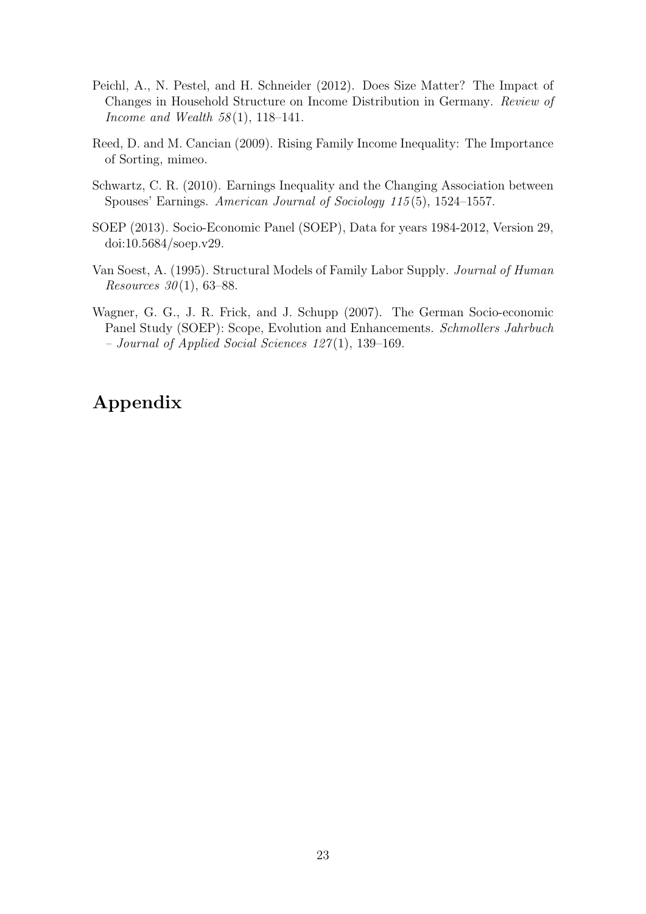Peichl, A., N. Pestel, and H. Schneider (2012). Does Size Matter? The Impact of Changes in Household Structure on Income Distribution in Germany. *Review of Income and Wealth 58*(1), 118–141.

Reed, D. and M. Cancian (2009). Rising Family Income Inequality: The Importance of Sorting, mimeo.

Schwartz, C. R. (2010). Earnings Inequality and the Changing Association between Spouses' Earnings. *American Journal of Sociology 115*(5), 1524–1557.

SOEP (2013). Socio-Economic Panel (SOEP), Data for years 1984-2012, Version 29, doi:10.5684/soep.v29.

Van Soest, A. (1995). Structural Models of Family Labor Supply. *Journal of Human Resources 30*(1), 63–88.

Wagner, G. G., J. R. Frick, and J. Schupp (2007). The German Socio-economic Panel Study (SOEP): Scope, Evolution and Enhancements. *Schmollers Jahrbuch – Journal of Applied Social Sciences 127*(1), 139–169.

# Appendix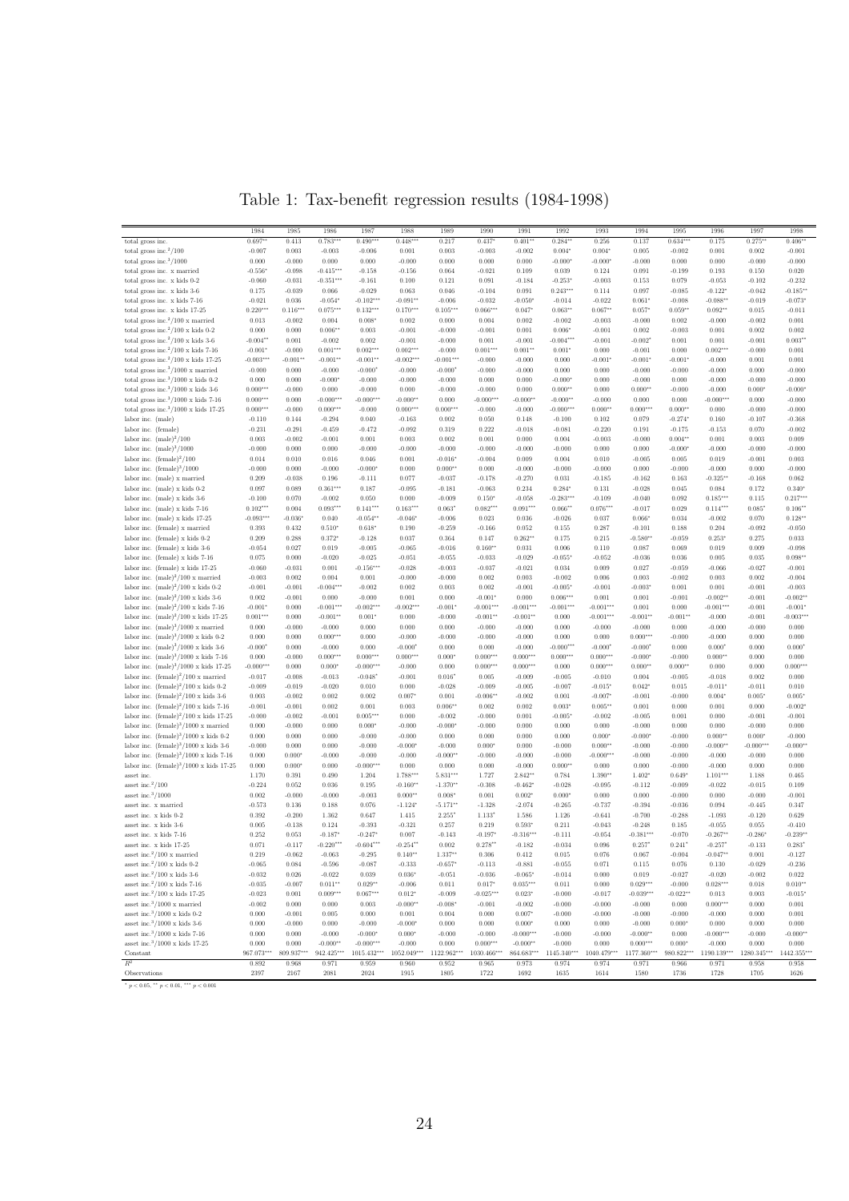# Table 1: Tax-benefit regression results (1984-1998)

| | 1984 | 1985 | 1986 | 1987 | 1988 | 1989 | 1990 | 1991 | 1992 | 1993 | 1994 | 1995 | 1996 | 1997 | 1998 |
|---|---|---|---|---|---|---|---|---|---|---|---|---|---|---|---|
| total gross inc. | 0.697** | 0.413 | 0.783*** | 0.490*** | 0.448*** | 0.217 | 0.437* | 0.401** | 0.284** | 0.256 | 0.137 | 0.634*** | 0.175 | 0.275** | 0.406** |
| total gross inc.$^2$/100 | -0.007 | 0.003 | -0.003 | -0.006 | 0.001 | 0.003 | -0.003 | -0.002 | 0.004* | 0.004* | 0.005 | -0.002 | 0.001 | 0.002 | -0.001 |
| total gross inc.$^3$/1000 | 0.000 | -0.000 | 0.000 | 0.000 | -0.000 | 0.000 | 0.000 | 0.000 | -0.000* | -0.000* | -0.000 | 0.000 | 0.000 | -0.000 | -0.000 |
| total gross inc. x married | -0.556* | -0.098 | -0.415*** | -0.158 | -0.156 | 0.064 | -0.021 | 0.109 | 0.039 | 0.124 | 0.091 | -0.199 | 0.193 | 0.150 | 0.020 |
| total gross inc. x kids 0-2 | -0.060 | -0.031 | -0.351*** | -0.161 | 0.100 | 0.121 | 0.091 | -0.184 | -0.253* | -0.003 | 0.153 | 0.079 | -0.053 | -0.102 | -0.232 |
| total gross inc. x kids 3-6 | 0.175 | -0.039 | 0.066 | -0.029 | 0.063 | 0.046 | -0.104 | 0.091 | 0.243** | 0.114 | 0.097 | -0.085 | -0.122* | -0.042 | -0.185** |
| total gross inc. x kids 7-16 | -0.021 | 0.036 | -0.054* | -0.102*** | -0.091** | -0.006 | -0.032 | -0.050* | -0.014 | -0.022 | 0.061* | -0.008 | -0.088** | -0.019 | -0.073* |
| total gross inc. x kids 17-25 | 0.220*** | 0.116*** | 0.075*** | 0.132*** | 0.170*** | 0.105*** | 0.066*** | 0.047* | 0.063** | 0.067** | 0.057* | 0.059** | 0.092** | 0.015 | -0.011 |
| total gross inc.$^2$/100 x married | 0.013 | -0.002 | 0.004 | 0.008* | 0.002 | 0.000 | 0.004 | 0.002 | -0.002 | -0.003 | -0.000 | 0.002 | -0.000 | -0.002 | 0.001 |
| total gross inc.$^2$/100 x kids 0-2 | 0.000 | 0.000 | 0.006** | 0.003 | -0.001 | -0.000 | -0.001 | 0.001 | 0.006* | -0.001 | 0.002 | -0.003 | 0.001 | 0.002 | 0.002 |
| total gross inc.$^2$/100 x kids 3-6 | -0.004** | 0.001 | -0.002 | 0.002 | -0.001 | -0.000 | 0.001 | -0.001 | -0.004*** | -0.001 | -0.002* | 0.001 | 0.001 | -0.001 | 0.003** |
| total gross inc.$^2$/100 x kids 7-16 | -0.001* | -0.000 | 0.001*** | 0.002*** | 0.002*** | -0.000 | 0.001*** | 0.001** | 0.001* | 0.000 | -0.001 | 0.000 | 0.002*** | -0.000 | 0.001 |
| total gross inc.$^2$/100 x kids 17-25 | -0.003*** | -0.001** | -0.001** | -0.001** | -0.002*** | -0.001*** | -0.000 | -0.000 | 0.000 | -0.001* | -0.001* | -0.001* | -0.000 | 0.001 | 0.001 |
| total gross inc.$^3$/1000 x married | -0.000 | 0.000 | -0.000 | -0.000* | -0.000 | -0.000* | -0.000 | -0.000 | 0.000 | 0.000 | -0.000 | -0.000 | -0.000 | 0.000 | -0.000 |
| total gross inc.$^3$/1000 x kids 0-2 | 0.000 | 0.000 | -0.000* | -0.000 | -0.000 | -0.000 | 0.000 | 0.000 | -0.000* | 0.000 | -0.000 | 0.000 | -0.000 | -0.000 | -0.000 |
| total gross inc.$^3$/1000 x kids 3-6 | 0.000*** | -0.000 | 0.000 | -0.000 | 0.000 | -0.000 | -0.000 | 0.000 | 0.000** | 0.000 | 0.000** | -0.000 | -0.000 | 0.000* | -0.000* |
| total gross inc.$^3$/1000 x kids 7-16 | 0.000*** | 0.000 | -0.000*** | -0.000*** | -0.000** | 0.000 | -0.000*** | -0.000** | -0.000** | -0.000 | 0.000 | 0.000 | -0.000*** | 0.000 | -0.000 |
| total gross inc.$^3$/1000 x kids 17-25 | 0.000*** | -0.000 | 0.000*** | -0.000 | 0.000*** | 0.000*** | -0.000 | -0.000 | -0.000*** | 0.000** | 0.000*** | 0.000** | 0.000 | -0.000 | -0.000 |
| labor inc. (male) | -0.110 | 0.144 | -0.294 | 0.040 | -0.163 | 0.002 | 0.050 | 0.148 | -0.100 | 0.102 | 0.079 | -0.274* | 0.160 | -0.107 | -0.368 |
| labor inc. (female) | -0.231 | -0.291 | -0.459 | -0.472 | -0.092 | 0.319 | 0.222 | -0.018 | -0.081 | -0.220 | 0.191 | -0.175 | -0.153 | 0.070 | -0.002 |
| labor inc. (male)$^2$/100 | 0.003 | -0.002 | -0.001 | 0.001 | 0.003 | 0.002 | 0.001 | 0.000 | 0.004 | -0.003 | -0.000 | 0.004** | 0.001 | 0.003 | 0.009 |
| labor inc. (male)$^3$/1000 | -0.000 | 0.000 | 0.000 | -0.000 | -0.000 | -0.000 | -0.000 | -0.000 | -0.000 | 0.000 | 0.000 | -0.000* | -0.000 | -0.000 | -0.000 |
| labor inc. (female)$^2$/100 | 0.014 | 0.010 | 0.016 | 0.046 | 0.001 | -0.016* | -0.004 | 0.009 | 0.004 | 0.010 | -0.005 | 0.005 | 0.019 | -0.001 | 0.003 |
| labor inc. (female)$^3$/1000 | -0.000 | -0.000 | -0.000 | -0.000* | 0.000 | 0.000** | 0.000 | -0.000 | -0.000 | -0.000 | 0.000 | -0.000 | -0.000 | 0.000 | -0.000 |
| labor inc. (male) x married | 0.209 | -0.038 | 0.196 | -0.111 | 0.077 | -0.037 | -0.178 | -0.270 | 0.031 | -0.185 | -0.162 | 0.163 | -0.325** | -0.168 | 0.062 |
| labor inc. (male) x kids 0-2 | 0.097 | 0.089 | 0.361*** | 0.187 | -0.095 | -0.181 | -0.063 | 0.234 | 0.284* | 0.131 | -0.028 | 0.045 | 0.084 | 0.172 | 0.340* |
| labor inc. (male) x kids 3-6 | -0.100 | 0.070 | -0.002 | 0.050 | 0.000 | -0.009 | 0.150* | -0.058 | -0.283*** | -0.109 | -0.040 | 0.092 | 0.185*** | 0.115 | 0.217*** |
| labor inc. (male) x kids 7-16 | 0.102*** | 0.004 | 0.093*** | 0.141*** | 0.163*** | 0.063* | 0.082*** | 0.091*** | 0.066** | 0.076*** | -0.017 | 0.029 | 0.114*** | 0.085* | 0.106** |
| labor inc. (male) x kids 17-25 | -0.093*** | -0.036* | 0.040 | -0.054** | -0.046* | -0.006 | 0.023 | 0.036 | -0.026 | 0.037 | 0.066* | 0.034 | -0.002 | 0.070 | 0.128** |
| labor inc. (female) x married | 0.393 | 0.432 | 0.510* | 0.618* | 0.190 | -0.259 | -0.166 | 0.052 | 0.155 | 0.287 | -0.101 | 0.188 | 0.204 | -0.092 | -0.050 |
| labor inc. (female) x kids 0-2 | 0.209 | 0.288 | 0.372* | -0.128 | 0.037 | 0.364 | 0.147 | 0.262** | 0.175 | 0.215 | -0.580** | -0.059 | 0.253* | 0.275 | 0.033 |
| labor inc. (female) x kids 3-6 | -0.054 | 0.027 | 0.019 | -0.005 | -0.065 | -0.016 | 0.160** | 0.031 | 0.006 | 0.110 | 0.087 | 0.069 | 0.019 | 0.009 | -0.098 |
| labor inc. (female) x kids 7-16 | 0.075 | 0.000 | -0.020 | -0.025 | -0.051 | -0.055 | -0.033 | -0.029 | -0.055* | -0.052 | -0.036 | 0.036 | 0.005 | 0.035 | 0.098** |
| labor inc. (female) x kids 17-25 | -0.060 | -0.031 | 0.001 | -0.156*** | -0.028 | -0.003 | -0.037 | -0.021 | 0.034 | 0.009 | 0.027 | -0.059 | -0.066 | -0.027 | -0.001 |
| labor inc. (male)$^2$/100 x married | -0.003 | 0.002 | 0.004 | 0.001 | -0.000 | -0.000 | 0.002 | 0.003 | -0.002 | 0.006 | 0.003 | -0.002 | 0.003 | 0.002 | -0.004 |
| labor inc. (male)$^2$/100 x kids 0-2 | -0.001 | -0.001 | -0.004*** | -0.002 | 0.002 | 0.003 | 0.002 | -0.001 | -0.005* | -0.001 | -0.003* | 0.001 | 0.001 | -0.001 | -0.003 |
| labor inc. (male)$^2$/100 x kids 3-6 | 0.002 | -0.001 | 0.000 | -0.000 | 0.001 | 0.000 | -0.001* | 0.000 | 0.006*** | 0.001 | 0.001 | -0.001 | -0.002** | -0.001 | -0.002** |
| labor inc. (male)$^2$/100 x kids 7-16 | -0.001* | 0.000 | -0.001*** | -0.002*** | -0.002*** | -0.001* | -0.001*** | -0.001*** | -0.001*** | -0.001*** | 0.001 | 0.000 | -0.001*** | -0.001 | -0.001* |
| labor inc. (male)$^2$/100 x kids 17-25 | 0.001*** | 0.000 | -0.001** | 0.001* | 0.000 | -0.000 | -0.001** | -0.001** | 0.000 | -0.001*** | -0.001** | -0.001** | -0.000 | -0.001 | -0.003*** |
| labor inc. (male)$^3$/1000 x married | 0.000 | -0.000 | -0.000 | 0.000 | 0.000 | 0.000 | -0.000 | -0.000 | 0.000 | -0.000 | -0.000 | 0.000 | -0.000 | -0.000 | 0.000 |
| labor inc. (male)$^3$/1000 x kids 0-2 | 0.000 | 0.000 | 0.000*** | 0.000 | -0.000 | -0.000 | -0.000 | -0.000 | 0.000 | 0.000 | 0.000*** | -0.000 | -0.000 | 0.000 | 0.000 |
| labor inc. (male)$^3$/1000 x kids 3-6 | -0.000* | 0.000 | -0.000 | 0.000 | -0.000* | 0.000 | 0.000 | -0.000 | -0.000*** | -0.000* | -0.000* | 0.000 | 0.000* | 0.000 | 0.000* |
| labor inc. (male)$^3$/1000 x kids 7-16 | 0.000 | -0.000 | 0.000*** | 0.000*** | 0.000*** | 0.000* | 0.000*** | 0.000*** | 0.000*** | 0.000*** | -0.000* | -0.000 | 0.000** | 0.000 | 0.000 |
| labor inc. (male)$^3$/1000 x kids 17-25 | -0.000*** | 0.000 | 0.000* | -0.000*** | -0.000 | 0.000 | 0.000*** | 0.000*** | 0.000 | 0.000*** | 0.000** | 0.000** | 0.000 | 0.000 | 0.000*** |
| labor inc. (female)$^2$/100 x married | -0.017 | -0.008 | -0.013 | -0.048* | -0.001 | 0.016* | 0.005 | -0.009 | -0.005 | -0.010 | 0.004 | -0.005 | -0.018 | 0.002 | 0.000 |
| labor inc. (female)$^2$/100 x kids 0-2 | -0.009 | -0.019 | -0.020 | 0.010 | 0.000 | -0.028 | -0.009 | -0.005 | -0.007 | -0.015* | 0.042* | 0.015 | -0.011* | -0.011 | 0.010 |
| labor inc. (female)$^2$/100 x kids 3-6 | 0.003 | -0.002 | 0.002 | 0.002 | 0.007* | 0.001 | -0.006** | -0.002 | 0.001 | -0.007* | -0.001 | -0.000 | 0.004* | 0.005* | 0.005* |
| labor inc. (female)$^2$/100 x kids 7-16 | -0.001 | -0.001 | 0.002 | 0.001 | 0.003 | 0.006** | 0.002 | 0.002 | 0.003* | 0.005** | 0.001 | 0.000 | 0.001 | 0.000 | -0.002* |
| labor inc. (female)$^2$/100 x kids 17-25 | -0.000 | -0.002 | -0.001 | 0.005*** | 0.000 | -0.002 | -0.000 | 0.001 | -0.005* | -0.002 | -0.005 | 0.001 | 0.000 | -0.001 | -0.001 |
| labor inc. (female)$^3$/1000 x married | 0.000 | -0.000 | 0.000 | 0.000* | -0.000 | -0.000* | -0.000 | 0.000 | 0.000 | 0.000 | -0.000 | -0.000 | 0.000 | -0.000 | 0.000 |
| labor inc. (female)$^3$/1000 x kids 0-2 | 0.000 | 0.000 | 0.000 | -0.000 | -0.000 | 0.000 | 0.000 | 0.000 | 0.000 | 0.000* | -0.000* | -0.000 | 0.000** | 0.000* | -0.000 |
| labor inc. (female)$^3$/1000 x kids 3-6 | -0.000 | 0.000 | 0.000 | -0.000 | -0.000* | -0.000 | 0.000* | 0.000 | -0.000 | 0.000** | 0.000 | -0.000 | -0.000** | -0.000*** | -0.000** |
| labor inc. (female)$^3$/1000 x kids 7-16 | 0.000 | 0.000* | -0.000 | -0.000 | -0.000 | -0.000** | -0.000 | -0.000 | -0.000 | -0.000*** | -0.000 | -0.000 | -0.000 | -0.000 | 0.000 |
| labor inc. (female)$^3$/1000 x kids 17-25 | 0.000 | 0.000* | 0.000 | -0.000*** | 0.000 | 0.000 | 0.000 | -0.000 | 0.000** | 0.000 | 0.000 | -0.000 | -0.000 | 0.000 | 0.000 |
| asset inc. | 1.170 | 0.391 | 0.490 | 1.204 | 1.788*** | 5.831*** | 1.727 | 2.842** | 0.784 | 1.390** | 1.402* | 0.649* | 1.101*** | 1.188 | 0.465 |
| asset inc.$^2$/100 | -0.224 | 0.052 | 0.036 | 0.195 | -0.160** | -1.370** | -0.308 | -0.462* | -0.028 | -0.095 | -0.112 | -0.009 | -0.022 | -0.015 | 0.109 |
| asset inc.$^3$/1000 | 0.002 | -0.000 | -0.000 | -0.003 | 0.000** | 0.008* | 0.001 | 0.002* | 0.000* | 0.000 | 0.000 | -0.000 | 0.000 | -0.000 | -0.001 |
| asset inc. x married | -0.573 | 0.136 | 0.188 | 0.076 | -1.124* | -5.171** | -1.328 | -2.074 | -0.265 | -0.737 | -0.394 | -0.036 | 0.094 | -0.445 | 0.347 |
| asset inc. x kids 0-2 | 0.392 | -0.200 | 1.362 | 0.647 | 1.415 | 2.255* | 1.133* | 1.586 | 1.126 | -0.641 | -0.700 | -0.288 | -1.093 | -0.120 | 0.629 |
| asset inc. x kids 3-6 | 0.005 | -0.138 | 0.124 | -0.393 | -0.321 | 0.257 | 0.219 | 0.593* | 0.211 | -0.043 | -0.248 | 0.185 | -0.055 | 0.055 | -0.410 |
| asset inc. x kids 7-16 | 0.252 | 0.053 | -0.187* | -0.247* | 0.007 | -0.143 | -0.197* | -0.316*** | -0.111 | -0.054 | -0.381*** | -0.070 | -0.267** | -0.286* | -0.239** |
| asset inc. x kids 17-25 | 0.071 | -0.117 | -0.220*** | -0.604*** | -0.254** | 0.002 | 0.278** | -0.182 | -0.034 | 0.096 | 0.257* | 0.241* | -0.257* | -0.133 | 0.283* |
| asset inc.$^2$/100 x married | 0.219 | -0.062 | -0.063 | -0.295 | 0.140** | 1.337** | 0.306 | 0.412 | 0.015 | 0.076 | 0.067 | -0.004 | -0.047** | 0.001 | -0.127 |
| asset inc.$^2$/100 x kids 0-2 | -0.065 | 0.084 | -0.596 | -0.087 | -0.333 | -0.657* | -0.113 | -0.881 | -0.055 | 0.071 | 0.115 | 0.076 | 0.130 | -0.029 | -0.236 |
| asset inc.$^2$/100 x kids 3-6 | -0.032 | 0.026 | -0.022 | 0.039 | 0.036* | -0.051 | -0.036 | -0.065* | -0.014 | 0.000 | 0.019 | -0.027 | -0.020 | -0.002 | 0.022 |
| asset inc.$^2$/100 x kids 7-16 | -0.035 | -0.007 | 0.011** | 0.029** | -0.006 | 0.011 | 0.017* | 0.035*** | 0.011 | 0.000 | 0.029*** | -0.000 | 0.028*** | 0.018 | 0.010** |
| asset inc.$^2$/100 x kids 17-25 | -0.023 | 0.001 | 0.009*** | 0.067*** | 0.012* | -0.009 | -0.025*** | 0.023* | -0.000 | -0.017 | -0.039*** | -0.022** | 0.013 | 0.003 | -0.015* |
| asset inc.$^3$/1000 x married | -0.002 | 0.000 | 0.000 | 0.003 | -0.000** | -0.008* | -0.001 | -0.002 | -0.000 | -0.000 | -0.000 | 0.000 | 0.000** | 0.000 | 0.001 |
| asset inc.$^3$/1000 x kids 0-2 | 0.000 | -0.001 | 0.005 | 0.000 | 0.001 | 0.004 | 0.000 | 0.007* | -0.000 | -0.000 | -0.000 | -0.000 | -0.000 | 0.000 | 0.001 |
| asset inc.$^3$/1000 x kids 3-6 | 0.000 | -0.000 | 0.000 | -0.000 | -0.000* | 0.000 | 0.000 | 0.000* | 0.000 | 0.000 | -0.000 | 0.000* | 0.000 | 0.000 | 0.000 |
| asset inc.$^3$/1000 x kids 7-16 | 0.000 | 0.000 | -0.000 | -0.000* | 0.000* | -0.000 | -0.000 | -0.000*** | -0.000 | -0.000 | -0.000** | 0.000 | -0.000*** | -0.000 | -0.000** |
| asset inc.$^3$/1000 x kids 17-25 | 0.000 | 0.000 | -0.000** | -0.000*** | -0.000 | 0.000 | 0.000*** | -0.000** | -0.000 | 0.000 | 0.000*** | 0.000* | -0.000 | 0.000 | 0.000 |
| Constant | 967.073*** | 809.937*** | 942.425*** | 1015.432*** | 1052.049*** | 1122.962*** | 1030.466*** | 864.683*** | 1145.340*** | 1040.479*** | 1177.360*** | 980.822*** | 1190.139*** | 1280.345*** | 1442.355*** |
| $R^2$ | 0.892 | 0.968 | 0.971 | 0.959 | 0.960 | 0.952 | 0.965 | 0.973 | 0.974 | 0.974 | 0.971 | 0.966 | 0.971 | 0.958 | 0.958 |
| Observations | 2397 | 2167 | 2081 | 2024 | 1915 | 1805 | 1722 | 1692 | 1635 | 1614 | 1580 | 1736 | 1728 | 1705 | 1626 |

* $p < 0.05$, ** $p < 0.01$, *** $p < 0.001$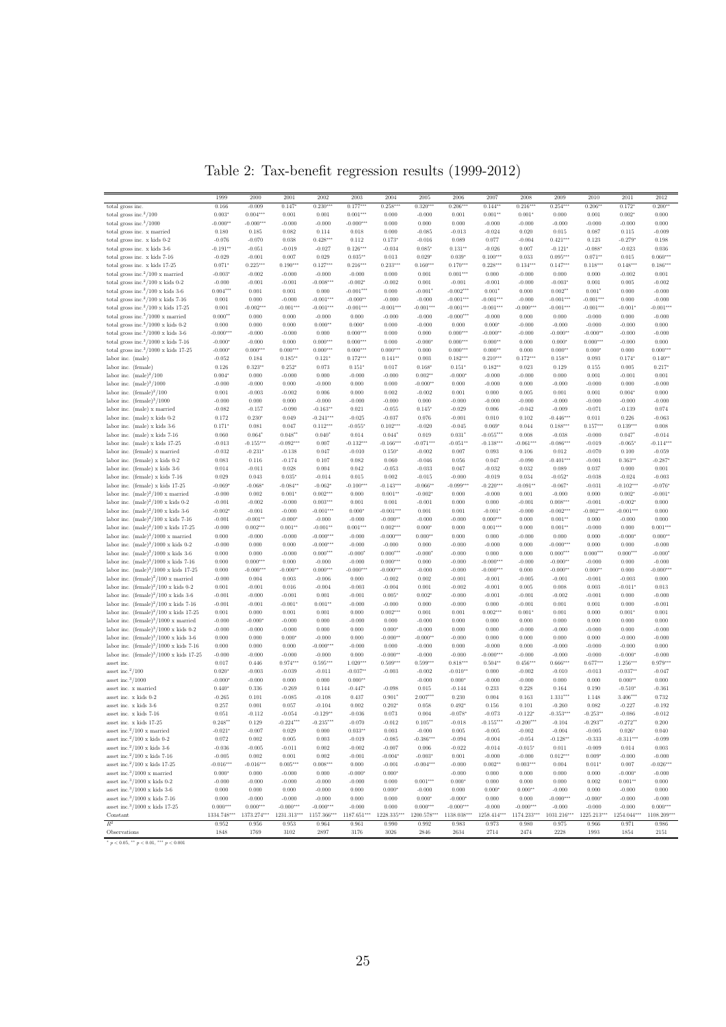# Table 2: Tax-benefit regression results (1999-2012)

| | 1999 | 2000 | 2001 | 2002 | 2003 | 2004 | 2005 | 2006 | 2007 | 2008 | 2009 | 2010 | 2011 | 2012 |
|---|---|---|---|---|---|---|---|---|---|---|---|---|---|---|
| total gross inc. | 0.166 | -0.009 | 0.147* | 0.230*** | 0.177*** | 0.258*** | 0.320*** | 0.206*** | 0.144** | 0.216*** | 0.254*** | 0.206** | 0.172* | 0.200** |
| total gross inc.$^2$/100 | 0.003* | 0.004*** | 0.001 | 0.001 | 0.001*** | 0.000 | -0.000 | 0.001 | 0.001** | 0.001* | 0.000 | 0.001 | 0.002* | 0.000 |
| total gross inc.$^3$/1000 | -0.000** | -0.000*** | -0.000 | -0.000 | -0.000*** | 0.000 | 0.000 | 0.000 | -0.000 | -0.000 | -0.000 | -0.000 | -0.000 | 0.000 |
| total gross inc. x married | 0.180 | 0.185 | 0.082 | 0.114 | 0.018 | 0.000 | -0.085 | -0.013 | -0.024 | 0.020 | 0.015 | 0.087 | 0.115 | -0.009 |
| total gross inc. x kids 0-2 | -0.076 | -0.070 | 0.038 | 0.428*** | 0.112 | 0.173* | -0.016 | 0.089 | 0.077 | -0.004 | 0.421*** | 0.123 | -0.279* | 0.198 |
| total gross inc. x kids 3-6 | -0.191** | -0.051 | -0.019 | -0.027 | 0.126*** | -0.034 | 0.085* | 0.131** | -0.026 | 0.007 | -0.121* | -0.088* | -0.023 | 0.036 |
| total gross inc. x kids 7-16 | -0.029 | -0.001 | 0.007 | 0.029 | 0.035** | 0.013 | 0.029* | 0.039* | 0.100*** | 0.033 | 0.095*** | 0.071** | 0.015 | 0.060*** |
| total gross inc. x kids 17-25 | 0.071* | 0.225*** | 0.190*** | 0.127*** | 0.216*** | 0.233*** | 0.160*** | 0.170*** | 0.228*** | 0.134*** | 0.147*** | 0.118*** | 0.148*** | 0.186*** |
| total gross inc.$^2$/100 x married | -0.003* | -0.002 | -0.000 | -0.000 | -0.000 | 0.000 | 0.001 | 0.001*** | 0.000 | -0.000 | 0.000 | 0.000 | -0.002 | 0.001 |
| total gross inc.$^2$/100 x kids 0-2 | -0.000 | -0.001 | -0.001 | -0.008*** | -0.002* | -0.002 | 0.001 | -0.001 | -0.001 | -0.000 | -0.003* | 0.001 | 0.005 | -0.002 |
| total gross inc.$^2$/100 x kids 3-6 | 0.004*** | 0.001 | 0.001 | 0.000 | -0.001*** | 0.000 | -0.001* | -0.002*** | 0.001* | 0.000 | 0.002** | 0.001* | 0.000 | -0.000 |
| total gross inc.$^2$/100 x kids 7-16 | 0.001 | 0.000 | -0.000 | -0.001*** | -0.000** | -0.000 | -0.000 | -0.001*** | -0.001*** | -0.000 | -0.001*** | -0.001*** | 0.000 | -0.000 |
| total gross inc.$^2$/100 x kids 17-25 | 0.001 | -0.002*** | -0.001*** | -0.001*** | -0.001*** | -0.001*** | -0.001*** | -0.001*** | -0.001*** | -0.000*** | -0.001*** | -0.001*** | -0.001* | -0.001*** |
| total gross inc.$^3$/1000 x married | 0.000** | 0.000 | 0.000 | -0.000 | 0.000 | -0.000 | -0.000 | -0.000*** | -0.000 | 0.000 | 0.000 | -0.000 | 0.000 | -0.000 |
| total gross inc.$^3$/1000 x kids 0-2 | 0.000 | 0.000 | 0.000 | 0.000** | 0.000* | 0.000 | -0.000 | 0.000 | 0.000* | -0.000 | -0.000 | -0.000 | -0.000 | 0.000 |
| total gross inc.$^3$/1000 x kids 3-6 | -0.000*** | -0.000 | -0.000 | 0.000 | 0.000*** | 0.000 | 0.000 | 0.000*** | -0.000** | -0.000 | -0.000** | -0.000** | -0.000 | -0.000 |
| total gross inc.$^3$/1000 x kids 7-16 | -0.000* | -0.000 | 0.000 | 0.000*** | 0.000*** | 0.000 | -0.000* | 0.000*** | 0.000** | 0.000 | 0.000* | 0.000*** | -0.000 | 0.000 |
| total gross inc.$^3$/1000 x kids 17-25 | -0.000* | 0.000*** | 0.000*** | 0.000*** | 0.000*** | 0.000*** | 0.000 | 0.000*** | 0.000** | 0.000 | 0.000** | 0.000* | 0.000 | 0.000*** |
| labor inc. (male) | -0.052 | 0.184 | 0.185** | 0.121* | 0.172*** | 0.141** | 0.003 | 0.182*** | 0.210*** | 0.172*** | 0.158** | 0.093 | 0.174* | 0.140** |
| labor inc. (female) | 0.126 | 0.323** | 0.252* | 0.073 | 0.150** | 0.017 | 0.168* | 0.151* | 0.182** | 0.023 | 0.129 | 0.155 | 0.005 | 0.217* |
| labor inc. (male)$^2$/100 | 0.004* | 0.000 | -0.000 | 0.000 | -0.000 | -0.000 | 0.002** | -0.000* | -0.000 | -0.000 | 0.000 | 0.001 | -0.001 | 0.001 |
| labor inc. (male)$^3$/1000 | -0.000 | -0.000 | 0.000 | -0.000 | 0.000 | 0.000 | -0.000** | 0.000 | -0.000 | 0.000 | -0.000 | -0.000 | 0.000 | -0.000 |
| labor inc. (female)$^2$/100 | 0.001 | -0.003 | -0.002 | 0.006 | 0.000 | 0.002 | -0.002 | 0.001 | 0.000 | 0.005 | 0.001 | 0.001 | 0.004* | 0.000 |
| labor inc. (female)$^3$/1000 | -0.000 | 0.000 | 0.000 | -0.000 | -0.000 | -0.000 | 0.000 | -0.000 | -0.000 | -0.000 | -0.000 | -0.000 | -0.000 | -0.000 |
| labor inc. (male) x married | -0.082 | -0.157 | -0.090 | -0.163** | 0.021 | -0.055 | 0.145* | -0.029 | 0.006 | -0.042 | -0.009 | -0.071 | -0.139 | 0.074 |
| labor inc. (male) x kids 0-2 | 0.172 | 0.230* | 0.049 | -0.241*** | -0.025 | -0.037 | 0.076 | -0.001 | 0.010 | 0.102 | -0.446*** | 0.011 | 0.226 | -0.063 |
| labor inc. (male) x kids 3-6 | 0.171* | 0.081 | 0.047 | 0.112*** | -0.055* | 0.102*** | -0.020 | -0.045 | 0.069* | 0.044 | 0.188*** | 0.157*** | 0.139*** | 0.008 |
| labor inc. (male) x kids 7-16 | 0.060 | 0.064* | 0.048** | 0.040* | 0.014 | 0.044* | 0.019 | 0.031* | -0.055*** | 0.008 | -0.038 | -0.000 | 0.047* | -0.014 |
| labor inc. (male) x kids 17-25 | -0.013 | -0.155*** | -0.092*** | 0.007 | -0.132*** | -0.166*** | -0.071*** | -0.051** | -0.138*** | -0.061*** | -0.086*** | -0.019 | -0.065* | -0.114*** |
| labor inc. (female) x married | -0.032 | -0.231* | -0.138 | 0.047 | -0.010 | 0.150* | -0.002 | 0.007 | 0.093 | 0.106 | 0.012 | -0.070 | 0.100 | -0.059 |
| labor inc. (female) x kids 0-2 | 0.083 | 0.116 | -0.174 | 0.107 | 0.082 | 0.060 | -0.046 | 0.056 | 0.047 | -0.090 | -0.401*** | -0.001 | 0.363** | -0.287* |
| labor inc. (female) x kids 3-6 | 0.014 | -0.011 | 0.028 | 0.004 | 0.042 | -0.053 | -0.033 | 0.047 | -0.032 | 0.032 | 0.089 | 0.037 | 0.000 | 0.001 |
| labor inc. (female) x kids 7-16 | 0.029 | 0.043 | 0.035* | -0.014 | 0.015 | 0.002 | -0.015 | -0.000 | -0.019 | 0.034 | -0.052* | -0.038 | -0.024 | -0.003 |
| labor inc. (female) x kids 17-25 | -0.069* | -0.068* | -0.084** | -0.062* | -0.100*** | -0.143*** | -0.066** | -0.099*** | -0.229*** | -0.091** | -0.067* | -0.031 | -0.102*** | -0.076* |
| labor inc. (male)$^2$/100 x married | -0.000 | 0.002 | 0.001* | 0.002*** | 0.000 | 0.001** | -0.002* | 0.000 | -0.000 | 0.001 | -0.000 | 0.000 | 0.002* | -0.001* |
| labor inc. (male)$^2$/100 x kids 0-2 | -0.001 | -0.002 | -0.000 | 0.003*** | 0.001 | 0.001 | -0.001 | 0.000 | 0.000 | -0.001 | 0.008*** | -0.001 | -0.002* | 0.000 |
| labor inc. (male)$^2$/100 x kids 3-6 | -0.002* | -0.001 | -0.000 | -0.001*** | 0.000* | -0.001*** | 0.001 | 0.001 | -0.001* | -0.000 | -0.002*** | -0.002*** | -0.001*** | 0.000 |
| labor inc. (male)$^2$/100 x kids 7-16 | -0.001 | -0.001** | -0.000* | -0.000 | -0.000 | -0.000** | -0.000 | -0.000 | 0.000*** | 0.000 | 0.001** | 0.000 | -0.000 | 0.000 |
| labor inc. (male)$^2$/100 x kids 17-25 | -0.000 | 0.002*** | 0.001** | -0.001** | 0.001*** | 0.002*** | 0.000* | 0.000 | 0.001*** | 0.000 | 0.001** | -0.000 | 0.000 | 0.001*** |
| labor inc. (male)$^3$/1000 x married | 0.000 | -0.000 | -0.000 | -0.000*** | -0.000 | -0.000*** | 0.000** | 0.000 | 0.000 | -0.000 | 0.000 | 0.000 | -0.000* | 0.000** |
| labor inc. (male)$^3$/1000 x kids 0-2 | -0.000 | 0.000 | 0.000 | -0.000*** | -0.000 | -0.000 | 0.000 | -0.000 | -0.000 | 0.000 | -0.000*** | 0.000 | 0.000 | -0.000 |
| labor inc. (male)$^3$/1000 x kids 3-6 | 0.000 | 0.000 | -0.000 | 0.000*** | -0.000* | 0.000*** | -0.000* | -0.000 | 0.000 | 0.000 | 0.000*** | 0.000*** | 0.000*** | -0.000* |
| labor inc. (male)$^3$/1000 x kids 7-16 | 0.000 | 0.000*** | 0.000 | -0.000 | -0.000 | 0.000*** | 0.000 | -0.000 | -0.000*** | -0.000 | -0.000** | -0.000 | 0.000 | -0.000 |
| labor inc. (male)$^3$/1000 x kids 17-25 | 0.000 | -0.000*** | -0.000** | 0.000*** | -0.000*** | -0.000*** | -0.000 | -0.000 | -0.000*** | 0.000 | -0.000** | 0.000** | 0.000 | -0.000*** |
| labor inc. (female)$^2$/100 x married | -0.000 | 0.004 | 0.003 | -0.006 | 0.000 | -0.002 | 0.002 | -0.001 | -0.001 | -0.005 | -0.001 | -0.001 | -0.003 | 0.000 |
| labor inc. (female)$^2$/100 x kids 0-2 | 0.001 | -0.001 | 0.016 | -0.004 | -0.003 | -0.004 | 0.001 | -0.002 | -0.001 | 0.005 | 0.008 | 0.003 | -0.011* | 0.013 |
| labor inc. (female)$^2$/100 x kids 3-6 | -0.001 | -0.000 | -0.001 | 0.001 | -0.001 | 0.005* | 0.002* | -0.000 | -0.001 | -0.001 | -0.002 | -0.001 | 0.000 | -0.000 |
| labor inc. (female)$^2$/100 x kids 7-16 | -0.001 | -0.001 | -0.001* | 0.001** | -0.000 | -0.000 | 0.000 | -0.000 | 0.000 | -0.001 | 0.001 | 0.001 | 0.000 | -0.001 |
| labor inc. (female)$^2$/100 x kids 17-25 | 0.001 | 0.000 | 0.001 | 0.001 | 0.000 | 0.002*** | 0.001 | 0.001 | 0.002*** | 0.001* | 0.001 | 0.000 | 0.001* | 0.001 |
| labor inc. (female)$^3$/1000 x married | -0.000 | -0.000* | -0.000 | 0.000 | -0.000 | 0.000 | -0.000 | 0.000 | 0.000 | 0.000 | 0.000 | 0.000 | 0.000 | 0.000 |
| labor inc. (female)$^3$/1000 x kids 0-2 | -0.000 | -0.000 | -0.000 | 0.000 | 0.000 | 0.000* | -0.000 | 0.000 | 0.000 | -0.000 | -0.000 | -0.000 | 0.000 | -0.000 |
| labor inc. (female)$^3$/1000 x kids 3-6 | 0.000 | 0.000 | 0.000* | -0.000 | 0.000 | -0.000** | -0.000** | -0.000 | 0.000 | 0.000 | 0.000 | 0.000 | -0.000 | -0.000 |
| labor inc. (female)$^3$/1000 x kids 7-16 | 0.000 | 0.000 | 0.000 | -0.000*** | -0.000 | 0.000 | -0.000 | 0.000 | -0.000 | 0.000 | -0.000 | -0.000 | -0.000 | 0.000 |
| labor inc. (female)$^3$/1000 x kids 17-25 | -0.000 | -0.000 | -0.000 | -0.000 | 0.000 | -0.000** | -0.000 | -0.000 | -0.000*** | -0.000 | -0.000 | -0.000 | -0.000* | -0.000 |
| asset inc. | 0.017 | 0.446 | 0.974*** | 0.595*** | 1.020*** | 0.509*** | 0.599*** | 0.818*** | 0.504** | 0.456*** | 0.666*** | 0.677*** | 1.256*** | 0.979*** |
| asset inc.$^2$/100 | 0.020* | -0.003 | -0.039 | -0.011 | -0.037** | -0.003 | -0.002 | -0.010** | 0.000 | -0.002 | -0.010 | -0.013 | -0.037** | -0.047 |
| asset inc.$^3$/1000 | -0.000* | -0.000 | 0.000 | 0.000 | 0.000** | | -0.000 | 0.000* | -0.000 | -0.000 | 0.000 | 0.000 | 0.000** | 0.000 |
| asset inc. x married | 0.440* | 0.336 | -0.269 | 0.144 | -0.447* | -0.098 | 0.015 | -0.144 | 0.233 | 0.228 | 0.164 | 0.190 | -0.510* | -0.361 |
| asset inc. x kids 0-2 | -0.265 | 0.101 | -0.085 | -0.108 | 0.437 | 0.901* | 2.007*** | 0.230 | 0.004 | 0.163 | 1.331*** | 1.148 | 3.406*** | 0.732 |
| asset inc. x kids 3-6 | 0.257 | 0.001 | 0.057 | -0.104 | 0.002 | 0.202* | 0.058 | 0.492* | 0.156 | 0.101 | -0.260 | 0.082 | -0.227 | -0.192 |
| asset inc. x kids 7-16 | 0.051 | -0.112 | -0.054 | -0.129** | -0.036 | 0.073 | 0.004 | -0.078* | -0.073 | -0.122* | -0.353*** | -0.253** | -0.086 | -0.012 |
| asset inc. x kids 17-25 | 0.248** | 0.129 | -0.224*** | -0.235*** | -0.070 | -0.012 | 0.105** | -0.018 | -0.155*** | -0.200*** | -0.104 | -0.293** | -0.272** | 0.200 |
| asset inc.$^2$/100 x married | -0.021* | -0.007 | 0.029 | 0.000 | 0.033** | 0.003 | -0.000 | 0.005 | -0.005 | -0.002 | -0.004 | -0.005 | 0.026* | 0.040 |
| asset inc.$^2$/100 x kids 0-2 | 0.072 | 0.002 | 0.005 | 0.003 | -0.019 | -0.085 | -0.386*** | -0.094 | -0.004 | -0.054 | -0.128** | -0.333 | -0.311*** | -0.099 |
| asset inc.$^2$/100 x kids 3-6 | -0.036 | -0.005 | -0.011 | 0.002 | -0.002 | -0.007 | 0.006 | -0.022 | -0.014 | -0.015* | 0.011 | -0.009 | 0.014 | 0.003 |
| asset inc.$^2$/100 x kids 7-16 | -0.005 | 0.002 | 0.001 | 0.002 | -0.001 | -0.004* | -0.003* | 0.001 | -0.000 | -0.000 | 0.012*** | 0.009* | -0.000 | -0.000 |
| asset inc.$^2$/100 x kids 17-25 | -0.016*** | -0.016*** | 0.005*** | 0.008*** | 0.000 | -0.001 | -0.004*** | -0.000 | 0.002** | 0.003*** | 0.004 | 0.011* | 0.007 | -0.026*** |
| asset inc.$^3$/1000 x married | 0.000* | 0.000 | -0.000 | 0.000 | -0.000* | 0.000* | | -0.000 | 0.000 | 0.000 | 0.000 | 0.000 | -0.000* | -0.000 |
| asset inc.$^3$/1000 x kids 0-2 | -0.000 | -0.000 | -0.000 | -0.000 | -0.000 | 0.000 | 0.001*** | 0.000* | 0.000 | 0.000 | 0.000 | 0.002 | 0.001** | 0.000 |
| asset inc.$^3$/1000 x kids 3-6 | 0.000 | 0.000 | 0.000 | -0.000 | 0.000 | 0.000* | -0.000 | 0.000 | 0.000* | 0.000** | -0.000 | 0.000 | -0.000 | 0.000 |
| asset inc.$^3$/1000 x kids 7-16 | 0.000 | -0.000 | -0.000 | -0.000 | 0.000 | 0.000 | 0.000* | -0.000* | 0.000 | 0.000 | -0.000*** | -0.000* | -0.000 | -0.000 |
| asset inc.$^3$/1000 x kids 17-25 | 0.000*** | 0.000*** | -0.000*** | -0.000*** | -0.000 | 0.000 | 0.000*** | -0.000*** | -0.000 | -0.000*** | -0.000 | -0.000 | -0.000 | 0.000*** |
| Constant | 1334.748*** | 1373.274*** | 1231.313*** | 1157.366*** | 1187.651*** | 1228.335*** | 1200.578*** | 1138.038*** | 1258.414*** | 1174.233*** | 1031.216*** | 1225.213*** | 1254.044*** | 1108.209*** |
| $R^2$ | 0.952 | 0.956 | 0.953 | 0.964 | 0.961 | 0.990 | 0.992 | 0.983 | 0.973 | 0.980 | 0.975 | 0.966 | 0.971 | 0.986 |
| Observations | 1848 | 1769 | 3102 | 2897 | 3176 | 3026 | 2846 | 2634 | 2714 | 2474 | 2228 | 1993 | 1854 | 2151 |

* $p < 0.05$, ** $p < 0.01$, *** $p < 0.001$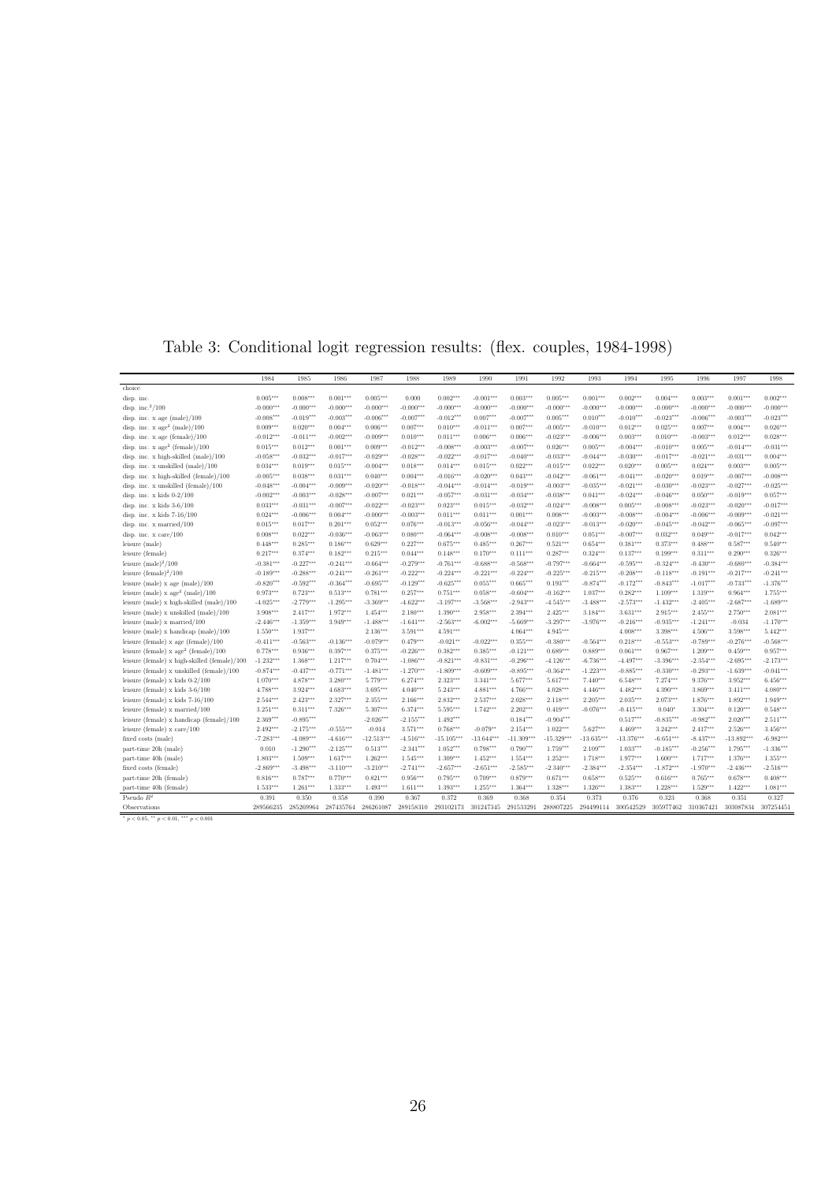# Table 3: Conditional logit regression results: (flex. couples, 1984-1998)

| | 1984 | 1985 | 1986 | 1987 | 1988 | 1989 | 1990 | 1991 | 1992 | 1993 | 1994 | 1995 | 1996 | 1997 | 1998 |
|---|---|---|---|---|---|---|---|---|---|---|---|---|---|---|---|
| choice | | | | | | | | | | | | | | | |
| disp. inc. | 0.005*** | 0.008*** | 0.001*** | 0.005*** | 0.000 | 0.002*** | -0.001*** | 0.003*** | 0.005*** | 0.001*** | 0.002*** | 0.004*** | 0.003*** | 0.001*** | 0.002*** |
| disp. inc.$^2$/100 | -0.000*** | -0.000*** | -0.000*** | -0.000*** | -0.000*** | -0.000*** | -0.000*** | -0.000*** | -0.000*** | -0.000*** | -0.000*** | -0.000*** | -0.000*** | -0.000*** | -0.000*** |
| disp. inc. x age (male)/100 | -0.008*** | -0.019*** | -0.003*** | -0.006*** | -0.007*** | -0.012*** | 0.007*** | -0.007*** | 0.005*** | 0.010*** | -0.010*** | -0.023*** | -0.006*** | -0.003*** | -0.023*** |
| disp. inc. x age$^2$ (male)/100 | 0.009*** | 0.020*** | 0.004*** | 0.006*** | 0.007*** | 0.010*** | -0.011*** | 0.007*** | -0.005*** | -0.010*** | 0.012*** | 0.025*** | 0.007*** | 0.004*** | 0.026*** |
| disp. inc. x age (female)/100 | -0.012*** | -0.011*** | -0.002*** | -0.009*** | 0.010*** | 0.011*** | 0.006*** | 0.006*** | -0.023*** | -0.006*** | 0.003*** | 0.010*** | -0.003*** | 0.012*** | 0.028*** |
| disp. inc. x age$^2$ (female)/100 | 0.015*** | 0.012*** | 0.001*** | 0.009*** | -0.012*** | -0.008*** | -0.003*** | -0.007*** | 0.026*** | 0.005*** | -0.004*** | -0.010*** | 0.005*** | -0.014*** | -0.031*** |
| disp. inc. x high-skilled (male)/100 | -0.058*** | -0.032*** | -0.017*** | -0.029*** | -0.028*** | -0.022*** | -0.017*** | -0.040*** | -0.033*** | -0.044*** | -0.030*** | -0.017*** | -0.021*** | -0.031*** | 0.004*** |
| disp. inc. x unskilled (male)/100 | 0.034*** | 0.019*** | 0.015*** | -0.004*** | 0.018*** | 0.014*** | 0.015*** | 0.022*** | -0.015*** | 0.022*** | 0.020*** | 0.005*** | 0.024*** | 0.003*** | 0.005*** |
| disp. inc. x high-skilled (female)/100 | -0.005*** | 0.038*** | 0.031*** | 0.040*** | 0.004*** | -0.016*** | -0.020*** | 0.043*** | -0.042*** | -0.061*** | -0.041*** | -0.020*** | 0.019*** | -0.007*** | -0.008*** |
| disp. inc. x unskilled (female)/100 | -0.048*** | -0.004*** | -0.009*** | -0.020*** | -0.018*** | -0.044*** | -0.014*** | -0.019*** | -0.003*** | -0.035*** | -0.021*** | -0.030*** | -0.023*** | -0.027*** | -0.025*** |
| disp. inc. x kids 0-2/100 | -0.002*** | -0.003*** | -0.028*** | -0.007*** | 0.021*** | -0.057*** | -0.031*** | -0.034*** | -0.038*** | 0.041*** | -0.024*** | -0.046*** | 0.050*** | -0.019*** | 0.057*** |
| disp. inc. x kids 3-6/100 | 0.033*** | -0.031*** | -0.007*** | -0.022*** | -0.023*** | 0.023*** | 0.015*** | -0.032*** | -0.024*** | -0.008*** | 0.005*** | -0.008*** | -0.023*** | -0.020*** | -0.017*** |
| disp. inc. x kids 7-16/100 | 0.024*** | -0.006*** | 0.004*** | -0.000*** | -0.003*** | 0.011*** | 0.011*** | 0.001*** | 0.008*** | -0.003*** | -0.008*** | -0.004*** | -0.006*** | -0.009*** | -0.021*** |
| disp. inc. x married/100 | 0.015*** | 0.017*** | 0.201*** | 0.052*** | 0.076*** | -0.013*** | -0.056*** | -0.044*** | -0.023*** | -0.013*** | -0.020*** | -0.045*** | -0.042*** | -0.065*** | -0.097*** |
| disp. inc. x care/100 | 0.008*** | 0.022*** | -0.036*** | -0.063*** | 0.080*** | -0.064*** | -0.008*** | -0.008*** | 0.010*** | 0.051*** | -0.007*** | 0.032*** | 0.049*** | -0.017*** | 0.042*** |
| leisure (male) | 0.448*** | 0.285*** | 0.186*** | 0.629*** | 0.227*** | 0.675*** | 0.485*** | 0.267*** | 0.521*** | 0.654*** | 0.381*** | 0.373*** | 0.488*** | 0.587*** | 0.540*** |
| leisure (female) | 0.217*** | 0.374*** | 0.182*** | 0.215*** | 0.044*** | 0.148*** | 0.170*** | 0.111*** | 0.287*** | 0.324*** | 0.137*** | 0.199*** | 0.311*** | 0.290*** | 0.326*** |
| leisure (male)$^2$/100 | -0.381*** | -0.227*** | -0.241*** | -0.664*** | -0.279*** | -0.761*** | -0.688*** | -0.568*** | -0.797*** | -0.664*** | -0.595*** | -0.324*** | -0.430*** | -0.680*** | -0.384*** |
| leisure (female)$^2$/100 | -0.189*** | -0.288*** | -0.241*** | -0.261*** | -0.222*** | -0.224*** | -0.221*** | -0.224*** | -0.225*** | -0.215*** | -0.208*** | -0.118*** | -0.191*** | -0.217*** | -0.241*** |
| leisure (male) x age (male)/100 | -0.820*** | -0.592*** | -0.364*** | -0.695*** | -0.129*** | -0.625*** | 0.055*** | 0.665*** | 0.193*** | -0.874*** | -0.172*** | -0.843*** | -1.017*** | -0.733*** | -1.376*** |
| leisure (male) x age$^2$ (male)/100 | 0.973*** | 0.723*** | 0.513*** | 0.781*** | 0.257*** | 0.751*** | 0.058*** | -0.604*** | -0.162*** | 1.037*** | 0.282*** | 1.109*** | 1.319*** | 0.964*** | 1.755*** |
| leisure (male) x high-skilled (male)/100 | -4.025*** | -2.779*** | -1.295*** | -3.369*** | -4.622*** | -3.197*** | -3.568*** | -2.943*** | -4.545*** | -3.488*** | -2.573*** | -1.432*** | -2.405*** | -2.687*** | -1.689*** |
| leisure (male) x unskilled (male)/100 | 3.908*** | 2.417*** | 1.972*** | 1.454*** | 2.180*** | 1.390*** | 2.958*** | 2.394*** | 2.425*** | 3.184*** | 3.631*** | 2.915*** | 2.455*** | 2.750*** | 2.081*** |
| leisure (male) x married/100 | -2.446*** | -1.359*** | 3.949*** | -1.488*** | -1.641*** | -2.563*** | -6.002*** | -5.669*** | -3.297*** | -3.976*** | -0.216*** | -0.935*** | -1.241*** | -0.034 | -1.170*** |
| leisure (male) x handicap (male)/100 | 1.550*** | 1.937*** | | 2.136*** | 3.591*** | 4.591*** | | 4.064*** | 4.945*** | | 4.008*** | 3.398*** | 4.506*** | 3.598*** | 5.442*** |
| leisure (female) x age (female)/100 | -0.411*** | -0.563*** | -0.136*** | -0.079*** | 0.479*** | -0.021** | -0.022*** | 0.355*** | -0.380*** | -0.564*** | 0.218*** | -0.553*** | -0.789*** | -0.276*** | -0.568*** |
| leisure (female) x age$^2$ (female)/100 | 0.778*** | 0.936*** | 0.397*** | 0.375*** | -0.226*** | 0.382*** | 0.385*** | -0.121*** | 0.689*** | 0.889*** | 0.061*** | 0.967*** | 1.209*** | 0.459*** | 0.957*** |
| leisure (female) x high-skilled (female)/100 | -1.232*** | 1.368*** | 1.217*** | 0.704*** | -1.086*** | -0.821*** | -0.831*** | -0.296*** | -4.126*** | -6.736*** | -4.497*** | -3.396*** | -2.354*** | -2.695*** | -2.173*** |
| leisure (female) x unskilled (female)/100 | -0.874*** | -0.437*** | -0.771*** | -1.481*** | -1.270*** | -1.809*** | -0.609*** | -0.895*** | -0.364*** | -1.223*** | -0.885*** | -0.330*** | -0.293*** | -1.639*** | -0.041*** |
| leisure (female) x kids 0-2/100 | 1.070*** | 4.878*** | 3.280*** | 5.779*** | 6.274*** | 2.323*** | 3.341*** | 5.677*** | 5.617*** | 7.440*** | 6.548*** | 7.274*** | 9.376*** | 3.952*** | 6.456*** |
| leisure (female) x kids 3-6/100 | 4.788*** | 3.924*** | 4.683*** | 3.695*** | 4.040*** | 5.243*** | 4.881*** | 4.766*** | 4.028*** | 4.446*** | 4.482*** | 4.390*** | 3.869*** | 3.411*** | 4.080*** |
| leisure (female) x kids 7-16/100 | 2.544*** | 2.423*** | 2.327*** | 2.355*** | 2.166*** | 2.832*** | 2.537*** | 2.028*** | 2.118*** | 2.205*** | 2.035*** | 2.073*** | 1.876*** | 1.892*** | 1.949*** |
| leisure (female) x married/100 | 3.251*** | 0.311*** | 7.326*** | 5.307*** | 6.374*** | 5.595*** | 1.742*** | 2.202*** | 0.419*** | -0.076*** | -0.415*** | 0.040* | 3.304*** | 0.120*** | 0.548*** |
| leisure (female) x handicap (female)/100 | 2.369*** | -0.895*** | | -2.026*** | -2.155*** | 1.492*** | | 0.184*** | -0.904*** | | 0.517*** | -0.835*** | -0.982*** | 2.020*** | 2.511*** |
| leisure (female) x care/100 | 2.492*** | -2.175*** | -0.555*** | -0.014 | 3.571*** | 0.768*** | -0.079** | 2.154*** | 1.022*** | 5.627*** | 4.469*** | 3.242*** | 2.417*** | 2.526*** | 3.456*** |
| fixed costs (male) | -7.283*** | -4.089*** | -4.616*** | -12.513*** | -4.516*** | -15.105*** | -13.644*** | -11.309*** | -15.329*** | -13.635*** | -13.376*** | -6.651*** | -8.437*** | -13.892*** | -6.982*** |
| part-time 20h (male) | 0.010 | -1.290*** | -2.125*** | 0.513*** | -2.341*** | 1.052*** | 0.798*** | 0.790*** | 1.759*** | 2.109*** | 1.033*** | -0.185*** | -0.256*** | 1.795*** | -1.336*** |
| part-time 40h (male) | 1.803*** | 1.509*** | 1.617*** | 1.262*** | 1.545*** | 1.309*** | 1.452*** | 1.554*** | 1.252*** | 1.718*** | 1.977*** | 1.600*** | 1.717*** | 1.376*** | 1.355*** |
| fixed costs (female) | -2.869*** | -3.498*** | -3.110*** | -3.210*** | -2.741*** | -2.657*** | -2.651*** | -2.585*** | -2.340*** | -2.384*** | -2.354*** | -1.872*** | -1.970*** | -2.436*** | -2.516*** |
| part-time 20h (female) | 0.816*** | 0.787*** | 0.770*** | 0.821*** | 0.956*** | 0.795*** | 0.709*** | 0.879*** | 0.671*** | 0.658*** | 0.525*** | 0.616*** | 0.765*** | 0.678*** | 0.408*** |
| part-time 40h (female) | 1.533*** | 1.261*** | 1.333*** | 1.493*** | 1.611*** | 1.393*** | 1.255*** | 1.364*** | 1.328*** | 1.326*** | 1.383*** | 1.228*** | 1.529*** | 1.422*** | 1.081*** |
| Pseudo $R^2$ | 0.391 | 0.350 | 0.358 | 0.390 | 0.367 | 0.372 | 0.369 | 0.368 | 0.354 | 0.373 | 0.376 | 0.323 | 0.368 | 0.351 | 0.327 |
| Observations | 289566235 | 285269964 | 287435764 | 286261087 | 289158310 | 293102173 | 301247345 | 291533291 | 288807225 | 294499114 | 300542529 | 305977462 | 310367421 | 303087834 | 307254451 |

* $p < 0.05$, ** $p < 0.01$, *** $p < 0.001$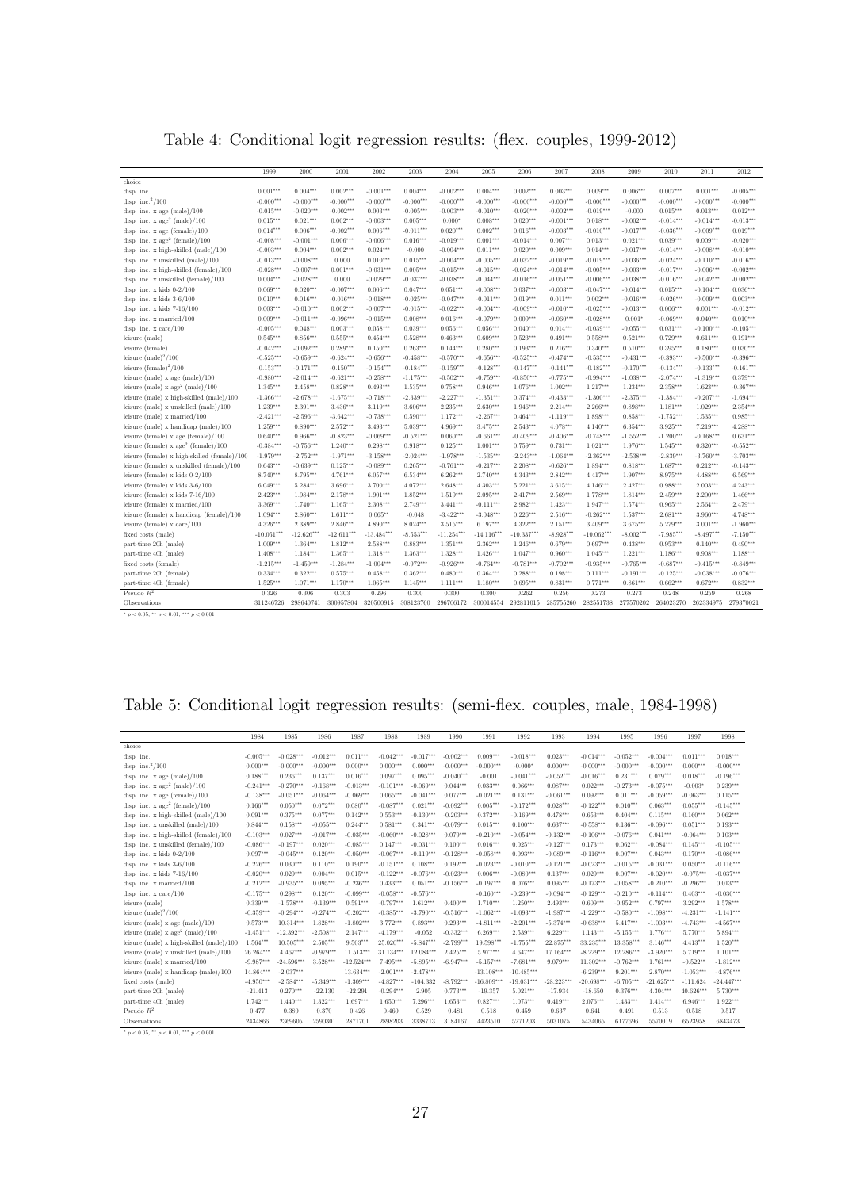Table 4: Conditional logit regression results: (flex. couples, 1999-2012)

| | 1999 | 2000 | 2001 | 2002 | 2003 | 2004 | 2005 | 2006 | 2007 | 2008 | 2009 | 2010 | 2011 | 2012 |
|---|---|---|---|---|---|---|---|---|---|---|---|---|---|---|
| choice | | | | | | | | | | | | | | |
| disp. inc. | 0.001*** | 0.004*** | 0.002*** | -0.001*** | 0.004*** | -0.002*** | 0.004*** | 0.002*** | 0.003*** | 0.009*** | 0.006*** | 0.007*** | 0.001*** | -0.005*** |
| disp. inc.$^2$/100 | -0.000*** | -0.000*** | -0.000*** | -0.000*** | -0.000*** | -0.000*** | -0.000*** | -0.000*** | -0.000*** | -0.000*** | -0.000*** | -0.000*** | -0.000*** | -0.000*** |
| disp. inc. x age (male)/100 | -0.015*** | -0.020*** | -0.002*** | 0.003*** | -0.005*** | -0.003*** | -0.010*** | -0.020*** | -0.002*** | -0.019*** | -0.000 | 0.015*** | 0.013*** | 0.012*** |
| disp. inc. x age$^2$ (male)/100 | 0.015*** | 0.021*** | 0.002*** | -0.003*** | 0.005*** | 0.000* | 0.008*** | 0.020*** | -0.001*** | 0.018*** | -0.002*** | -0.014*** | -0.014*** | -0.013*** |
| disp. inc. x age (female)/100 | 0.014*** | 0.006*** | -0.002*** | 0.006*** | -0.011*** | 0.020*** | 0.002*** | 0.016*** | -0.003*** | -0.010*** | -0.017*** | -0.036*** | -0.009*** | 0.019*** |
| disp. inc. x age$^2$ (female)/100 | -0.008*** | -0.001*** | 0.006*** | -0.006*** | 0.016*** | -0.019*** | 0.001*** | -0.014*** | 0.007*** | 0.013*** | 0.021*** | 0.039*** | 0.009*** | -0.020*** |
| disp. inc. x high-skilled (male)/100 | -0.003*** | 0.004*** | 0.002*** | 0.024*** | -0.000 | -0.004*** | 0.011*** | 0.020*** | 0.009*** | 0.014*** | -0.017*** | -0.014*** | -0.008*** | -0.010*** |
| disp. inc. x unskilled (male)/100 | -0.013*** | -0.008*** | 0.000 | 0.010*** | 0.015*** | -0.004*** | -0.005*** | -0.032*** | -0.019*** | -0.019*** | -0.036*** | -0.024*** | -0.110*** | -0.016*** |
| disp. inc. x high-skilled (female)/100 | -0.028*** | -0.007*** | 0.001*** | -0.031*** | 0.005*** | -0.015*** | -0.015*** | -0.024*** | -0.014*** | -0.005*** | -0.003*** | -0.017*** | -0.006*** | -0.002*** |
| disp. inc. x unskilled (female)/100 | 0.004*** | -0.028*** | 0.000 | -0.029*** | -0.037*** | -0.038*** | -0.044*** | -0.016*** | -0.051*** | -0.006*** | -0.038*** | -0.016*** | -0.042*** | -0.002*** |
| disp. inc. x kids 0-2/100 | 0.069*** | 0.020*** | -0.007*** | 0.006*** | 0.047*** | 0.051*** | -0.008*** | 0.037*** | -0.003*** | -0.047*** | -0.014*** | 0.015*** | -0.104*** | 0.036*** |
| disp. inc. x kids 3-6/100 | 0.010*** | 0.016*** | -0.016*** | -0.018*** | -0.025*** | -0.047*** | -0.013*** | 0.019*** | 0.011*** | 0.002*** | -0.016*** | -0.026*** | -0.009*** | 0.003*** |
| disp. inc. x kids 7-16/100 | 0.003*** | -0.010*** | 0.002*** | -0.007*** | -0.015*** | -0.022*** | -0.004*** | -0.009*** | -0.010*** | -0.025*** | -0.013*** | 0.006*** | 0.001*** | -0.012*** |
| disp. inc. x married/100 | 0.009*** | -0.011*** | -0.096*** | -0.015*** | 0.008*** | 0.016*** | -0.079*** | 0.009*** | -0.060*** | -0.028*** | 0.001* | -0.069*** | 0.040*** | 0.010*** |
| disp. inc. x care/100 | -0.005*** | 0.048*** | 0.003*** | 0.058*** | 0.039*** | 0.056*** | 0.056*** | 0.040*** | 0.014*** | -0.039*** | -0.055*** | 0.031*** | -0.100*** | -0.105*** |
| leisure (male) | 0.545*** | 0.856*** | 0.555*** | 0.454*** | 0.528*** | 0.463*** | 0.609*** | 0.523*** | 0.491*** | 0.558*** | 0.521*** | 0.729*** | 0.611*** | 0.191*** |
| leisure (female) | -0.042*** | -0.092*** | 0.289*** | 0.150*** | 0.263*** | 0.144*** | 0.280*** | 0.193*** | 0.216*** | 0.340*** | 0.510*** | 0.395*** | 0.180*** | 0.030*** |
| leisure (male)$^2$/100 | -0.525*** | -0.659*** | -0.624*** | -0.656*** | -0.458*** | -0.570*** | -0.656*** | -0.525*** | -0.474*** | -0.535*** | -0.431*** | -0.393*** | -0.500*** | -0.396*** |
| leisure (female)$^2$/100 | -0.153*** | -0.171*** | -0.150*** | -0.154*** | -0.184*** | -0.159*** | -0.128*** | -0.147*** | -0.141*** | -0.182*** | -0.170*** | -0.134*** | -0.133*** | -0.161*** |
| leisure (male) x age (male)/100 | -0.980*** | -2.014*** | -0.621*** | -0.258*** | -1.175*** | -0.502*** | -0.759*** | -0.850*** | -0.775*** | -0.994*** | -1.038*** | -2.074*** | -1.319*** | 0.379*** |
| leisure (male) x age$^2$ (male)/100 | 1.345*** | 2.458*** | 0.828*** | 0.493*** | 1.535*** | 0.758*** | 0.946*** | 1.076*** | 1.002*** | 1.217*** | 1.234*** | 2.358*** | 1.623*** | -0.367*** |
| leisure (male) x high-skilled (male)/100 | -1.366*** | -2.678*** | -1.675*** | -0.718*** | -2.339*** | -2.227*** | -1.351*** | 0.374*** | -0.433*** | -1.300*** | -2.375*** | -1.384*** | -0.207*** | -1.694*** |
| leisure (male) x unskilled (male)/100 | 1.239*** | 2.391*** | 3.436*** | 3.119*** | 3.606*** | 2.235*** | 2.630*** | 1.946*** | 2.214*** | 2.266*** | 0.898*** | 1.181*** | 1.029*** | 2.354*** |
| leisure (male) x married/100 | -2.421*** | -2.596*** | -3.642*** | -0.738*** | 0.590*** | 1.172*** | -2.267*** | 0.464*** | -1.119*** | 1.898*** | 0.858*** | -1.752*** | 1.535*** | 0.985*** |
| leisure (male) x handicap (male)/100 | 1.259*** | 0.890*** | 2.572*** | 3.493*** | 5.039*** | 4.969*** | 3.475*** | 2.543*** | 4.078*** | 4.140*** | 6.354*** | 3.925*** | 7.219*** | 4.288*** |
| leisure (female) x age (female)/100 | 0.640*** | 0.966*** | -0.823*** | -0.069*** | -0.521*** | 0.060*** | -0.661*** | -0.409*** | -0.406*** | -0.748*** | -1.552*** | -1.200*** | -0.168*** | 0.631*** |
| leisure (female) x age$^2$ (female)/100 | -0.384*** | -0.756*** | 1.240*** | 0.298*** | 0.918*** | 0.125*** | 1.001*** | 0.759*** | 0.731*** | 1.021*** | 1.976*** | 1.545*** | 0.320*** | -0.552*** |
| leisure (female) x high-skilled (female)/100 | -1.979*** | -2.752*** | -1.971*** | -3.158*** | -2.024*** | -1.978*** | -1.535*** | -2.243*** | -1.064*** | -2.362*** | -2.538*** | -2.839*** | -3.760*** | -3.703*** |
| leisure (female) x unskilled (female)/100 | 0.643*** | -0.639*** | 0.125*** | -0.089*** | 0.265*** | -0.761*** | -0.217*** | 2.208*** | -0.626*** | 1.894*** | 0.818*** | 1.687*** | 0.212*** | -0.143*** |
| leisure (female) x kids 0-2/100 | 8.740*** | 8.795*** | 4.761*** | 6.057*** | 6.534*** | 6.262*** | 2.740*** | 4.343*** | 2.842*** | 4.417*** | 1.907*** | 8.975*** | 4.488*** | 6.569*** |
| leisure (female) x kids 3-6/100 | 6.049*** | 5.284*** | 3.696*** | 3.700*** | 4.072*** | 2.648*** | 4.303*** | 5.221*** | 3.615*** | 4.146*** | 2.427*** | 0.988*** | 2.003*** | 4.243*** |
| leisure (female) x kids 7-16/100 | 2.423*** | 1.984*** | 2.178*** | 1.901*** | 1.852*** | 1.519*** | 2.095*** | 2.417*** | 2.569*** | 1.778*** | 1.814*** | 2.459*** | 2.200*** | 1.466*** |
| leisure (female) x married/100 | 3.369*** | 1.740*** | 1.165*** | 2.308*** | 2.749*** | 3.441*** | -0.111*** | 2.982*** | 1.423*** | 1.947*** | 1.574*** | 0.965*** | 2.564*** | 2.479*** |
| leisure (female) x handicap (female)/100 | 1.094*** | 2.860*** | 1.611*** | 0.065** | -0.048 | -3.422*** | -3.048*** | 0.226*** | 2.516*** | -0.262*** | 1.537*** | 2.681*** | 3.960*** | 4.748*** |
| leisure (female) x care/100 | 4.326*** | 2.389*** | 2.846*** | 4.890*** | 8.024*** | 3.515*** | 6.197*** | 4.322*** | 2.151*** | 3.409*** | 3.675*** | 5.279*** | 3.001*** | -1.960*** |
| fixed costs (male) | -10.051*** | -12.626*** | -12.611*** | -13.484*** | -8.553*** | -11.254*** | -14.116*** | -10.337*** | -8.928*** | -10.062*** | -8.002*** | -7.985*** | -8.497*** | -7.150*** |
| part-time 20h (male) | 1.009*** | 1.364*** | 1.812*** | 2.588*** | 0.883*** | 1.351*** | 2.362*** | 1.246*** | 0.679*** | 0.697*** | 0.438*** | 0.953*** | 0.140*** | 0.490*** |
| part-time 40h (male) | 1.408*** | 1.184*** | 1.365*** | 1.318*** | 1.363*** | 1.328*** | 1.426*** | 1.047*** | 0.960*** | 1.045*** | 1.221*** | 1.186*** | 0.908*** | 1.188*** |
| fixed costs (female) | -1.215*** | -1.459*** | -1.284*** | -1.004*** | -0.972*** | -0.926*** | -0.764*** | -0.781*** | -0.702*** | -0.935*** | -0.765*** | -0.687*** | -0.415*** | -0.849*** |
| part-time 20h (female) | 0.334*** | 0.322*** | 0.575*** | 0.458*** | 0.362*** | 0.480*** | 0.364*** | 0.288*** | 0.198*** | 0.111*** | -0.191*** | -0.125*** | -0.038*** | -0.076*** |
| part-time 40h (female) | 1.525*** | 1.071*** | 1.170*** | 1.065*** | 1.145*** | 1.111*** | 1.180*** | 0.695*** | 0.831*** | 0.771*** | 0.861*** | 0.662*** | 0.672*** | 0.832*** |
| Pseudo $R^2$ | 0.326 | 0.306 | 0.303 | 0.296 | 0.300 | 0.300 | 0.300 | 0.262 | 0.256 | 0.273 | 0.273 | 0.248 | 0.259 | 0.268 |
| Observations | 311246726 | 298640741 | 300957804 | 320500915 | 308123760 | 296706172 | 300014554 | 292811015 | 285755260 | 282551738 | 277570202 | 264023270 | 262334975 | 279370021 |

* $p < 0.05$, ** $p < 0.01$, *** $p < 0.001$

Table 5: Conditional logit regression results: (semi-flex. couples, male, 1984-1998)

| | 1984 | 1985 | 1986 | 1987 | 1988 | 1989 | 1990 | 1991 | 1992 | 1993 | 1994 | 1995 | 1996 | 1997 | 1998 |
|---|---|---|---|---|---|---|---|---|---|---|---|---|---|---|---|
| choice | | | | | | | | | | | | | | | |
| disp. inc. | -0.005*** | -0.028*** | -0.012*** | 0.011*** | -0.042*** | -0.017*** | -0.002*** | 0.009*** | -0.018*** | 0.023*** | -0.014*** | -0.052*** | -0.004*** | 0.011*** | 0.018*** |
| disp. inc.$^2$/100 | 0.000*** | -0.000*** | -0.000*** | 0.000*** | 0.000*** | 0.000*** | -0.000*** | -0.000*** | -0.000* | 0.000*** | -0.000*** | -0.000*** | -0.000*** | 0.000*** | -0.000*** |
| disp. inc. x age (male)/100 | 0.188*** | 0.236*** | 0.137*** | 0.016*** | 0.097*** | 0.095*** | -0.040*** | -0.001 | -0.041*** | -0.052*** | -0.016*** | 0.231*** | 0.079*** | 0.018*** | -0.196*** |
| disp. inc. x age$^2$ (male)/100 | -0.241*** | -0.270*** | -0.168*** | -0.013*** | -0.101*** | -0.069*** | 0.044*** | 0.033*** | 0.066*** | 0.087*** | 0.022*** | -0.273*** | -0.075*** | -0.003* | 0.239*** |
| disp. inc. x age (female)/100 | -0.138*** | -0.051*** | -0.064*** | -0.069*** | 0.065*** | -0.041*** | 0.077*** | -0.021*** | 0.131*** | -0.061*** | 0.092*** | 0.011*** | -0.059*** | -0.063*** | 0.115*** |
| disp. inc. x age$^2$ (female)/100 | 0.166*** | 0.050*** | 0.072*** | 0.080*** | -0.087*** | 0.021*** | -0.092*** | 0.005*** | -0.172*** | 0.028*** | -0.122*** | 0.010*** | 0.063*** | 0.055*** | -0.145*** |
| disp. inc. x high-skilled (male)/100 | 0.091*** | 0.375*** | 0.077*** | 0.142*** | 0.553*** | -0.130*** | -0.203*** | 0.372*** | -0.169*** | 0.478*** | 0.653*** | 0.404*** | 0.115*** | 0.160*** | 0.062*** |
| disp. inc. x unskilled (male)/100 | 0.844*** | 0.158*** | -0.055*** | 0.244*** | 0.581*** | 0.341*** | -0.079*** | 0.015*** | 0.100*** | 0.637*** | -0.558*** | 0.136*** | -0.096*** | 0.051*** | 0.193*** |
| disp. inc. x high-skilled (female)/100 | -0.103*** | 0.027*** | -0.017*** | -0.035*** | -0.060*** | -0.028*** | 0.079*** | -0.210*** | -0.054*** | -0.132*** | -0.106*** | -0.076*** | 0.041*** | -0.064*** | 0.103*** |
| disp. inc. x unskilled (female)/100 | -0.086*** | -0.197*** | 0.020*** | -0.085*** | 0.147*** | -0.031*** | 0.100*** | 0.016*** | 0.025*** | -0.127*** | 0.173*** | 0.062*** | -0.084*** | 0.145*** | -0.105*** |
| disp. inc. x kids 0-2/100 | 0.097*** | -0.045*** | 0.126*** | -0.050*** | -0.067*** | -0.119*** | -0.128*** | -0.058*** | 0.093*** | -0.089*** | -0.116*** | 0.007*** | 0.043*** | 0.170*** | -0.086*** |
| disp. inc. x kids 3-6/100 | -0.226*** | 0.030*** | 0.110*** | 0.190*** | -0.151*** | 0.108*** | 0.192*** | -0.023*** | -0.010*** | -0.121*** | -0.023*** | -0.015*** | -0.031*** | 0.050*** | -0.116*** |
| disp. inc. x kids 7-16/100 | -0.020*** | 0.029*** | 0.004*** | 0.015*** | -0.122*** | -0.076*** | -0.023*** | 0.006*** | -0.080*** | 0.137*** | 0.029*** | 0.007*** | -0.020*** | -0.075*** | -0.037*** |
| disp. inc. x married/100 | -0.212*** | -0.935*** | 0.095*** | -0.236*** | 0.433*** | 0.051*** | -0.156*** | -0.197*** | 0.076*** | 0.095*** | -0.173*** | -0.058*** | -0.210*** | -0.296*** | 0.013*** |
| disp. inc. x care/100 | -0.175*** | 0.298*** | 0.120*** | -0.099*** | -0.058*** | -0.576*** | | -0.160*** | -0.239*** | -0.094*** | -0.129*** | -0.210*** | -0.114*** | 0.403*** | -0.030*** |
| leisure (male) | 0.339*** | -1.578*** | -0.139*** | 0.591*** | -0.797*** | 1.612*** | 0.400*** | 1.710*** | 1.250*** | 2.493*** | 0.609*** | -0.952*** | 0.797*** | 3.292*** | 1.578*** |
| leisure (male)$^2$/100 | -0.359*** | -0.294*** | -0.274*** | -0.202*** | -0.385*** | -3.790*** | -0.516*** | -1.062*** | -1.093*** | -1.987*** | -1.229*** | -0.580*** | -1.098*** | -4.231*** | -1.141*** |
| leisure (male) x age (male)/100 | 0.573*** | 10.314*** | 1.828*** | -1.802*** | 3.772*** | 0.893*** | 0.293*** | -4.811*** | -2.201*** | -5.374*** | -0.638*** | 5.417*** | -1.003*** | -4.743*** | -4.567*** |
| leisure (male) x age$^2$ (male)/100 | -1.451*** | -12.392*** | -2.508*** | 2.147*** | -4.179*** | -0.052 | -0.332*** | 6.269*** | 2.539*** | 6.229*** | 1.143*** | -5.155*** | 1.776*** | 5.770*** | 5.894*** |
| leisure (male) x high-skilled (male)/100 | 1.564*** | 10.505*** | 2.505*** | 9.503*** | 25.020*** | -5.847*** | -2.799*** | 19.598*** | -1.755*** | 22.875*** | 33.235*** | 13.358*** | 3.146*** | 4.413*** | 1.520*** |
| leisure (male) x unskilled (male)/100 | 26.264*** | 4.467*** | -0.979*** | 11.513*** | 31.134*** | 12.084*** | 2.425*** | 5.977*** | 4.647*** | 17.164*** | -8.229*** | 12.286*** | -3.920*** | 5.719*** | 1.101*** |
| leisure (male) x married/100 | -9.987*** | -24.596*** | 3.528*** | -12.524*** | 7.495*** | -5.895*** | -6.947*** | -5.157*** | -7.681*** | 9.079*** | 11.302*** | -0.762*** | 1.761*** | -0.522** | -1.812*** |
| leisure (male) x handicap (male)/100 | 14.864*** | -2.037*** | | 13.634*** | -2.001*** | -2.478*** | | -13.108*** | -10.485*** | | -6.239*** | 9.201*** | 2.870*** | -1.053*** | -4.876*** |
| fixed costs (male) | -4.950*** | -2.584*** | -5.349*** | -1.309*** | -4.827*** | -104.332 | -8.792*** | -16.809*** | -19.031*** | -28.223*** | -20.698*** | -6.705*** | -21.625*** | -111.624 | -24.447*** |
| part-time 20h (male) | -21.413 | 0.270*** | -22.130 | -22.291 | -0.294*** | 2.905 | 0.773*** | -19.357 | 5.021*** | -17.934 | -18.650 | 0.376*** | 4.304*** | 40.626*** | 5.730*** |
| part-time 40h (male) | 1.742*** | 1.440*** | 1.322*** | 1.697*** | 1.650*** | 7.296*** | 1.653*** | 0.827*** | 1.073*** | 0.419*** | 2.076*** | 1.433*** | 1.414*** | 6.946*** | 1.922*** |
| Pseudo $R^2$ | 0.477 | 0.380 | 0.370 | 0.426 | 0.460 | 0.529 | 0.481 | 0.518 | 0.459 | 0.637 | 0.641 | 0.491 | 0.513 | 0.518 | 0.517 |
| Observations | 2434866 | 2369605 | 2590301 | 2871701 | 2898203 | 3338713 | 3184167 | 4423510 | 5271203 | 5031075 | 5434065 | 6177696 | 5570019 | 6523958 | 6843473 |

* $p < 0.05$, ** $p < 0.01$, *** $p < 0.001$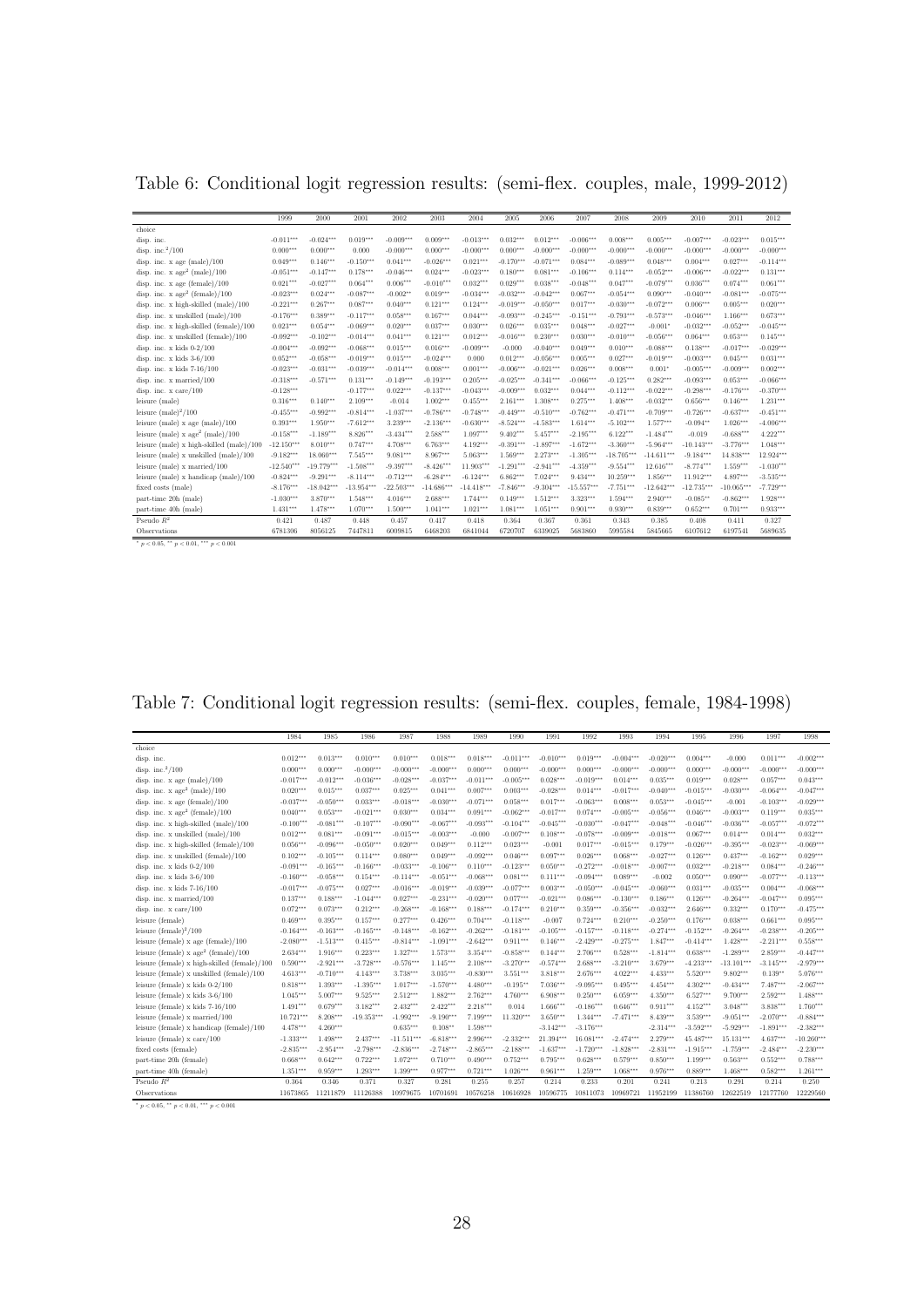Table 6: Conditional logit regression results: (semi-flex. couples, male, 1999-2012)

| | 1999 | 2000 | 2001 | 2002 | 2003 | 2004 | 2005 | 2006 | 2007 | 2008 | 2009 | 2010 | 2011 | 2012 |
|---|---|---|---|---|---|---|---|---|---|---|---|---|---|---|
| choice | | | | | | | | | | | | | | |
| disp. inc. | -0.011*** | -0.024*** | 0.019*** | -0.009*** | 0.009*** | -0.013*** | 0.032*** | 0.012*** | -0.006*** | 0.008*** | 0.005*** | -0.007*** | -0.023*** | 0.015*** |
| disp. inc.$^2$/100 | 0.000*** | 0.000*** | 0.000 | -0.000*** | 0.000*** | -0.000*** | 0.000*** | -0.000*** | -0.000*** | -0.000*** | -0.000*** | -0.000*** | -0.000*** | -0.000*** |
| disp. inc. x age (male)/100 | 0.049*** | 0.146*** | -0.150*** | 0.041*** | -0.026*** | 0.021*** | -0.170*** | -0.071*** | 0.084*** | -0.089*** | 0.048*** | 0.004*** | 0.027*** | -0.114*** |
| disp. inc. x age$^2$ (male)/100 | -0.051*** | -0.147*** | 0.178*** | -0.046*** | 0.024*** | -0.023*** | 0.180*** | 0.081*** | -0.106*** | 0.114*** | -0.052*** | -0.006*** | -0.022*** | 0.131*** |
| disp. inc. x age (female)/100 | 0.021*** | -0.027*** | 0.064*** | 0.006*** | -0.010*** | 0.032*** | 0.029*** | 0.038*** | -0.048*** | 0.047*** | -0.079*** | 0.036*** | 0.074*** | 0.061*** |
| disp. inc. x age$^2$ (female)/100 | -0.023*** | 0.024*** | -0.087*** | -0.002** | 0.019*** | -0.034*** | -0.032*** | -0.042*** | 0.067*** | -0.054*** | 0.090*** | -0.040*** | -0.081*** | -0.075*** |
| disp. inc. x high-skilled (male)/100 | -0.221*** | 0.267*** | 0.087*** | 0.040*** | 0.121*** | 0.124*** | -0.019*** | -0.050*** | 0.017*** | -0.030*** | -0.072*** | 0.006*** | 0.005*** | 0.020*** |
| disp. inc. x unskilled (male)/100 | -0.176*** | 0.389*** | -0.117*** | 0.058*** | 0.167*** | 0.044*** | -0.093*** | -0.245*** | -0.151*** | -0.793*** | -0.573*** | -0.046*** | 1.166*** | 0.673*** |
| disp. inc. x high-skilled (female)/100 | 0.023*** | 0.054*** | -0.069*** | 0.020*** | 0.037*** | 0.030*** | 0.026*** | 0.035*** | 0.048*** | -0.027*** | -0.001* | -0.032*** | -0.052*** | -0.045*** |
| disp. inc. x unskilled (female)/100 | -0.092*** | -0.102*** | -0.014*** | 0.041*** | 0.121*** | 0.012*** | -0.016*** | 0.230*** | 0.030*** | -0.010*** | -0.056*** | 0.064*** | 0.053*** | 0.145*** |
| disp. inc. x kids 0-2/100 | -0.004*** | -0.092*** | -0.068*** | 0.015*** | 0.016*** | -0.009*** | -0.000 | -0.040*** | 0.049*** | 0.010*** | -0.088*** | 0.138*** | -0.017*** | -0.029*** |
| disp. inc. x kids 3-6/100 | 0.052*** | -0.058*** | -0.019*** | 0.015*** | -0.024*** | 0.000 | 0.012*** | -0.056*** | 0.005*** | 0.027*** | -0.019*** | -0.003*** | 0.045*** | 0.031*** |
| disp. inc. x kids 7-16/100 | -0.023*** | -0.031*** | -0.039*** | -0.014*** | 0.008*** | 0.001*** | -0.006*** | -0.021*** | 0.026*** | 0.008*** | 0.001* | -0.005*** | -0.009*** | 0.002*** |
| disp. inc. x married/100 | -0.318*** | -0.571*** | 0.131*** | -0.149*** | -0.193*** | 0.205*** | -0.025*** | -0.341*** | -0.066*** | -0.125*** | 0.282*** | -0.093*** | 0.053*** | -0.066*** |
| disp. inc. x care/100 | -0.128*** | | -0.177*** | 0.022*** | -0.137*** | -0.043*** | -0.009*** | 0.032*** | 0.044*** | -0.112*** | -0.022*** | -0.298*** | -0.176*** | -0.370*** |
| leisure (male) | 0.316*** | 0.140*** | 2.109*** | -0.014 | 1.002*** | 0.455*** | 2.161*** | 1.308*** | 0.275*** | 1.408*** | -0.032*** | 0.656*** | 0.146*** | 1.251*** |
| leisure (male)$^2$/100 | -0.455*** | -0.992*** | -0.814*** | -1.037*** | -0.786*** | -0.748*** | -0.449*** | -0.510*** | -0.762*** | -0.471*** | -0.709*** | -0.726*** | -0.637*** | -0.451*** |
| leisure (male) x age (male)/100 | 0.393*** | 1.950*** | -7.612*** | 3.239*** | -2.136*** | -0.630*** | -8.524*** | -4.583*** | 1.614*** | -5.102*** | 1.577*** | -0.094** | 1.026*** | -4.006*** |
| leisure (male) x age$^2$ (male)/100 | -0.158*** | -1.189*** | 8.826*** | -3.434*** | 2.588*** | 1.097*** | 9.402*** | 5.457*** | -2.195*** | 6.122*** | -1.484*** | -0.019 | -0.688*** | 4.222*** |
| leisure (male) x high-skilled (male)/100 | -12.150*** | 8.010*** | 0.747*** | 4.708*** | 6.763*** | 4.192*** | -0.391*** | -1.897*** | -1.672*** | -3.360*** | -5.964*** | -10.143*** | -3.776*** | 1.048*** |
| leisure (male) x unskilled (male)/100 | -9.182*** | 18.060*** | 7.545*** | 9.081*** | 8.967*** | 5.063*** | 1.569*** | 2.273*** | -1.305*** | -18.705*** | -14.611*** | -9.184*** | 14.838*** | 12.924*** |
| leisure (male) x married/100 | -12.540*** | -19.779*** | -1.508*** | -9.397*** | -8.426*** | 11.903*** | -1.291*** | -2.941*** | -4.359*** | -9.554*** | 12.616*** | -8.774*** | 1.559*** | -1.030*** |
| leisure (male) x handicap (male)/100 | -0.824*** | -9.291*** | -8.114*** | -0.712*** | -6.284*** | -6.124*** | 6.862*** | 7.024*** | 9.434*** | 10.259*** | 1.856*** | 11.912*** | 4.897*** | -3.535*** |
| fixed costs (male) | -8.176*** | -18.042*** | -13.954*** | -22.503*** | -14.686*** | -14.418*** | -7.846*** | -9.304*** | -15.557*** | -7.751*** | -12.642*** | -12.735*** | -10.065*** | -7.729*** |
| part-time 20h (male) | -1.030*** | 3.870*** | 1.548*** | 4.016*** | 2.688*** | 1.744*** | 0.149*** | 1.512*** | 3.323*** | 1.594*** | 2.940*** | -0.085** | -0.862*** | 1.928*** |
| part-time 40h (male) | 1.431*** | 1.478*** | 1.070*** | 1.500*** | 1.041*** | 1.021*** | 1.081*** | 1.051*** | 0.901*** | 0.930*** | 0.839*** | 0.652*** | 0.701*** | 0.933*** |
| Pseudo $R^2$ | 0.421 | 0.487 | 0.448 | 0.457 | 0.417 | 0.418 | 0.364 | 0.367 | 0.361 | 0.343 | 0.385 | 0.408 | 0.411 | 0.327 |
| Observations | 6781306 | 8056125 | 7447811 | 6009815 | 6468203 | 6841044 | 6720707 | 6339025 | 5683860 | 5995584 | 5845665 | 6107612 | 6197541 | 5689635 |

$^{*}$ $p < 0.05$, $^{**}$ $p < 0.01$, $^{***}$ $p < 0.001$

Table 7: Conditional logit regression results: (semi-flex. couples, female, 1984-1998)

| | 1984 | 1985 | 1986 | 1987 | 1988 | 1989 | 1990 | 1991 | 1992 | 1993 | 1994 | 1995 | 1996 | 1997 | 1998 |
|---|---|---|---|---|---|---|---|---|---|---|---|---|---|---|---|
| choice | | | | | | | | | | | | | | | |
| disp. inc. | 0.012*** | 0.013*** | 0.010*** | 0.010*** | 0.018*** | 0.018*** | -0.011*** | -0.010*** | 0.019*** | -0.004*** | -0.020*** | 0.004*** | -0.000 | 0.011*** | -0.002*** |
| disp. inc.$^2$/100 | 0.000*** | 0.000*** | -0.000*** | -0.000*** | -0.000*** | 0.000*** | 0.000*** | -0.000*** | 0.000*** | -0.000*** | -0.000*** | 0.000*** | -0.000*** | -0.000*** | -0.000*** |
| disp. inc. x age (male)/100 | -0.017*** | -0.012*** | -0.036*** | -0.028*** | -0.037*** | -0.011*** | -0.005*** | 0.028*** | -0.019*** | 0.014*** | 0.035*** | 0.010*** | 0.028*** | 0.057*** | 0.043*** |
| disp. inc. x age$^2$ (male)/100 | 0.020*** | 0.015*** | 0.037*** | 0.025*** | 0.041*** | 0.007*** | 0.003*** | -0.028*** | 0.014*** | -0.017*** | -0.040*** | -0.015*** | -0.030*** | -0.064*** | -0.047*** |
| disp. inc. x age (female)/100 | -0.037*** | -0.050*** | 0.033*** | -0.018*** | -0.030*** | -0.071*** | 0.058*** | 0.017*** | -0.063*** | 0.008*** | 0.053*** | -0.045*** | -0.001 | -0.103*** | -0.029*** |
| disp. inc. x age$^2$ (female)/100 | 0.040*** | 0.053*** | -0.021*** | 0.030*** | 0.034*** | 0.091*** | -0.062*** | -0.017*** | 0.074*** | -0.005*** | -0.056*** | 0.046*** | -0.003*** | 0.119*** | 0.035*** |
| disp. inc. x high-skilled (male)/100 | -0.100*** | -0.081*** | -0.107*** | -0.090*** | -0.067*** | -0.093*** | -0.104*** | -0.045*** | -0.030*** | -0.047*** | -0.048*** | -0.046*** | -0.036*** | -0.057*** | -0.072*** |
| disp. inc. x unskilled (male)/100 | 0.012*** | 0.081*** | -0.091*** | -0.015*** | -0.003*** | -0.000 | -0.007*** | 0.108*** | -0.078*** | -0.009*** | -0.018*** | 0.067*** | 0.014*** | 0.014*** | 0.032*** |
| disp. inc. x high-skilled (female)/100 | 0.056*** | -0.096*** | -0.050*** | 0.020*** | 0.049*** | 0.112*** | 0.023*** | -0.001 | 0.017*** | -0.015*** | 0.179*** | -0.026*** | -0.395*** | -0.023*** | -0.069*** |
| disp. inc. x unskilled (female)/100 | 0.102*** | -0.105*** | 0.114*** | 0.080*** | 0.049*** | -0.092*** | 0.046*** | 0.097*** | 0.026*** | 0.068*** | -0.027*** | 0.126*** | 0.437*** | -0.162*** | 0.029*** |
| disp. inc. x kids 0-2/100 | -0.091*** | -0.165*** | -0.166*** | -0.033*** | -0.106*** | 0.110*** | -0.123*** | 0.050*** | -0.272*** | -0.018*** | -0.007*** | 0.032*** | -0.218*** | 0.084*** | -0.246*** |
| disp. inc. x kids 3-6/100 | -0.160*** | -0.058*** | 0.154*** | -0.114*** | -0.051*** | -0.068*** | 0.081*** | 0.111*** | -0.094*** | 0.089*** | -0.002 | -0.050*** | 0.090*** | -0.077*** | -0.113*** |
| disp. inc. x kids 7-16/100 | -0.017*** | -0.075*** | 0.027*** | -0.016*** | -0.019*** | -0.039*** | -0.077*** | 0.003*** | -0.050*** | -0.045*** | -0.060*** | 0.031*** | -0.035*** | 0.004*** | -0.068*** |
| disp. inc. x married/100 | 0.137*** | 0.188*** | -1.044*** | 0.027*** | -0.231*** | -0.020*** | 0.077*** | -0.021*** | 0.086*** | -0.130*** | 0.186*** | 0.126*** | -0.264*** | -0.047*** | 0.095*** |
| disp. inc. x care/100 | 0.072*** | 0.073*** | 0.212*** | -0.268*** | -0.168*** | 0.188*** | -0.174*** | 0.210*** | 0.359*** | -0.356*** | -0.032*** | 2.646*** | 0.332*** | 0.170*** | -0.475*** |
| leisure (female) | 0.469*** | 0.395*** | 0.157*** | 0.277*** | 0.426*** | 0.704*** | -0.118*** | -0.007 | 0.724*** | 0.210*** | -0.250*** | 0.176*** | 0.038*** | 0.661*** | 0.095*** |
| leisure (female)$^2$/100 | -0.164*** | -0.163*** | -0.165*** | -0.148*** | -0.162*** | -0.262*** | -0.181*** | -0.105*** | -0.157*** | -0.118*** | -0.274*** | -0.152*** | -0.264*** | -0.238*** | -0.205*** |
| leisure (female) x age (female)/100 | -2.080*** | -1.513*** | 0.415*** | -0.814*** | -1.091*** | -2.642*** | 0.911*** | 0.146*** | -2.429*** | -0.275*** | 1.847*** | -0.414*** | 1.428*** | -2.211*** | 0.558*** |
| leisure (female) x age$^2$ (female)/100 | 2.634*** | 1.916*** | -0.223*** | 1.327*** | 1.573*** | 3.354*** | -0.858*** | 0.144*** | 2.706*** | 0.528*** | -1.814*** | 0.638*** | -1.289*** | 2.859*** | -0.447*** |
| leisure (female) x high-skilled (female)/100 | 0.590*** | -2.921*** | -3.728*** | -0.576*** | 1.145*** | 2.108*** | -3.270*** | -0.574*** | 2.688*** | -3.210*** | 3.679*** | -4.233*** | -13.101*** | -3.145*** | -2.979*** |
| leisure (female) x unskilled (female)/100 | 4.613*** | -0.710*** | 4.143*** | 3.738*** | 3.035*** | -0.830*** | 3.551*** | 3.818*** | 2.676*** | 4.022*** | 4.433*** | 5.520*** | 9.802*** | 0.139** | 5.076*** |
| leisure (female) x kids 0-2/100 | 0.818*** | 1.393*** | -1.395*** | 1.017*** | -1.570*** | 4.480*** | -0.195** | 7.036*** | -9.095*** | 0.495*** | 4.454*** | 4.302*** | -0.434*** | 7.487*** | -2.067*** |
| leisure (female) x kids 3-6/100 | 1.045*** | 5.007*** | 9.525*** | 2.512*** | 1.882*** | 2.762*** | 4.760*** | 6.908*** | 0.250*** | 6.059*** | 4.350*** | 6.527*** | 9.700*** | 2.592*** | 1.488*** |
| leisure (female) x kids 7-16/100 | 1.491*** | 0.679*** | 3.182*** | 2.432*** | 2.422*** | 2.218*** | 0.014 | 1.666*** | -0.186*** | 0.646*** | 0.911*** | 4.152*** | 3.048*** | 3.838*** | 1.760*** |
| leisure (female) x married/100 | 10.721*** | 8.208*** | -19.353*** | -1.992*** | -9.190*** | 7.199*** | 11.320*** | 3.650*** | 1.344*** | -7.471*** | 8.439*** | 3.539*** | -9.051*** | -2.070*** | -0.884*** |
| leisure (female) x handicap (female)/100 | 4.478*** | 4.260*** | | 0.635*** | 0.108** | 1.598*** | | -3.142*** | -3.176*** | | -2.314*** | -3.592*** | -5.929*** | -1.891*** | -2.382*** |
| leisure (female) x care/100 | -1.333*** | 1.498*** | 2.437*** | -11.511*** | -6.818*** | 2.996*** | -2.332*** | 21.394*** | 16.081*** | -2.474*** | 2.279*** | 45.487*** | 15.131*** | 4.637*** | -10.260*** |
| fixed costs (female) | -2.835*** | -2.954*** | -2.798*** | -2.836*** | -2.748*** | -2.865*** | -2.188*** | -1.637*** | -1.720*** | -1.828*** | -2.831*** | -1.915*** | -1.759*** | -2.484*** | -2.230*** |
| part-time 20h (female) | 0.668*** | 0.642*** | 0.722*** | 1.072*** | 0.710*** | 0.490*** | 0.752*** | 0.795*** | 0.628*** | 0.579*** | 0.850*** | 1.199*** | 0.563*** | 0.552*** | 0.788*** |
| part-time 40h (female) | 1.351*** | 0.959*** | 1.293*** | 1.399*** | 0.977*** | 0.721*** | 1.026*** | 0.961*** | 1.259*** | 1.068*** | 0.976*** | 0.889*** | 1.468*** | 0.582*** | 1.261*** |
| Pseudo $R^2$ | 0.364 | 0.346 | 0.371 | 0.327 | 0.281 | 0.255 | 0.257 | 0.214 | 0.233 | 0.201 | 0.241 | 0.213 | 0.291 | 0.214 | 0.250 |
| Observations | 11673865 | 11211879 | 11126388 | 10979675 | 10701691 | 10576258 | 10616928 | 10596775 | 10811073 | 10969721 | 11952199 | 11386760 | 12622519 | 12177760 | 12229560 |

$^{*}$ $p < 0.05$, $^{**}$ $p < 0.01$, $^{***}$ $p < 0.001$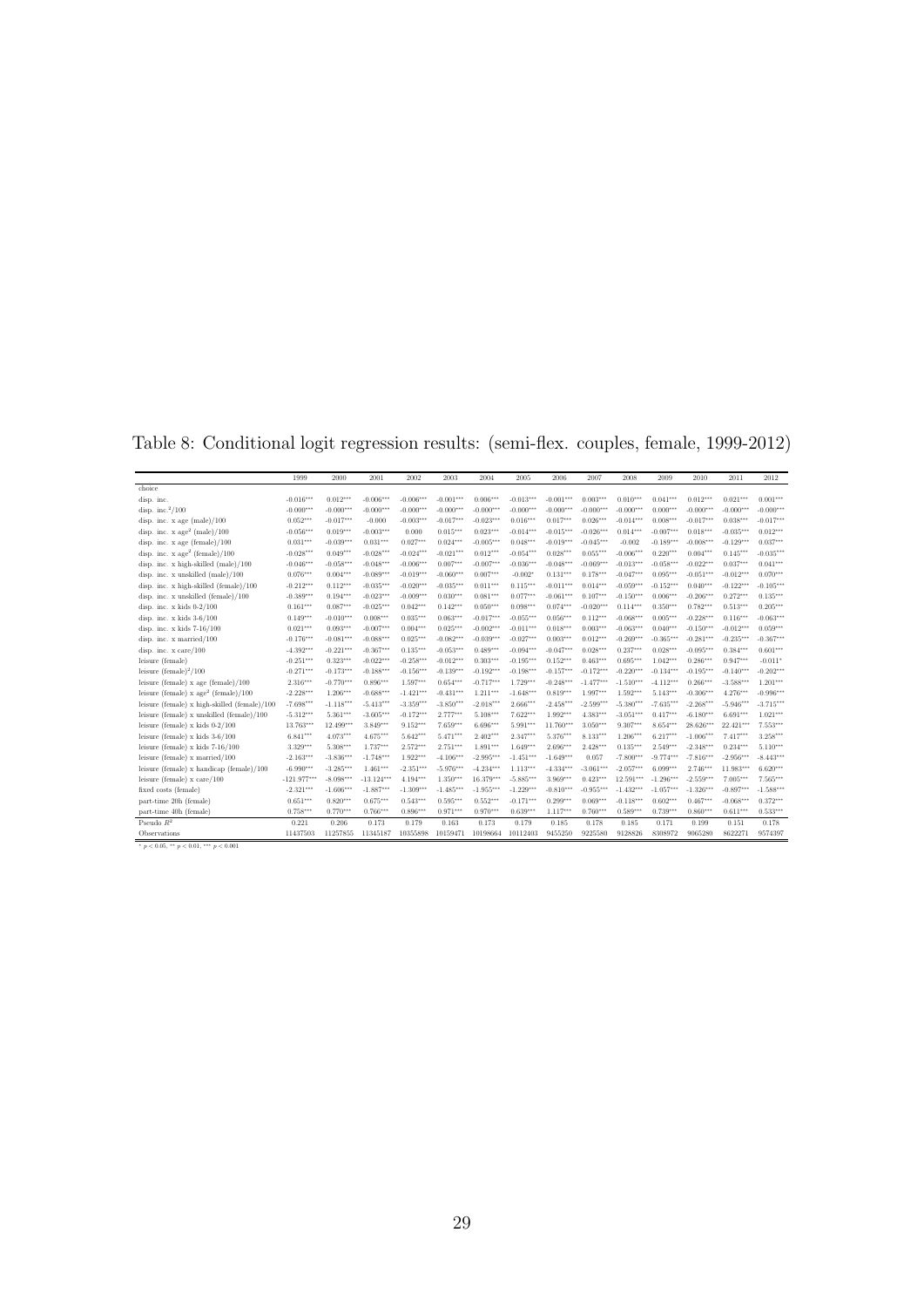Table 8: Conditional logit regression results: (semi-flex. couples, female, 1999-2012)

| | 1999 | 2000 | 2001 | 2002 | 2003 | 2004 | 2005 | 2006 | 2007 | 2008 | 2009 | 2010 | 2011 | 2012 |
|---|---|---|---|---|---|---|---|---|---|---|---|---|---|---|
| choice | | | | | | | | | | | | | | |
| disp. inc. | -0.016*** | 0.012*** | -0.006*** | -0.006*** | -0.001*** | 0.006*** | -0.013*** | -0.001*** | 0.003*** | 0.010*** | 0.041*** | 0.012*** | 0.021*** | 0.001*** |
| disp. inc.$^2$/100 | -0.000*** | -0.000*** | -0.000*** | -0.000*** | -0.000*** | -0.000*** | -0.000*** | -0.000*** | -0.000*** | -0.000*** | 0.000*** | -0.000*** | -0.000*** | -0.000*** |
| disp. inc. x age (male)/100 | 0.052*** | -0.017*** | -0.000 | -0.003*** | -0.017*** | -0.023*** | 0.016*** | 0.017*** | 0.026*** | -0.014*** | 0.008*** | -0.017*** | 0.038*** | -0.017*** |
| disp. inc. x age$^2$ (male)/100 | -0.056*** | 0.019*** | -0.003*** | 0.000 | 0.015*** | 0.023*** | -0.014*** | -0.015*** | -0.026*** | 0.014*** | -0.007*** | 0.018*** | -0.035*** | 0.012*** |
| disp. inc. x age (female)/100 | 0.031*** | -0.039*** | 0.031*** | 0.027*** | 0.024*** | -0.005*** | 0.048*** | -0.019*** | -0.045*** | -0.002 | -0.189*** | -0.008*** | -0.129*** | 0.037*** |
| disp. inc. x age$^2$ (female)/100 | -0.028*** | 0.049*** | -0.028*** | -0.024*** | -0.021*** | 0.012*** | -0.054*** | 0.028*** | 0.055*** | -0.006*** | 0.220*** | 0.004*** | 0.145*** | -0.035*** |
| disp. inc. x high-skilled (male)/100 | -0.046*** | -0.058*** | -0.048*** | -0.006*** | 0.007*** | -0.007*** | -0.036*** | -0.048*** | -0.069*** | -0.013*** | -0.058*** | -0.022*** | 0.037*** | 0.041*** |
| disp. inc. x unskilled (male)/100 | 0.076*** | 0.004*** | -0.089*** | -0.019*** | -0.060*** | 0.007*** | -0.002* | 0.131*** | 0.178*** | -0.047*** | 0.095*** | -0.051*** | -0.012*** | 0.070*** |
| disp. inc. x high-skilled (female)/100 | -0.212*** | 0.112*** | -0.035*** | -0.020*** | -0.035*** | 0.011*** | 0.115*** | -0.011*** | 0.014*** | -0.059*** | -0.152*** | 0.040*** | -0.122*** | -0.105*** |
| disp. inc. x unskilled (female)/100 | -0.389*** | 0.194*** | -0.023*** | -0.009*** | 0.030*** | 0.081*** | 0.077*** | -0.061*** | 0.107*** | -0.150*** | 0.006*** | -0.206*** | 0.272*** | 0.135*** |
| disp. inc. x kids 0-2/100 | 0.161*** | 0.087*** | -0.025*** | 0.042*** | 0.142*** | 0.050*** | 0.098*** | 0.074*** | -0.020*** | 0.114*** | 0.350*** | 0.782*** | 0.513*** | 0.205*** |
| disp. inc. x kids 3-6/100 | 0.149*** | -0.010*** | 0.008*** | 0.035*** | 0.063*** | -0.017*** | -0.055*** | 0.056*** | 0.112*** | -0.068*** | 0.005*** | -0.228*** | 0.116*** | -0.063*** |
| disp. inc. x kids 7-16/100 | 0.021*** | 0.093*** | -0.007*** | 0.004*** | 0.025*** | -0.002*** | -0.011*** | 0.018*** | 0.003*** | -0.063*** | 0.040*** | -0.150*** | -0.012*** | 0.059*** |
| disp. inc. x married/100 | -0.176*** | -0.081*** | -0.088*** | 0.025*** | -0.082*** | -0.039*** | -0.027*** | 0.003*** | 0.012*** | -0.269*** | -0.365*** | -0.281*** | -0.235*** | -0.367*** |
| disp. inc. x care/100 | -4.392*** | -0.221*** | -0.367*** | 0.135*** | -0.053*** | 0.489*** | -0.094*** | -0.047*** | 0.028*** | 0.237*** | 0.028*** | -0.095*** | 0.384*** | 0.601*** |
| leisure (female) | -0.251*** | 0.323*** | -0.022*** | -0.258*** | -0.012*** | 0.303*** | -0.195*** | 0.152*** | 0.463*** | 0.695*** | 1.042*** | 0.286*** | 0.947*** | -0.011* |
| leisure (female)$^2$/100 | -0.271*** | -0.173*** | -0.188*** | -0.156*** | -0.139*** | -0.192*** | -0.198*** | -0.157*** | -0.172*** | -0.220*** | -0.134*** | -0.195*** | -0.140*** | -0.202*** |
| leisure (female) x age (female)/100 | 2.316*** | -0.770*** | 0.896*** | 1.597*** | 0.654*** | -0.717*** | 1.729*** | -0.248*** | -1.477*** | -1.510*** | -4.112*** | 0.266*** | -3.588*** | 1.201*** |
| leisure (female) x age$^2$ (female)/100 | -2.228*** | 1.206*** | -0.688*** | -1.421*** | -0.431*** | 1.211*** | -1.648*** | 0.819*** | 1.997*** | 1.592*** | 5.143*** | -0.306*** | 4.276*** | -0.996*** |
| leisure (female) x high-skilled (female)/100 | -7.698*** | -1.118*** | -5.413*** | -3.359*** | -3.850*** | -2.018*** | 2.666*** | -2.458*** | -2.599*** | -5.380*** | -7.635*** | -2.268*** | -5.946*** | -3.715*** |
| leisure (female) x unskilled (female)/100 | -5.312*** | 5.361*** | -3.605*** | -0.172*** | 2.777*** | 5.108*** | 7.622*** | 1.992*** | 4.383*** | -3.051*** | 0.417*** | -6.180*** | 6.691*** | 1.021*** |
| leisure (female) x kids 0-2/100 | 13.763*** | 12.499*** | 3.849*** | 9.152*** | 7.659*** | 6.696*** | 5.991*** | 11.760*** | 3.050*** | 9.307*** | 8.654*** | 28.626*** | 22.421*** | 7.553*** |
| leisure (female) x kids 3-6/100 | 6.841*** | 4.073*** | 4.675*** | 5.642*** | 5.471*** | 2.402*** | 2.347*** | 5.376*** | 8.133*** | 1.206*** | 6.217*** | -1.006*** | 7.417*** | 3.258*** |
| leisure (female) x kids 7-16/100 | 3.329*** | 5.308*** | 1.737*** | 2.572*** | 2.751*** | 1.891*** | 1.649*** | 2.696*** | 2.428*** | 0.135*** | 2.549*** | -2.348*** | 0.234*** | 5.110*** |
| leisure (female) x married/100 | -2.163*** | -3.836*** | -1.748*** | 1.922*** | -4.106*** | -2.995*** | -1.451*** | -1.649*** | 0.057 | -7.800*** | -9.774*** | -7.816*** | -2.956*** | -8.443*** |
| leisure (female) x handicap (female)/100 | -6.990*** | -3.285*** | 1.461*** | -2.351*** | -5.976*** | -4.234*** | 1.113*** | -4.334*** | -3.061*** | -2.057*** | 6.099*** | 2.746*** | 11.983*** | 6.620*** |
| leisure (female) x care/100 | -121.977*** | -8.098*** | -13.124*** | 4.194*** | 1.350*** | 16.379*** | -5.885*** | 3.969*** | 0.423*** | 12.591*** | -1.296*** | -2.559*** | 7.005*** | 7.565*** |
| fixed costs (female) | -2.321*** | -1.606*** | -1.887*** | -1.309*** | -1.485*** | -1.955*** | -1.229*** | -0.810*** | -0.955*** | -1.432*** | -1.057*** | -1.326*** | -0.897*** | -1.588*** |
| part-time 20h (female) | 0.651*** | 0.820*** | 0.675*** | 0.543*** | 0.595*** | 0.552*** | -0.171*** | 0.299*** | 0.069*** | -0.118*** | 0.602*** | 0.467*** | -0.068*** | 0.372*** |
| part-time 40h (female) | 0.758*** | 0.770*** | 0.766*** | 0.896*** | 0.971*** | 0.970*** | 0.639*** | 1.117*** | 0.760*** | 0.589*** | 0.739*** | 0.860*** | 0.611*** | 0.533*** |
| Pseudo $R^2$ | 0.221 | 0.206 | 0.173 | 0.179 | 0.163 | 0.173 | 0.179 | 0.185 | 0.178 | 0.185 | 0.171 | 0.199 | 0.151 | 0.178 |
| Observations | 11437503 | 11257855 | 11345187 | 10355898 | 10159471 | 10198664 | 10112403 | 9455250 | 9225580 | 9128826 | 8308972 | 9065280 | 8622271 | 9574397 |

\* $p < 0.05$, \*\* $p < 0.01$, \*\*\* $p < 0.001$